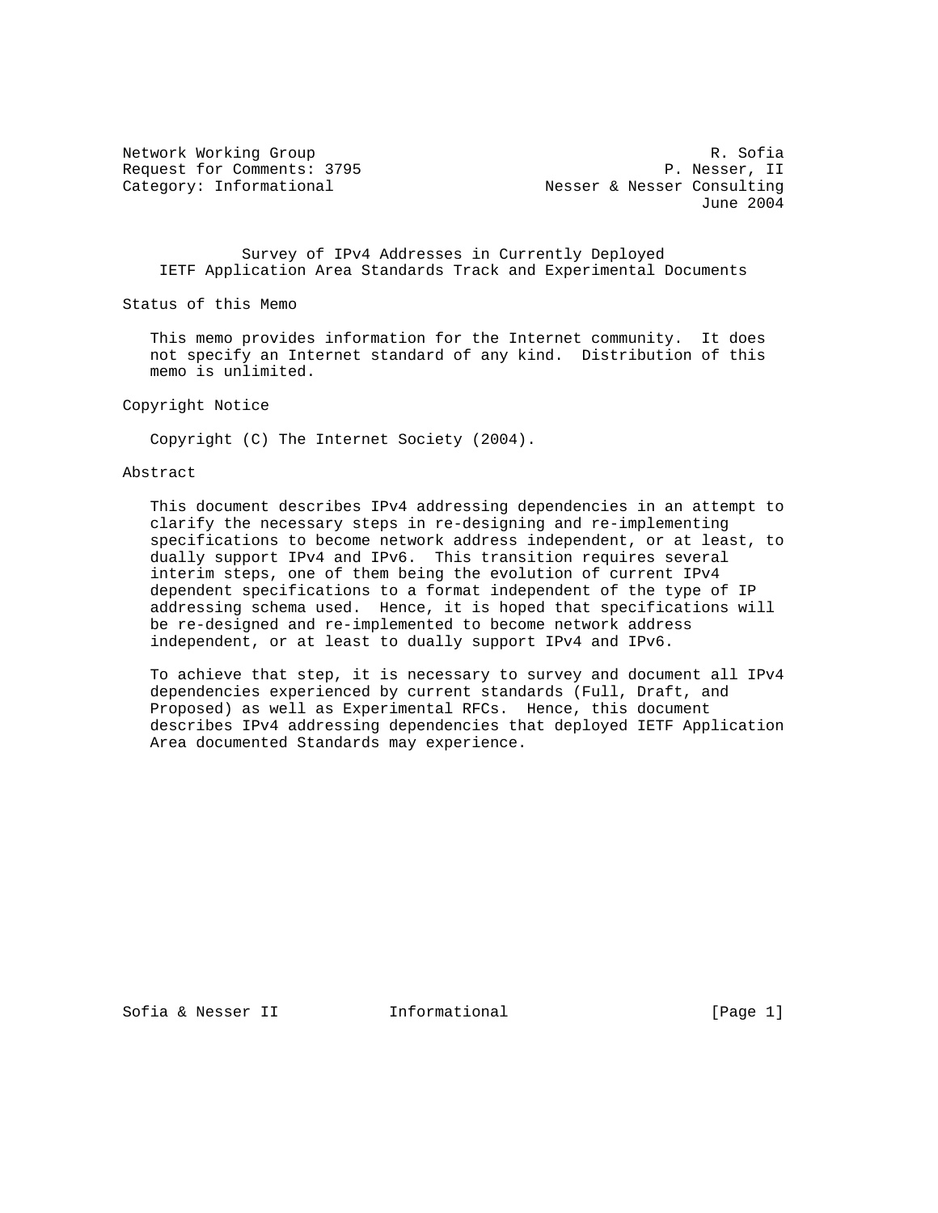Network Working Group R. Sofia
Request for Comments: 3795 P. Nesser, II
Category: Informational Nesser & Nesser Consulting
June 2004

# Survey of IPv4 Addresses in Currently Deployed IETF Application Area Standards Track and Experimental Documents

## Status of this Memo

This memo provides information for the Internet community. It does not specify an Internet standard of any kind. Distribution of this memo is unlimited.

## Copyright Notice

Copyright (C) The Internet Society (2004).

## Abstract

This document describes IPv4 addressing dependencies in an attempt to clarify the necessary steps in re-designing and re-implementing specifications to become network address independent, or at least, to dually support IPv4 and IPv6. This transition requires several interim steps, one of them being the evolution of current IPv4 dependent specifications to a format independent of the type of IP addressing schema used. Hence, it is hoped that specifications will be re-designed and re-implemented to become network address independent, or at least to dually support IPv4 and IPv6.

To achieve that step, it is necessary to survey and document all IPv4 dependencies experienced by current standards (Full, Draft, and Proposed) as well as Experimental RFCs. Hence, this document describes IPv4 addressing dependencies that deployed IETF Application Area documented Standards may experience.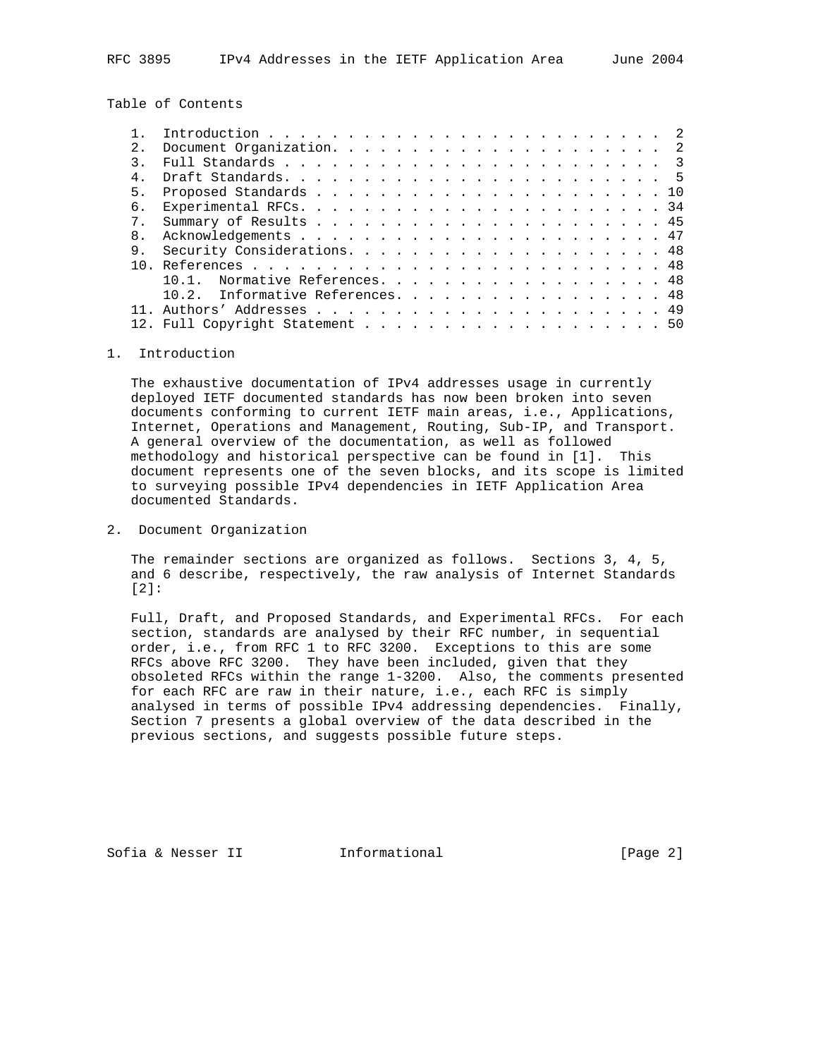Table of Contents

1. Introduction . . . . . . . . . . . . . . . . . . . . . . . . . . 2
2. Document Organization. . . . . . . . . . . . . . . . . . . . . . 2
3. Full Standards . . . . . . . . . . . . . . . . . . . . . . . . . 3
4. Draft Standards. . . . . . . . . . . . . . . . . . . . . . . . . 5
5. Proposed Standards . . . . . . . . . . . . . . . . . . . . . . . 10
6. Experimental RFCs. . . . . . . . . . . . . . . . . . . . . . . . 34
7. Summary of Results . . . . . . . . . . . . . . . . . . . . . . . 45
8. Acknowledgements . . . . . . . . . . . . . . . . . . . . . . . . 47
9. Security Considerations. . . . . . . . . . . . . . . . . . . . . 48
10. References . . . . . . . . . . . . . . . . . . . . . . . . . . . 48
    10.1. Normative References. . . . . . . . . . . . . . . . . . . 48
    10.2. Informative References. . . . . . . . . . . . . . . . . . 48
11. Authors' Addresses . . . . . . . . . . . . . . . . . . . . . . . 49
12. Full Copyright Statement . . . . . . . . . . . . . . . . . . . . 50

## 1. Introduction

The exhaustive documentation of IPv4 addresses usage in currently deployed IETF documented standards has now been broken into seven documents conforming to current IETF main areas, i.e., Applications, Internet, Operations and Management, Routing, Sub-IP, and Transport. A general overview of the documentation, as well as followed methodology and historical perspective can be found in [1]. This document represents one of the seven blocks, and its scope is limited to surveying possible IPv4 dependencies in IETF Application Area documented Standards.

## 2. Document Organization

The remainder sections are organized as follows. Sections 3, 4, 5, and 6 describe, respectively, the raw analysis of Internet Standards [2]:

Full, Draft, and Proposed Standards, and Experimental RFCs. For each section, standards are analysed by their RFC number, in sequential order, i.e., from RFC 1 to RFC 3200. Exceptions to this are some RFCs above RFC 3200. They have been included, given that they obsoleted RFCs within the range 1-3200. Also, the comments presented for each RFC are raw in their nature, i.e., each RFC is simply analysed in terms of possible IPv4 addressing dependencies. Finally, Section 7 presents a global overview of the data described in the previous sections, and suggests possible future steps.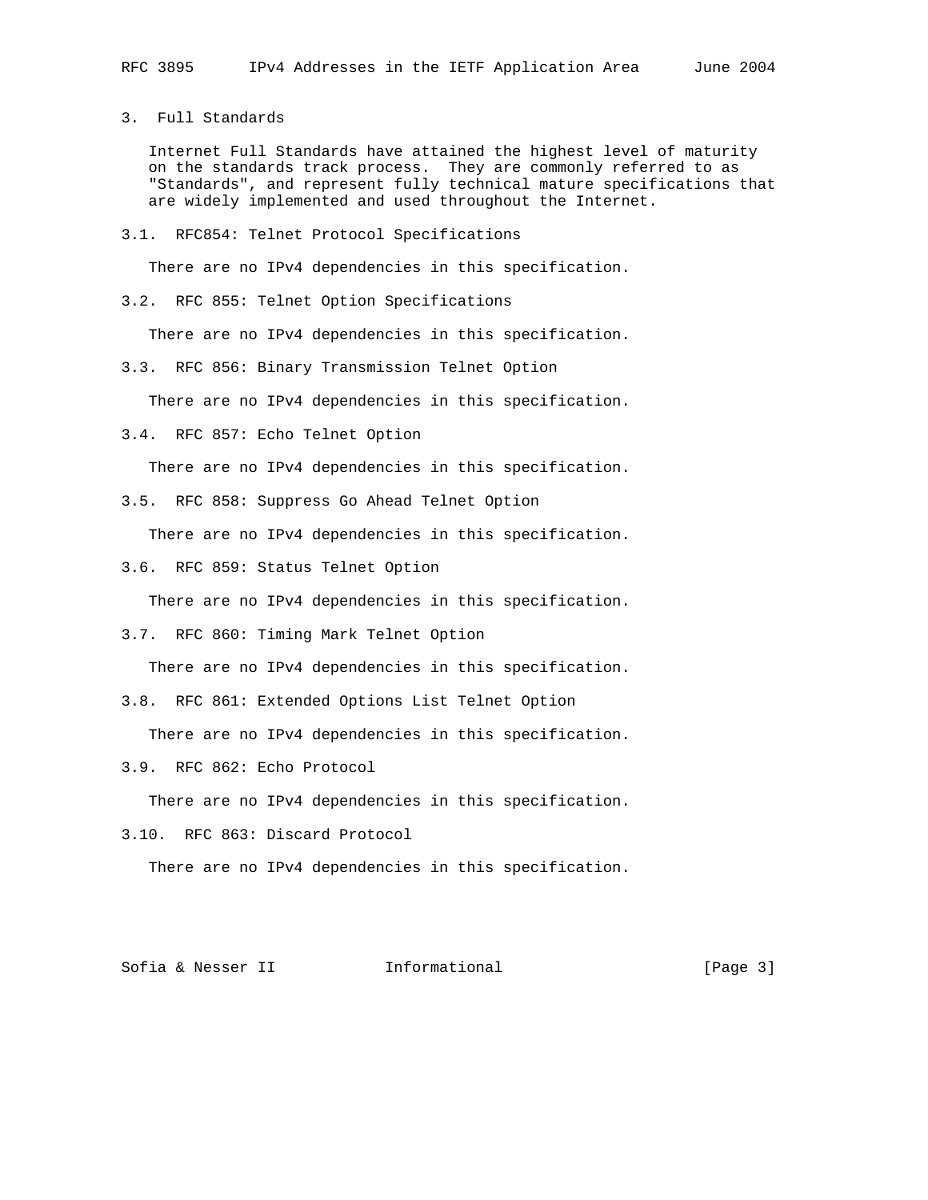## 3. Full Standards

Internet Full Standards have attained the highest level of maturity on the standards track process. They are commonly referred to as "Standards", and represent fully technical mature specifications that are widely implemented and used throughout the Internet.

### 3.1. RFC854: Telnet Protocol Specifications

There are no IPv4 dependencies in this specification.

### 3.2. RFC 855: Telnet Option Specifications

There are no IPv4 dependencies in this specification.

### 3.3. RFC 856: Binary Transmission Telnet Option

There are no IPv4 dependencies in this specification.

### 3.4. RFC 857: Echo Telnet Option

There are no IPv4 dependencies in this specification.

### 3.5. RFC 858: Suppress Go Ahead Telnet Option

There are no IPv4 dependencies in this specification.

### 3.6. RFC 859: Status Telnet Option

There are no IPv4 dependencies in this specification.

### 3.7. RFC 860: Timing Mark Telnet Option

There are no IPv4 dependencies in this specification.

### 3.8. RFC 861: Extended Options List Telnet Option

There are no IPv4 dependencies in this specification.

### 3.9. RFC 862: Echo Protocol

There are no IPv4 dependencies in this specification.

### 3.10. RFC 863: Discard Protocol

There are no IPv4 dependencies in this specification.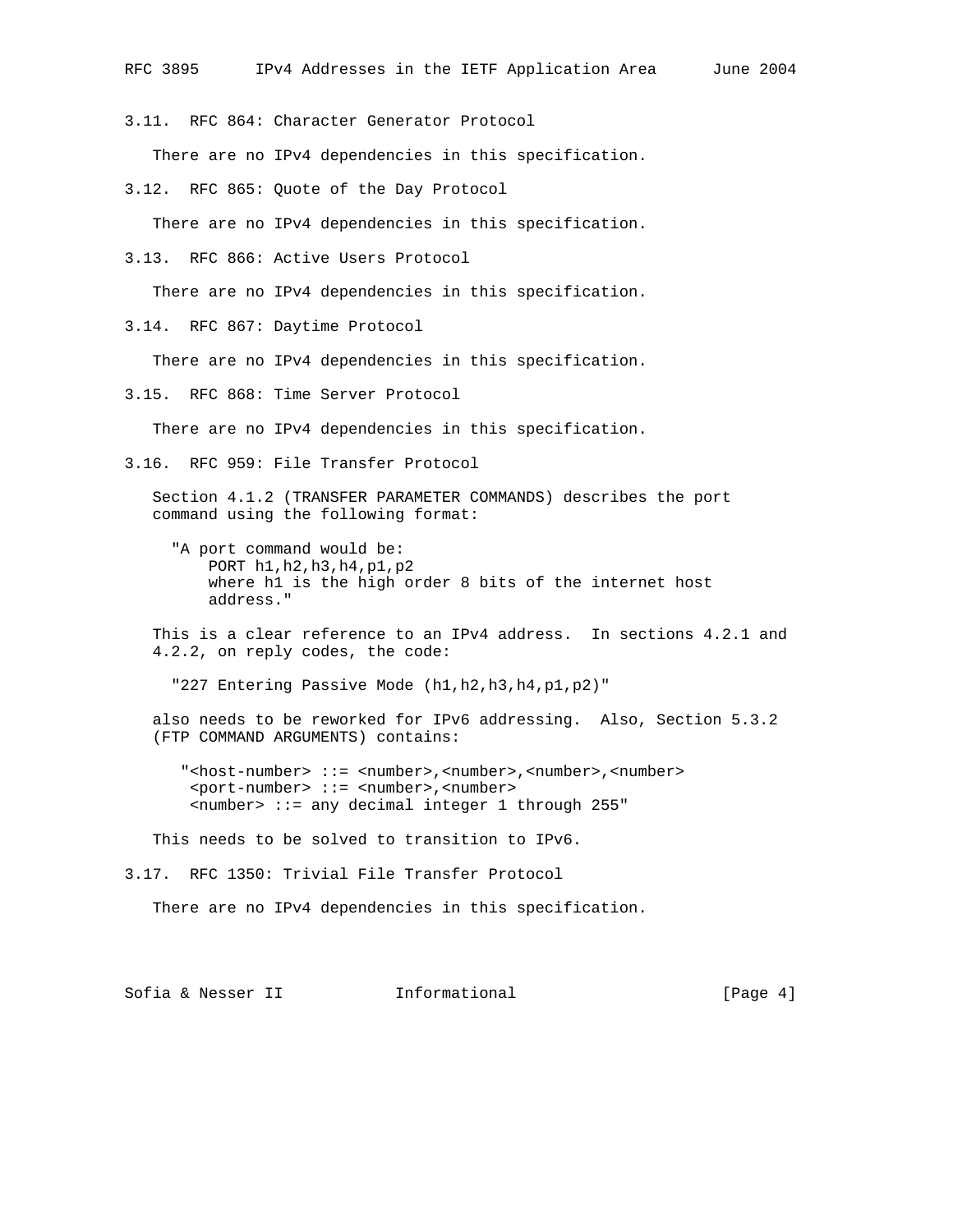### 3.11. RFC 864: Character Generator Protocol

There are no IPv4 dependencies in this specification.

### 3.12. RFC 865: Quote of the Day Protocol

There are no IPv4 dependencies in this specification.

### 3.13. RFC 866: Active Users Protocol

There are no IPv4 dependencies in this specification.

### 3.14. RFC 867: Daytime Protocol

There are no IPv4 dependencies in this specification.

### 3.15. RFC 868: Time Server Protocol

There are no IPv4 dependencies in this specification.

### 3.16. RFC 959: File Transfer Protocol

Section 4.1.2 (TRANSFER PARAMETER COMMANDS) describes the port command using the following format:

```
"A port command would be:
    PORT h1,h2,h3,h4,p1,p2
    where h1 is the high order 8 bits of the internet host
    address."
```

This is a clear reference to an IPv4 address. In sections 4.2.1 and 4.2.2, on reply codes, the code:

```
"227 Entering Passive Mode (h1,h2,h3,h4,p1,p2)"
```

also needs to be reworked for IPv6 addressing. Also, Section 5.3.2 (FTP COMMAND ARGUMENTS) contains:

```
"<host-number> ::= <number>,<number>,<number>,<number>
 <port-number> ::= <number>,<number>
 <number> ::= any decimal integer 1 through 255"
```

This needs to be solved to transition to IPv6.

### 3.17. RFC 1350: Trivial File Transfer Protocol

There are no IPv4 dependencies in this specification.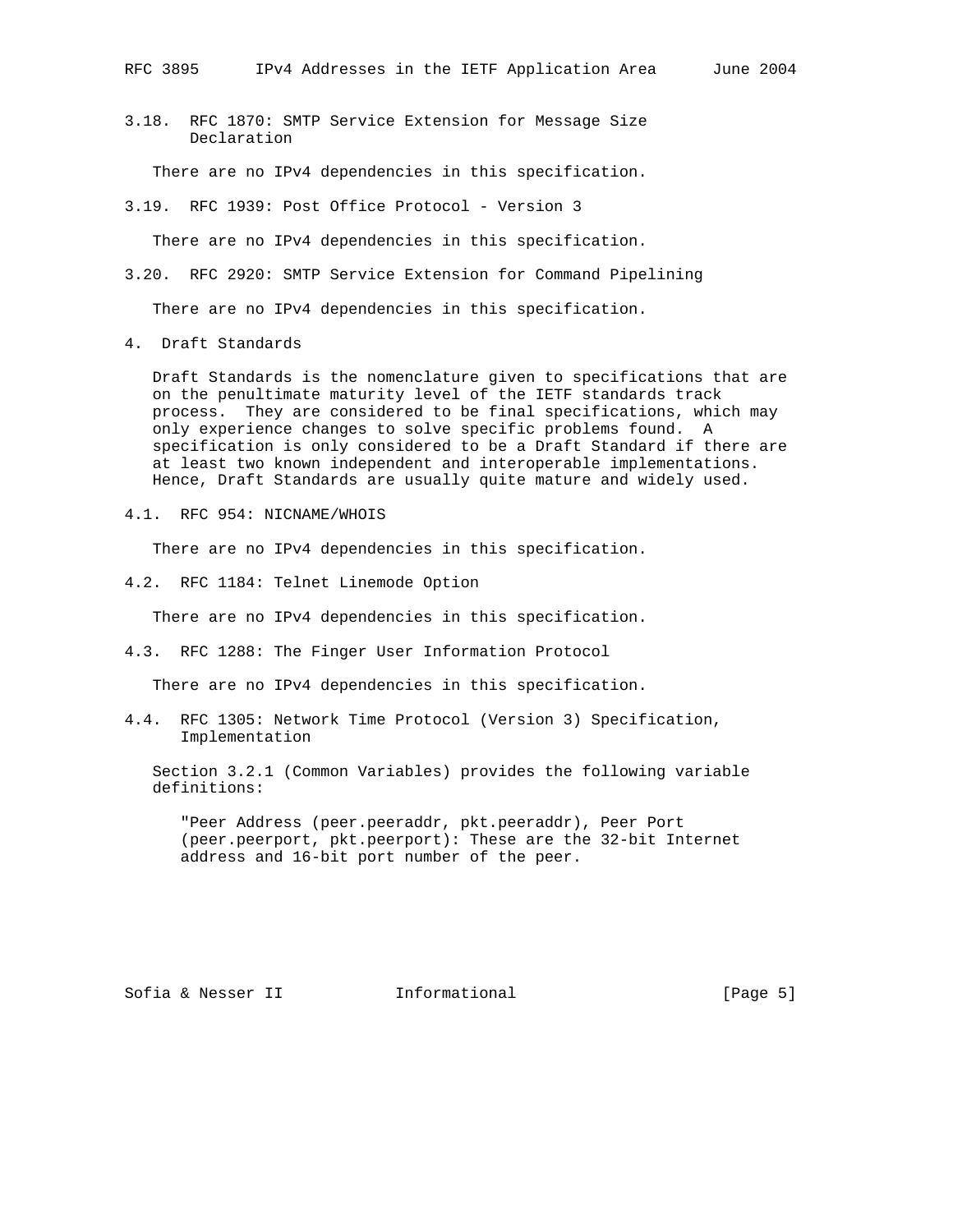### 3.18. RFC 1870: SMTP Service Extension for Message Size Declaration

There are no IPv4 dependencies in this specification.

### 3.19. RFC 1939: Post Office Protocol - Version 3

There are no IPv4 dependencies in this specification.

### 3.20. RFC 2920: SMTP Service Extension for Command Pipelining

There are no IPv4 dependencies in this specification.

## 4. Draft Standards

Draft Standards is the nomenclature given to specifications that are on the penultimate maturity level of the IETF standards track process. They are considered to be final specifications, which may only experience changes to solve specific problems found. A specification is only considered to be a Draft Standard if there are at least two known independent and interoperable implementations. Hence, Draft Standards are usually quite mature and widely used.

### 4.1. RFC 954: NICNAME/WHOIS

There are no IPv4 dependencies in this specification.

### 4.2. RFC 1184: Telnet Linemode Option

There are no IPv4 dependencies in this specification.

### 4.3. RFC 1288: The Finger User Information Protocol

There are no IPv4 dependencies in this specification.

### 4.4. RFC 1305: Network Time Protocol (Version 3) Specification, Implementation

Section 3.2.1 (Common Variables) provides the following variable definitions:

> "Peer Address (peer.peeraddr, pkt.peeraddr), Peer Port (peer.peerport, pkt.peerport): These are the 32-bit Internet address and 16-bit port number of the peer.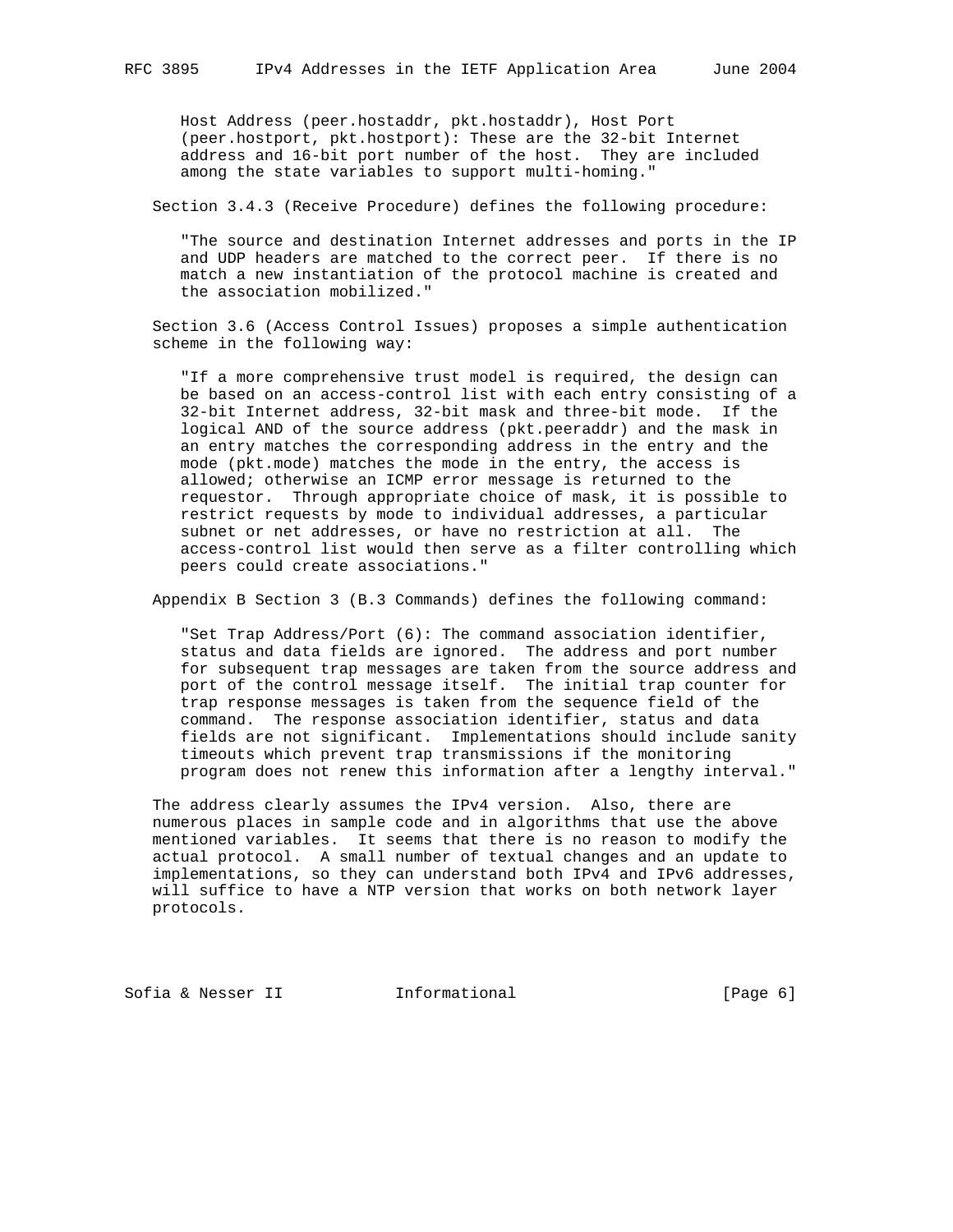Host Address (peer.hostaddr, pkt.hostaddr), Host Port (peer.hostport, pkt.hostport): These are the 32-bit Internet address and 16-bit port number of the host. They are included among the state variables to support multi-homing."

Section 3.4.3 (Receive Procedure) defines the following procedure:

"The source and destination Internet addresses and ports in the IP and UDP headers are matched to the correct peer. If there is no match a new instantiation of the protocol machine is created and the association mobilized."

Section 3.6 (Access Control Issues) proposes a simple authentication scheme in the following way:

"If a more comprehensive trust model is required, the design can be based on an access-control list with each entry consisting of a 32-bit Internet address, 32-bit mask and three-bit mode. If the logical AND of the source address (pkt.peeraddr) and the mask in an entry matches the corresponding address in the entry and the mode (pkt.mode) matches the mode in the entry, the access is allowed; otherwise an ICMP error message is returned to the requestor. Through appropriate choice of mask, it is possible to restrict requests by mode to individual addresses, a particular subnet or net addresses, or have no restriction at all. The access-control list would then serve as a filter controlling which peers could create associations."

Appendix B Section 3 (B.3 Commands) defines the following command:

"Set Trap Address/Port (6): The command association identifier, status and data fields are ignored. The address and port number for subsequent trap messages are taken from the source address and port of the control message itself. The initial trap counter for trap response messages is taken from the sequence field of the command. The response association identifier, status and data fields are not significant. Implementations should include sanity timeouts which prevent trap transmissions if the monitoring program does not renew this information after a lengthy interval."

The address clearly assumes the IPv4 version. Also, there are numerous places in sample code and in algorithms that use the above mentioned variables. It seems that there is no reason to modify the actual protocol. A small number of textual changes and an update to implementations, so they can understand both IPv4 and IPv6 addresses, will suffice to have a NTP version that works on both network layer protocols.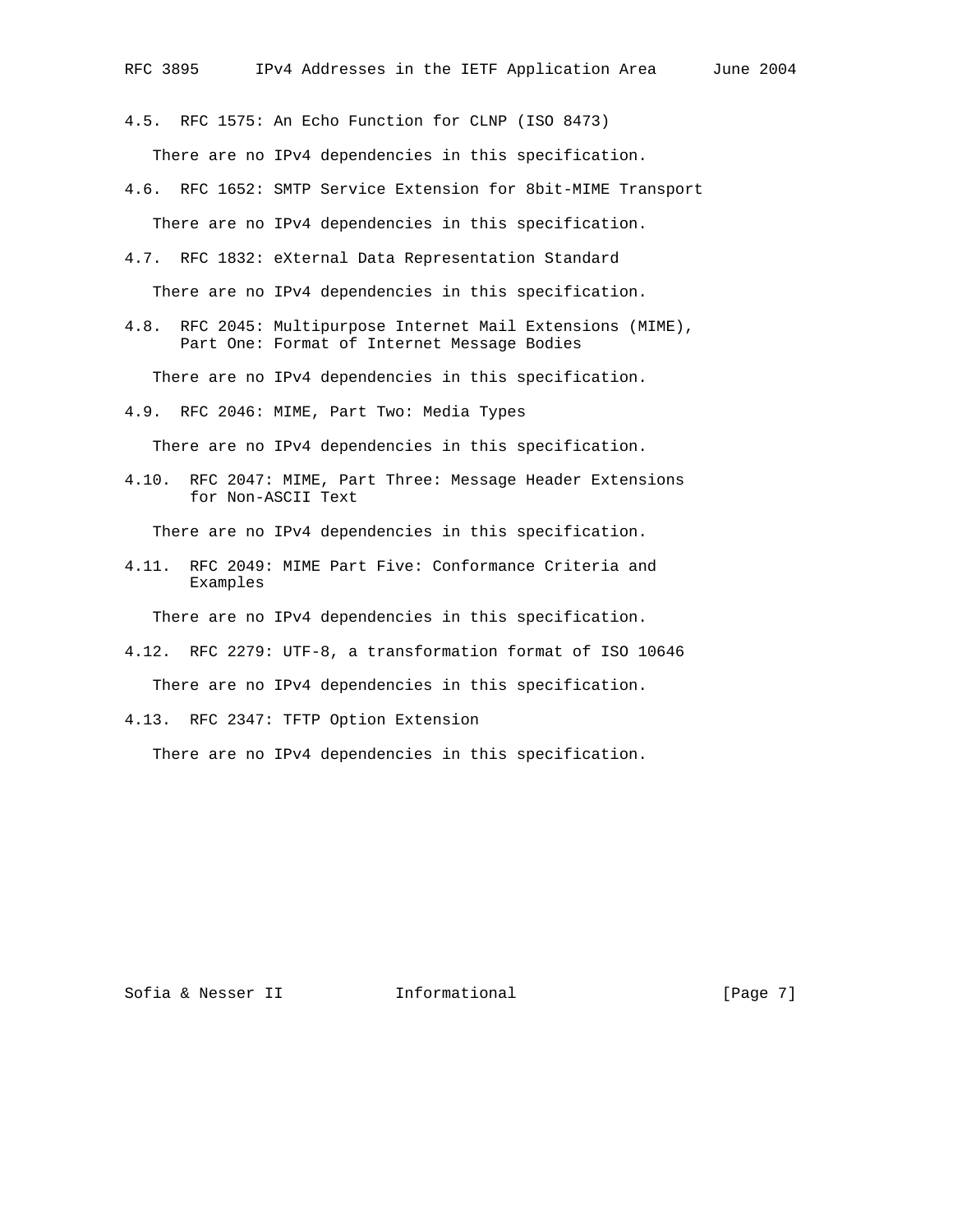### 4.5. RFC 1575: An Echo Function for CLNP (ISO 8473)

There are no IPv4 dependencies in this specification.

### 4.6. RFC 1652: SMTP Service Extension for 8bit-MIME Transport

There are no IPv4 dependencies in this specification.

### 4.7. RFC 1832: eXternal Data Representation Standard

There are no IPv4 dependencies in this specification.

### 4.8. RFC 2045: Multipurpose Internet Mail Extensions (MIME), Part One: Format of Internet Message Bodies

There are no IPv4 dependencies in this specification.

### 4.9. RFC 2046: MIME, Part Two: Media Types

There are no IPv4 dependencies in this specification.

### 4.10. RFC 2047: MIME, Part Three: Message Header Extensions for Non-ASCII Text

There are no IPv4 dependencies in this specification.

### 4.11. RFC 2049: MIME Part Five: Conformance Criteria and Examples

There are no IPv4 dependencies in this specification.

### 4.12. RFC 2279: UTF-8, a transformation format of ISO 10646

There are no IPv4 dependencies in this specification.

### 4.13. RFC 2347: TFTP Option Extension

There are no IPv4 dependencies in this specification.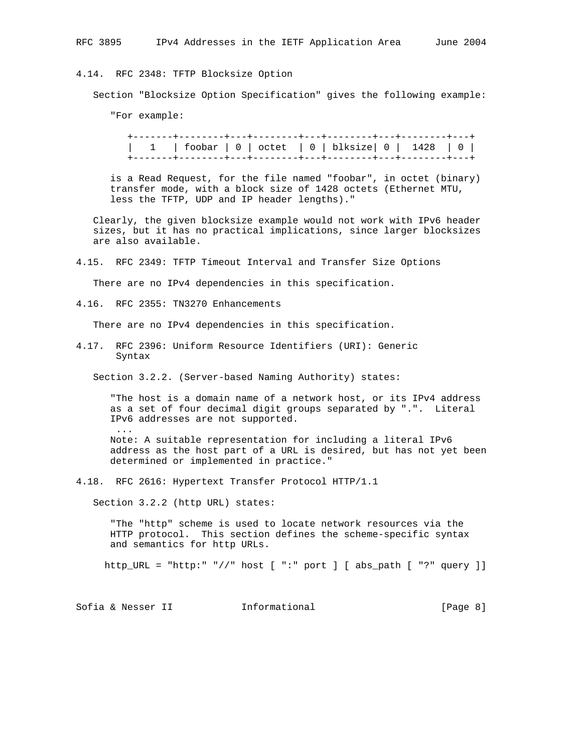### 4.14. RFC 2348: TFTP Blocksize Option

Section "Blocksize Option Specification" gives the following example:

"For example:

```
+-------+--------+---+--------+---+--------+---+--------+---+
|   1   | foobar | 0 | octet  | 0 | blksize| 0 |  1428  | 0 |
+-------+--------+---+--------+---+--------+---+--------+---+
```

is a Read Request, for the file named "foobar", in octet (binary) transfer mode, with a block size of 1428 octets (Ethernet MTU, less the TFTP, UDP and IP header lengths)."

Clearly, the given blocksize example would not work with IPv6 header sizes, but it has no practical implications, since larger blocksizes are also available.

### 4.15. RFC 2349: TFTP Timeout Interval and Transfer Size Options

There are no IPv4 dependencies in this specification.

### 4.16. RFC 2355: TN3270 Enhancements

There are no IPv4 dependencies in this specification.

### 4.17. RFC 2396: Uniform Resource Identifiers (URI): Generic Syntax

Section 3.2.2. (Server-based Naming Authority) states:

"The host is a domain name of a network host, or its IPv4 address as a set of four decimal digit groups separated by ".". Literal IPv6 addresses are not supported.
...
Note: A suitable representation for including a literal IPv6 address as the host part of a URL is desired, but has not yet been determined or implemented in practice."

### 4.18. RFC 2616: Hypertext Transfer Protocol HTTP/1.1

Section 3.2.2 (http URL) states:

"The "http" scheme is used to locate network resources via the HTTP protocol. This section defines the scheme-specific syntax and semantics for http URLs.

```
http_URL = "http:" "//" host [ ":" port ] [ abs_path [ "?" query ]]
```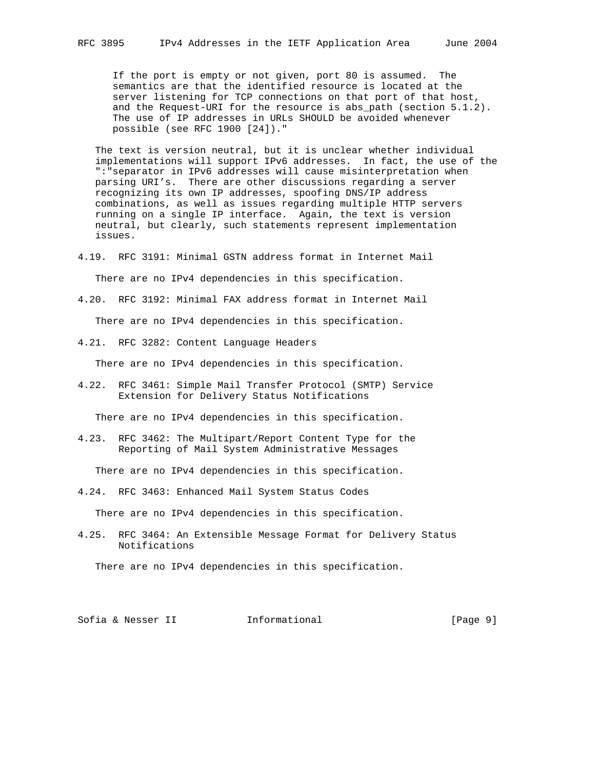If the port is empty or not given, port 80 is assumed. The semantics are that the identified resource is located at the server listening for TCP connections on that port of that host, and the Request-URI for the resource is abs_path (section 5.1.2). The use of IP addresses in URLs SHOULD be avoided whenever possible (see RFC 1900 [24])."

The text is version neutral, but it is unclear whether individual implementations will support IPv6 addresses. In fact, the use of the ":"separator in IPv6 addresses will cause misinterpretation when parsing URI's. There are other discussions regarding a server recognizing its own IP addresses, spoofing DNS/IP address combinations, as well as issues regarding multiple HTTP servers running on a single IP interface. Again, the text is version neutral, but clearly, such statements represent implementation issues.

### 4.19. RFC 3191: Minimal GSTN address format in Internet Mail

There are no IPv4 dependencies in this specification.

### 4.20. RFC 3192: Minimal FAX address format in Internet Mail

There are no IPv4 dependencies in this specification.

### 4.21. RFC 3282: Content Language Headers

There are no IPv4 dependencies in this specification.

### 4.22. RFC 3461: Simple Mail Transfer Protocol (SMTP) Service Extension for Delivery Status Notifications

There are no IPv4 dependencies in this specification.

### 4.23. RFC 3462: The Multipart/Report Content Type for the Reporting of Mail System Administrative Messages

There are no IPv4 dependencies in this specification.

### 4.24. RFC 3463: Enhanced Mail System Status Codes

There are no IPv4 dependencies in this specification.

### 4.25. RFC 3464: An Extensible Message Format for Delivery Status Notifications

There are no IPv4 dependencies in this specification.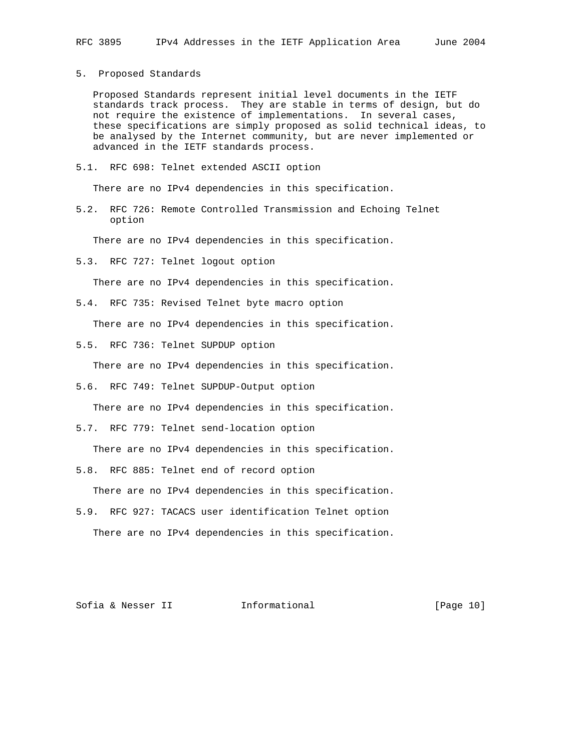## 5. Proposed Standards

Proposed Standards represent initial level documents in the IETF standards track process. They are stable in terms of design, but do not require the existence of implementations. In several cases, these specifications are simply proposed as solid technical ideas, to be analysed by the Internet community, but are never implemented or advanced in the IETF standards process.

### 5.1. RFC 698: Telnet extended ASCII option

There are no IPv4 dependencies in this specification.

### 5.2. RFC 726: Remote Controlled Transmission and Echoing Telnet option

There are no IPv4 dependencies in this specification.

### 5.3. RFC 727: Telnet logout option

There are no IPv4 dependencies in this specification.

### 5.4. RFC 735: Revised Telnet byte macro option

There are no IPv4 dependencies in this specification.

### 5.5. RFC 736: Telnet SUPDUP option

There are no IPv4 dependencies in this specification.

### 5.6. RFC 749: Telnet SUPDUP-Output option

There are no IPv4 dependencies in this specification.

### 5.7. RFC 779: Telnet send-location option

There are no IPv4 dependencies in this specification.

### 5.8. RFC 885: Telnet end of record option

There are no IPv4 dependencies in this specification.

### 5.9. RFC 927: TACACS user identification Telnet option

There are no IPv4 dependencies in this specification.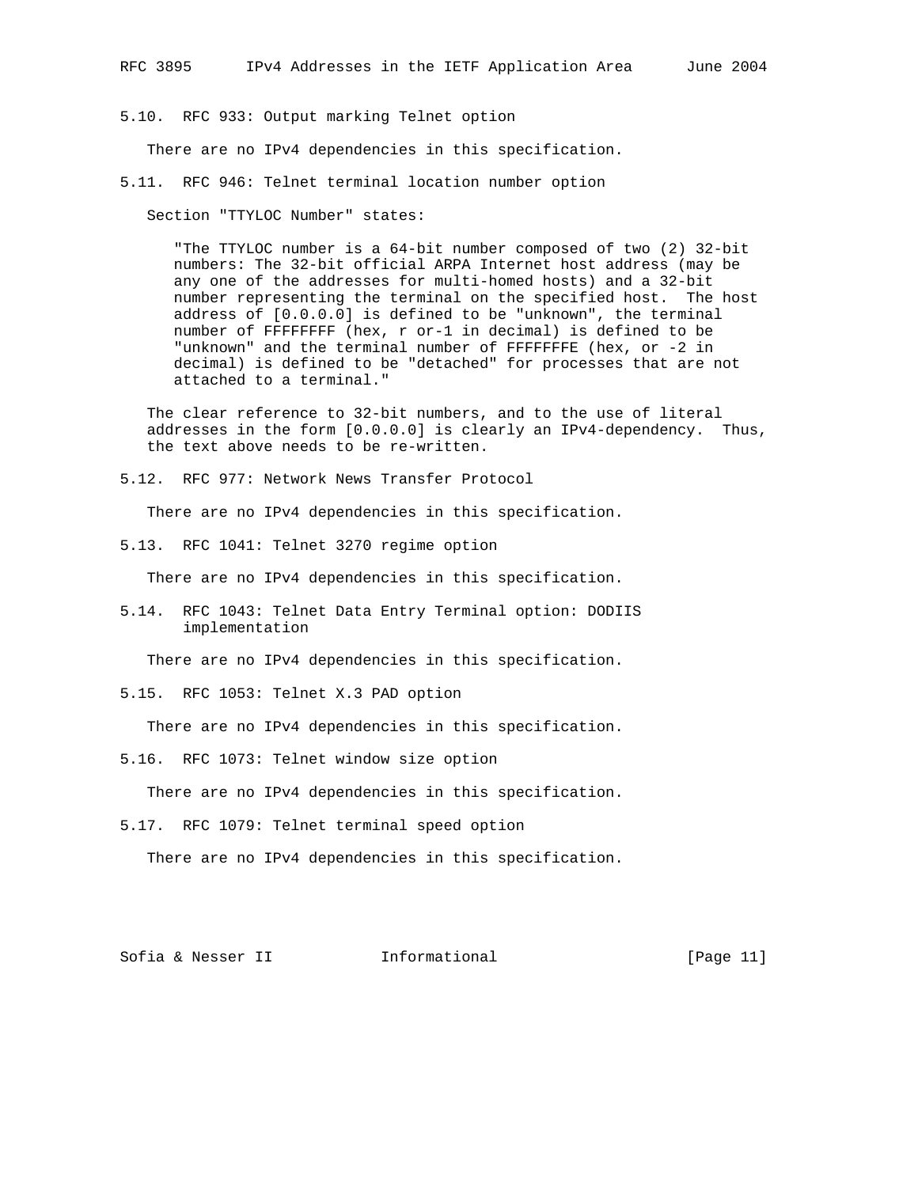### 5.10. RFC 933: Output marking Telnet option

There are no IPv4 dependencies in this specification.

### 5.11. RFC 946: Telnet terminal location number option

Section "TTYLOC Number" states:

> "The TTYLOC number is a 64-bit number composed of two (2) 32-bit numbers: The 32-bit official ARPA Internet host address (may be any one of the addresses for multi-homed hosts) and a 32-bit number representing the terminal on the specified host. The host address of [0.0.0.0] is defined to be "unknown", the terminal number of FFFFFFFF (hex, r or-1 in decimal) is defined to be "unknown" and the terminal number of FFFFFFFE (hex, or -2 in decimal) is defined to be "detached" for processes that are not attached to a terminal."

The clear reference to 32-bit numbers, and to the use of literal addresses in the form [0.0.0.0] is clearly an IPv4-dependency. Thus, the text above needs to be re-written.

### 5.12. RFC 977: Network News Transfer Protocol

There are no IPv4 dependencies in this specification.

### 5.13. RFC 1041: Telnet 3270 regime option

There are no IPv4 dependencies in this specification.

### 5.14. RFC 1043: Telnet Data Entry Terminal option: DODIIS implementation

There are no IPv4 dependencies in this specification.

### 5.15. RFC 1053: Telnet X.3 PAD option

There are no IPv4 dependencies in this specification.

### 5.16. RFC 1073: Telnet window size option

There are no IPv4 dependencies in this specification.

### 5.17. RFC 1079: Telnet terminal speed option

There are no IPv4 dependencies in this specification.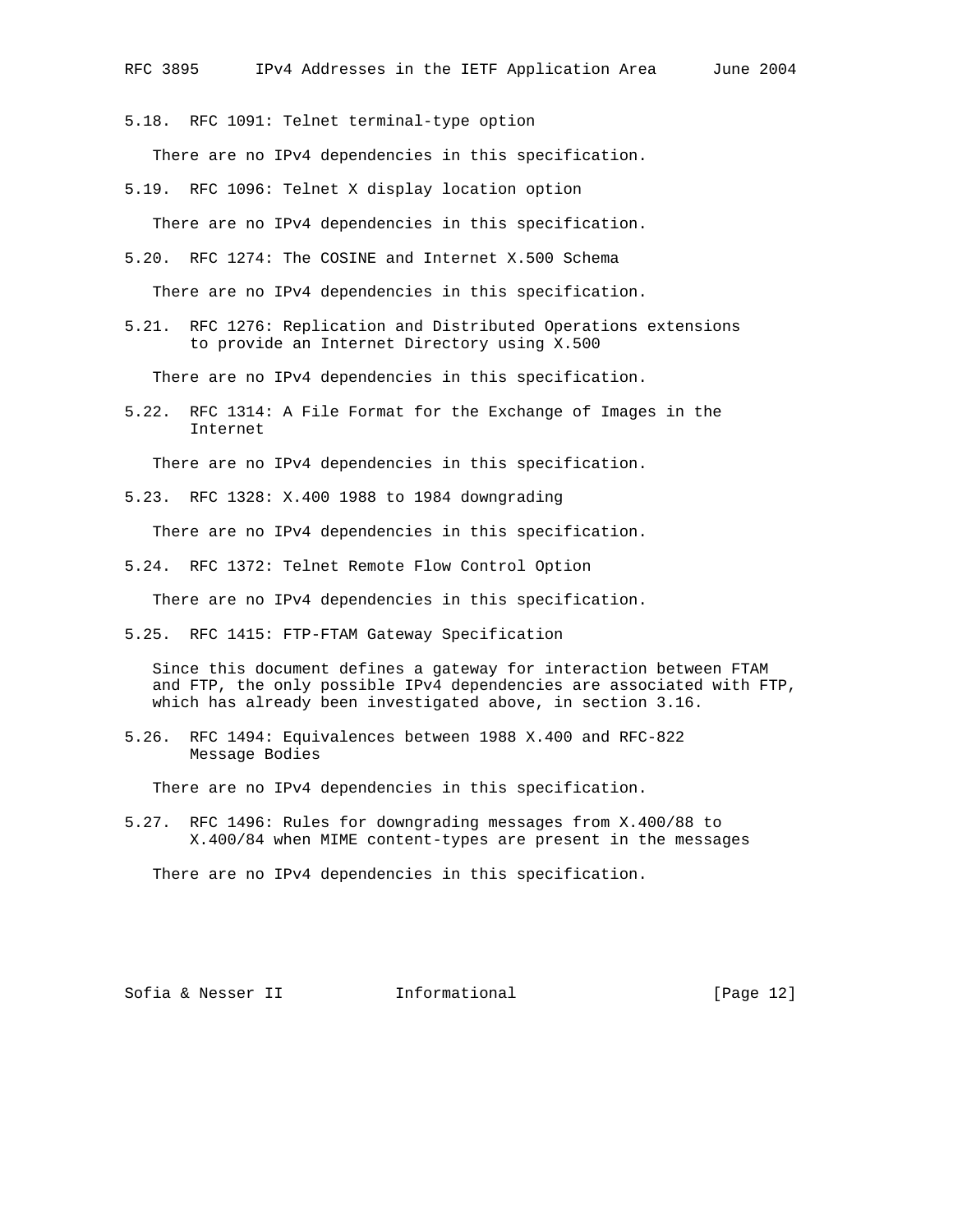### 5.18. RFC 1091: Telnet terminal-type option

There are no IPv4 dependencies in this specification.

### 5.19. RFC 1096: Telnet X display location option

There are no IPv4 dependencies in this specification.

### 5.20. RFC 1274: The COSINE and Internet X.500 Schema

There are no IPv4 dependencies in this specification.

### 5.21. RFC 1276: Replication and Distributed Operations extensions to provide an Internet Directory using X.500

There are no IPv4 dependencies in this specification.

### 5.22. RFC 1314: A File Format for the Exchange of Images in the Internet

There are no IPv4 dependencies in this specification.

### 5.23. RFC 1328: X.400 1988 to 1984 downgrading

There are no IPv4 dependencies in this specification.

### 5.24. RFC 1372: Telnet Remote Flow Control Option

There are no IPv4 dependencies in this specification.

### 5.25. RFC 1415: FTP-FTAM Gateway Specification

Since this document defines a gateway for interaction between FTAM and FTP, the only possible IPv4 dependencies are associated with FTP, which has already been investigated above, in section 3.16.

### 5.26. RFC 1494: Equivalences between 1988 X.400 and RFC-822 Message Bodies

There are no IPv4 dependencies in this specification.

### 5.27. RFC 1496: Rules for downgrading messages from X.400/88 to X.400/84 when MIME content-types are present in the messages

There are no IPv4 dependencies in this specification.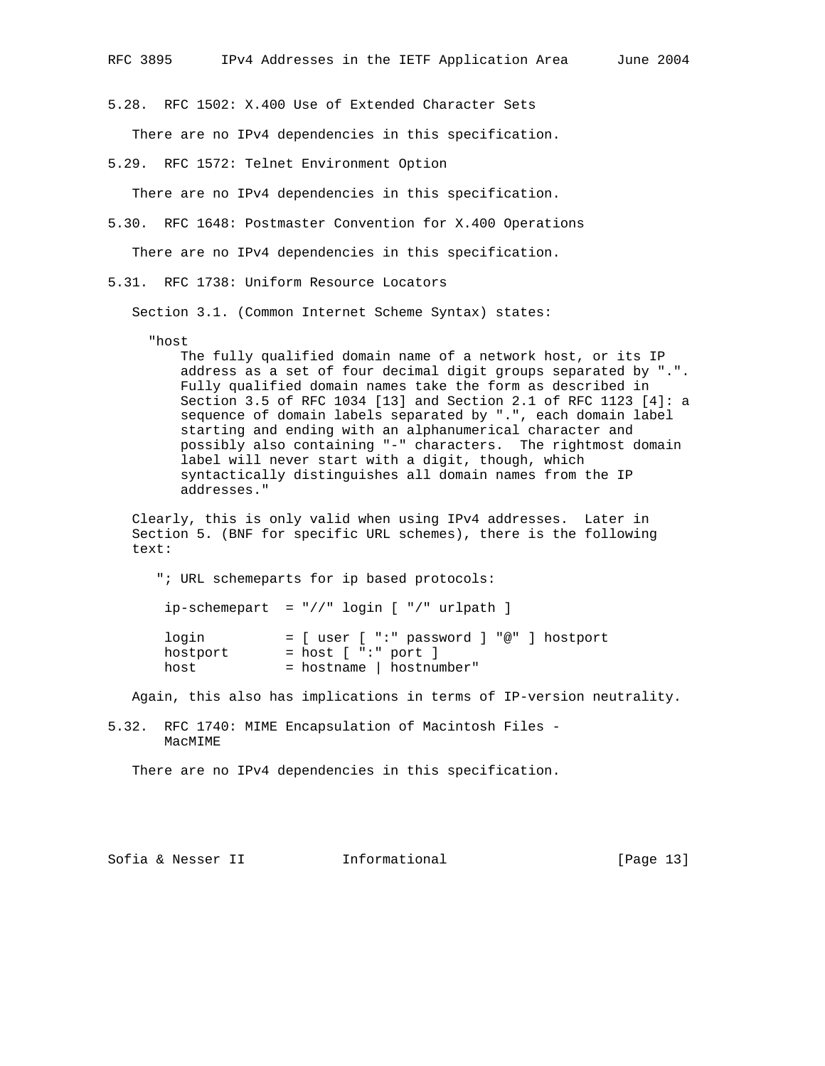### 5.28. RFC 1502: X.400 Use of Extended Character Sets

There are no IPv4 dependencies in this specification.

### 5.29. RFC 1572: Telnet Environment Option

There are no IPv4 dependencies in this specification.

### 5.30. RFC 1648: Postmaster Convention for X.400 Operations

There are no IPv4 dependencies in this specification.

### 5.31. RFC 1738: Uniform Resource Locators

Section 3.1. (Common Internet Scheme Syntax) states:

```
"host
    The fully qualified domain name of a network host, or its IP
    address as a set of four decimal digit groups separated by ".".
    Fully qualified domain names take the form as described in
    Section 3.5 of RFC 1034 [13] and Section 2.1 of RFC 1123 [4]: a
    sequence of domain labels separated by ".", each domain label
    starting and ending with an alphanumerical character and
    possibly also containing "-" characters.  The rightmost domain
    label will never start with a digit, though, which
    syntactically distinguishes all domain names from the IP
    addresses."
```

Clearly, this is only valid when using IPv4 addresses. Later in Section 5. (BNF for specific URL schemes), there is the following text:

```
 "; URL schemeparts for ip based protocols:

  ip-schemepart  = "//" login [ "/" urlpath ]

  login          = [ user [ ":" password ] "@" ] hostport
  hostport       = host [ ":" port ]
  host           = hostname | hostnumber"
```

Again, this also has implications in terms of IP-version neutrality.

### 5.32. RFC 1740: MIME Encapsulation of Macintosh Files - MacMIME

There are no IPv4 dependencies in this specification.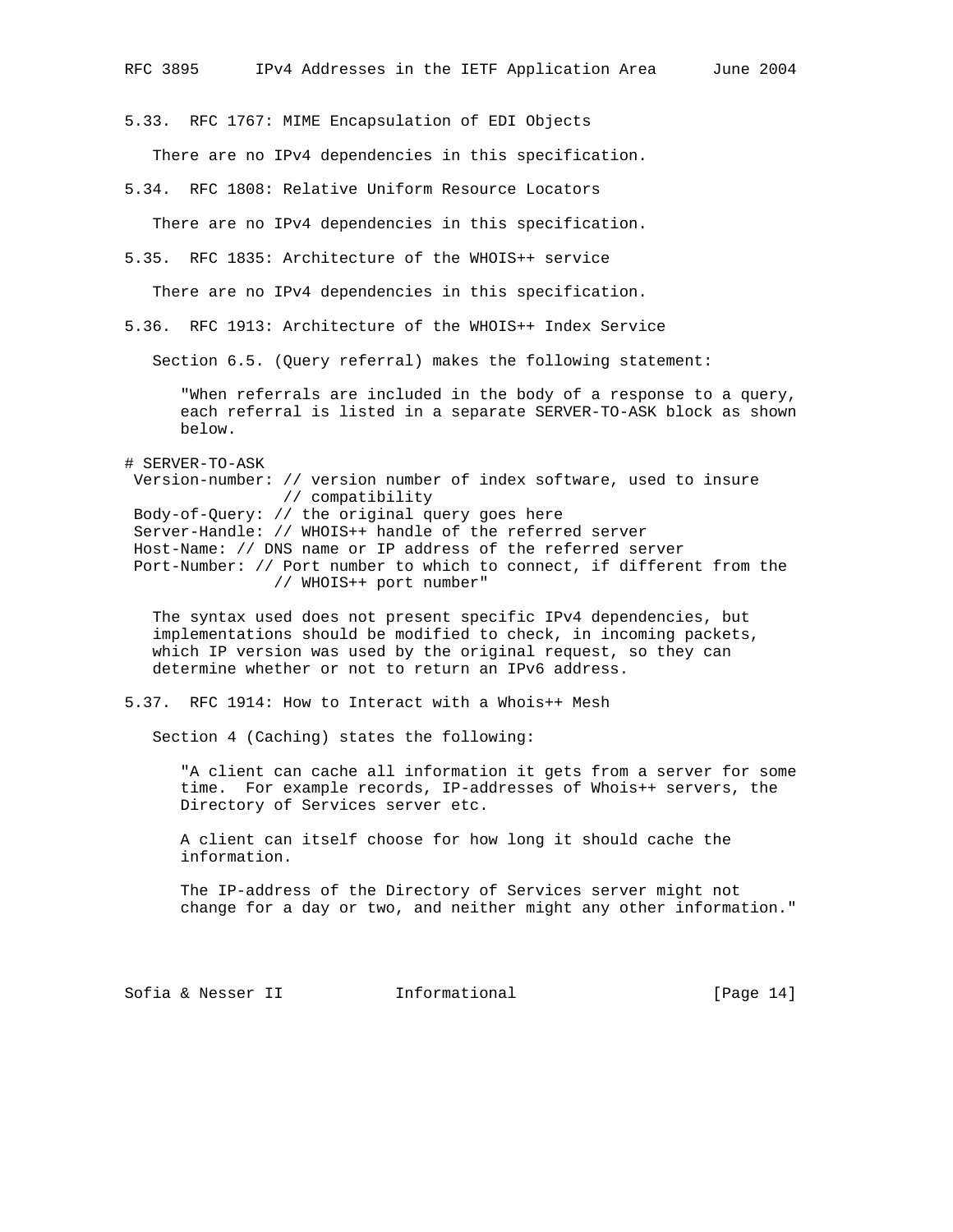### 5.33. RFC 1767: MIME Encapsulation of EDI Objects

There are no IPv4 dependencies in this specification.

### 5.34. RFC 1808: Relative Uniform Resource Locators

There are no IPv4 dependencies in this specification.

### 5.35. RFC 1835: Architecture of the WHOIS++ service

There are no IPv4 dependencies in this specification.

### 5.36. RFC 1913: Architecture of the WHOIS++ Index Service

Section 6.5. (Query referral) makes the following statement:

> "When referrals are included in the body of a response to a query, each referral is listed in a separate SERVER-TO-ASK block as shown below.

```
# SERVER-TO-ASK
 Version-number: // version number of index software, used to insure
                 // compatibility
 Body-of-Query: // the original query goes here
 Server-Handle: // WHOIS++ handle of the referred server
 Host-Name: // DNS name or IP address of the referred server
 Port-Number: // Port number to which to connect, if different from the
                // WHOIS++ port number"
```

The syntax used does not present specific IPv4 dependencies, but implementations should be modified to check, in incoming packets, which IP version was used by the original request, so they can determine whether or not to return an IPv6 address.

### 5.37. RFC 1914: How to Interact with a Whois++ Mesh

Section 4 (Caching) states the following:

> "A client can cache all information it gets from a server for some time. For example records, IP-addresses of Whois++ servers, the Directory of Services server etc.
>
> A client can itself choose for how long it should cache the information.
>
> The IP-address of the Directory of Services server might not change for a day or two, and neither might any other information."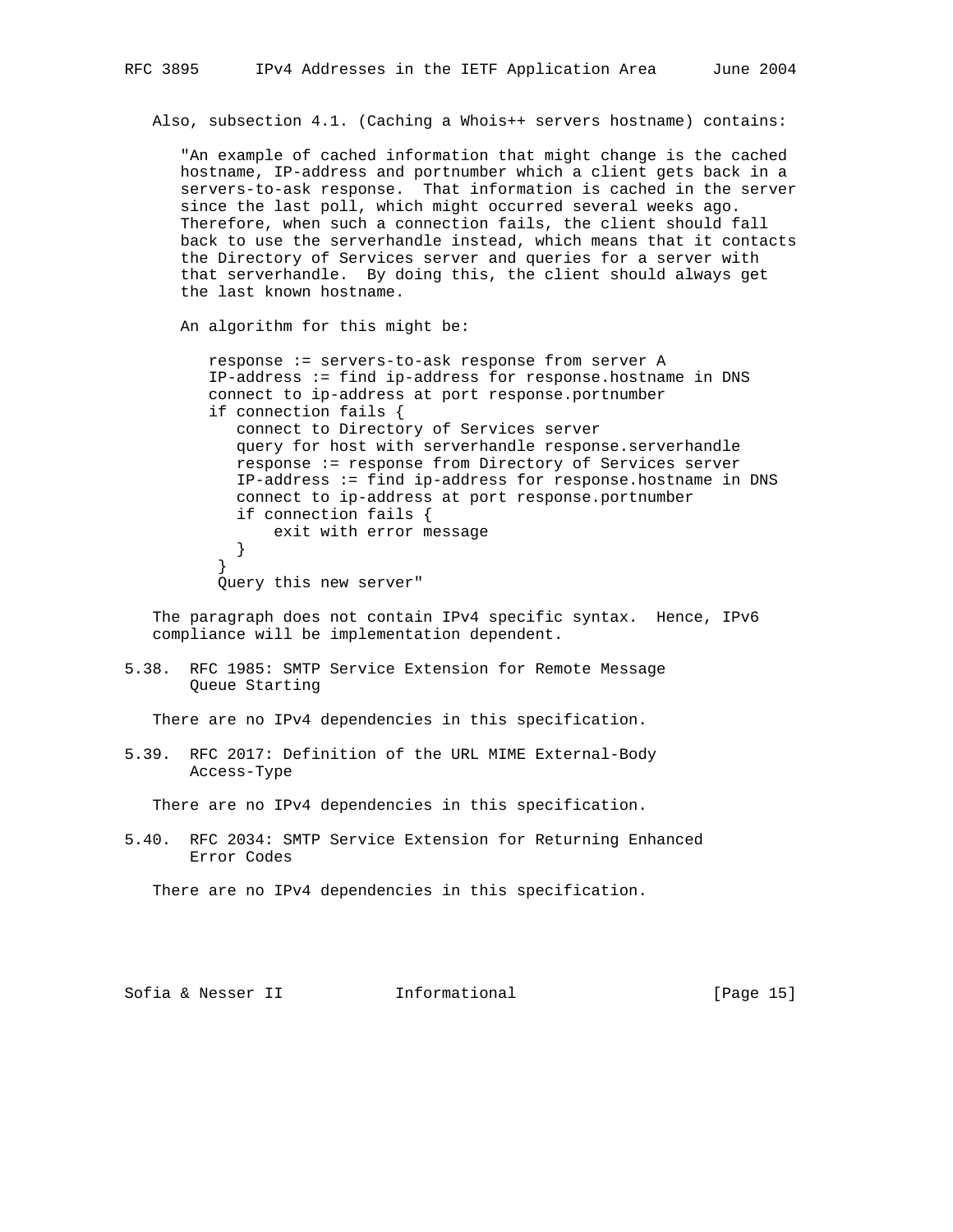Also, subsection 4.1. (Caching a Whois++ servers hostname) contains:

"An example of cached information that might change is the cached hostname, IP-address and portnumber which a client gets back in a servers-to-ask response. That information is cached in the server since the last poll, which might occurred several weeks ago. Therefore, when such a connection fails, the client should fall back to use the serverhandle instead, which means that it contacts the Directory of Services server and queries for a server with that serverhandle. By doing this, the client should always get the last known hostname.

An algorithm for this might be:

```
response := servers-to-ask response from server A
IP-address := find ip-address for response.hostname in DNS
connect to ip-address at port response.portnumber
if connection fails {
   connect to Directory of Services server
   query for host with serverhandle response.serverhandle
   response := response from Directory of Services server
   IP-address := find ip-address for response.hostname in DNS
   connect to ip-address at port response.portnumber
   if connection fails {
       exit with error message
   }
 }
 Query this new server"
```

The paragraph does not contain IPv4 specific syntax. Hence, IPv6 compliance will be implementation dependent.

### 5.38. RFC 1985: SMTP Service Extension for Remote Message Queue Starting

There are no IPv4 dependencies in this specification.

### 5.39. RFC 2017: Definition of the URL MIME External-Body Access-Type

There are no IPv4 dependencies in this specification.

### 5.40. RFC 2034: SMTP Service Extension for Returning Enhanced Error Codes

There are no IPv4 dependencies in this specification.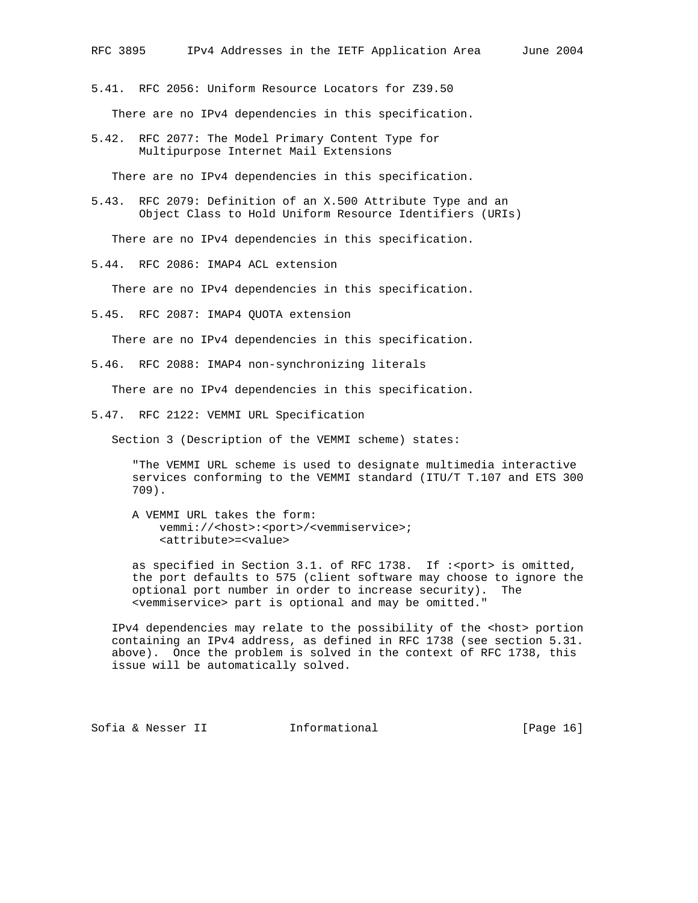### 5.41. RFC 2056: Uniform Resource Locators for Z39.50

There are no IPv4 dependencies in this specification.

### 5.42. RFC 2077: The Model Primary Content Type for Multipurpose Internet Mail Extensions

There are no IPv4 dependencies in this specification.

### 5.43. RFC 2079: Definition of an X.500 Attribute Type and an Object Class to Hold Uniform Resource Identifiers (URIs)

There are no IPv4 dependencies in this specification.

### 5.44. RFC 2086: IMAP4 ACL extension

There are no IPv4 dependencies in this specification.

### 5.45. RFC 2087: IMAP4 QUOTA extension

There are no IPv4 dependencies in this specification.

### 5.46. RFC 2088: IMAP4 non-synchronizing literals

There are no IPv4 dependencies in this specification.

### 5.47. RFC 2122: VEMMI URL Specification

Section 3 (Description of the VEMMI scheme) states:

```
   "The VEMMI URL scheme is used to designate multimedia interactive
   services conforming to the VEMMI standard (ITU/T T.107 and ETS 300
   709).

   A VEMMI URL takes the form:
       vemmi://<host>:<port>/<vemmiservice>;
       <attribute>=<value>

   as specified in Section 3.1. of RFC 1738.  If :<port> is omitted,
   the port defaults to 575 (client software may choose to ignore the
   optional port number in order to increase security).  The
   <vemmiservice> part is optional and may be omitted."
```

IPv4 dependencies may relate to the possibility of the <host> portion containing an IPv4 address, as defined in RFC 1738 (see section 5.31. above). Once the problem is solved in the context of RFC 1738, this issue will be automatically solved.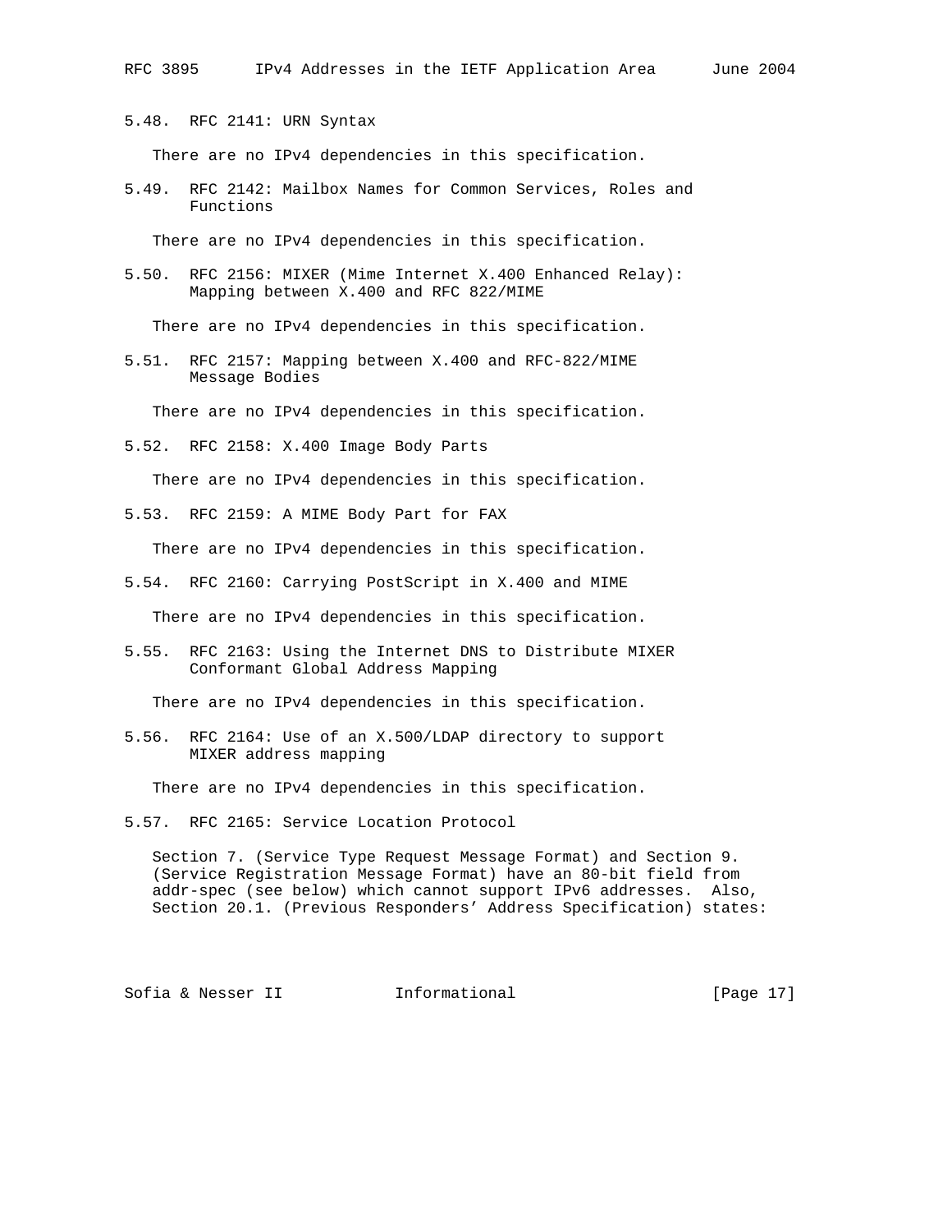### 5.48. RFC 2141: URN Syntax

There are no IPv4 dependencies in this specification.

### 5.49. RFC 2142: Mailbox Names for Common Services, Roles and Functions

There are no IPv4 dependencies in this specification.

### 5.50. RFC 2156: MIXER (Mime Internet X.400 Enhanced Relay): Mapping between X.400 and RFC 822/MIME

There are no IPv4 dependencies in this specification.

### 5.51. RFC 2157: Mapping between X.400 and RFC-822/MIME Message Bodies

There are no IPv4 dependencies in this specification.

### 5.52. RFC 2158: X.400 Image Body Parts

There are no IPv4 dependencies in this specification.

### 5.53. RFC 2159: A MIME Body Part for FAX

There are no IPv4 dependencies in this specification.

### 5.54. RFC 2160: Carrying PostScript in X.400 and MIME

There are no IPv4 dependencies in this specification.

### 5.55. RFC 2163: Using the Internet DNS to Distribute MIXER Conformant Global Address Mapping

There are no IPv4 dependencies in this specification.

### 5.56. RFC 2164: Use of an X.500/LDAP directory to support MIXER address mapping

There are no IPv4 dependencies in this specification.

### 5.57. RFC 2165: Service Location Protocol

Section 7. (Service Type Request Message Format) and Section 9. (Service Registration Message Format) have an 80-bit field from addr-spec (see below) which cannot support IPv6 addresses. Also, Section 20.1. (Previous Responders' Address Specification) states: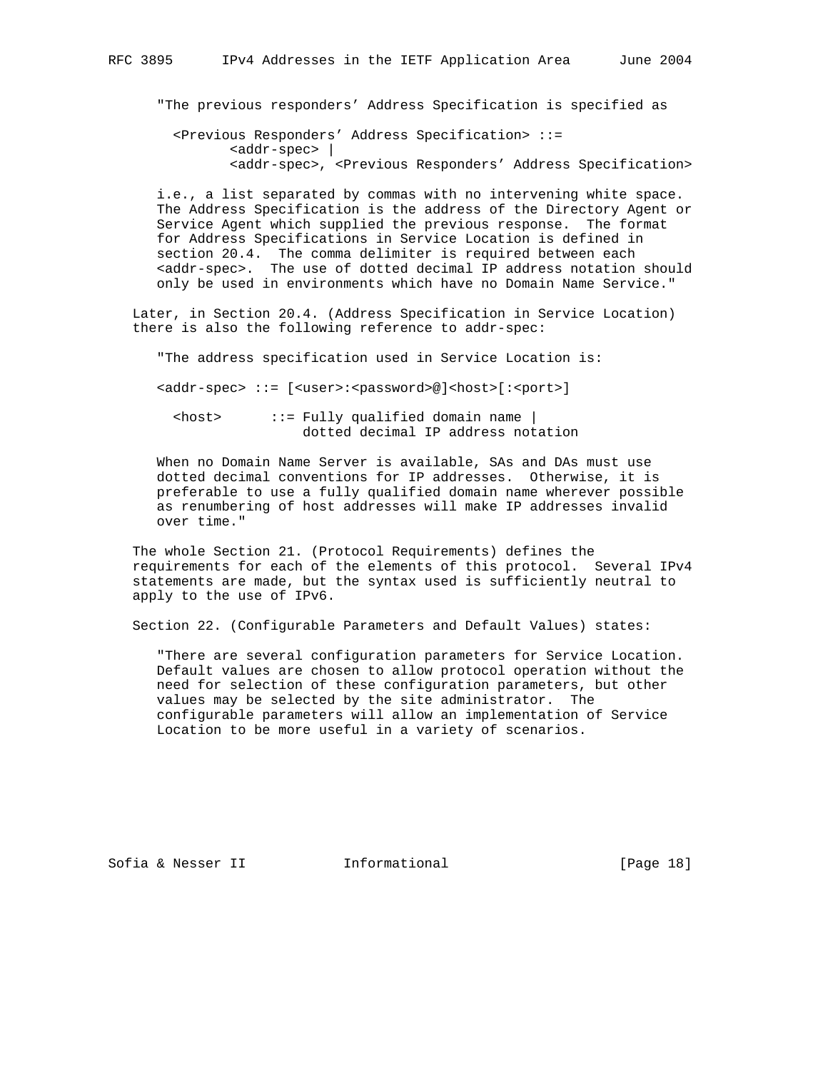"The previous responders' Address Specification is specified as

```
<Previous Responders' Address Specification> ::=
        <addr-spec> |
        <addr-spec>, <Previous Responders' Address Specification>
```

i.e., a list separated by commas with no intervening white space. The Address Specification is the address of the Directory Agent or Service Agent which supplied the previous response. The format for Address Specifications in Service Location is defined in section 20.4. The comma delimiter is required between each <addr-spec>. The use of dotted decimal IP address notation should only be used in environments which have no Domain Name Service."

Later, in Section 20.4. (Address Specification in Service Location) there is also the following reference to addr-spec:

"The address specification used in Service Location is:

```
<addr-spec> ::= [<user>:<password>@]<host>[:<port>]

  <host>      ::= Fully qualified domain name |
                  dotted decimal IP address notation
```

When no Domain Name Server is available, SAs and DAs must use dotted decimal conventions for IP addresses. Otherwise, it is preferable to use a fully qualified domain name wherever possible as renumbering of host addresses will make IP addresses invalid over time."

The whole Section 21. (Protocol Requirements) defines the requirements for each of the elements of this protocol. Several IPv4 statements are made, but the syntax used is sufficiently neutral to apply to the use of IPv6.

Section 22. (Configurable Parameters and Default Values) states:

"There are several configuration parameters for Service Location. Default values are chosen to allow protocol operation without the need for selection of these configuration parameters, but other values may be selected by the site administrator. The configurable parameters will allow an implementation of Service Location to be more useful in a variety of scenarios.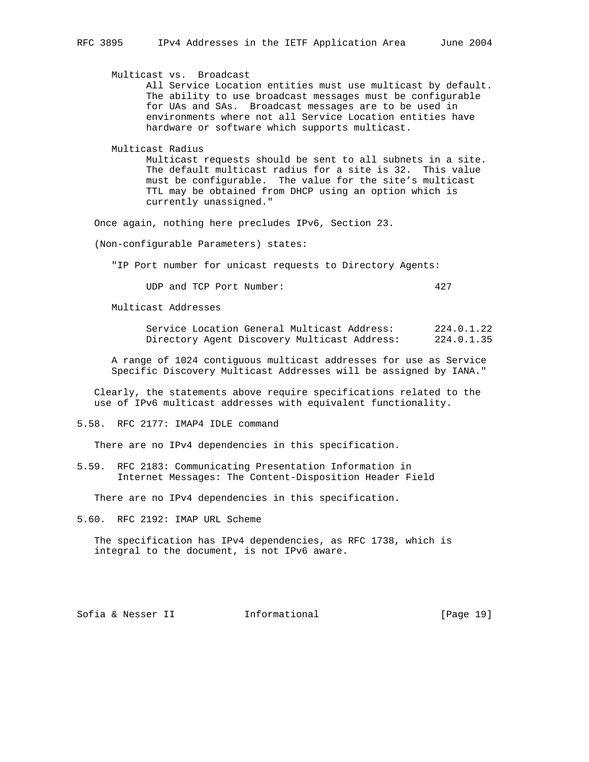Multicast vs. Broadcast
All Service Location entities must use multicast by default. The ability to use broadcast messages must be configurable for UAs and SAs. Broadcast messages are to be used in environments where not all Service Location entities have hardware or software which supports multicast.

Multicast Radius
Multicast requests should be sent to all subnets in a site. The default multicast radius for a site is 32. This value must be configurable. The value for the site's multicast TTL may be obtained from DHCP using an option which is currently unassigned."

Once again, nothing here precludes IPv6, Section 23.

(Non-configurable Parameters) states:

"IP Port number for unicast requests to Directory Agents:

```
      UDP and TCP Port Number:                         427
```

Multicast Addresses

```
      Service Location General Multicast Address:      224.0.1.22
      Directory Agent Discovery Multicast Address:     224.0.1.35
```

A range of 1024 contiguous multicast addresses for use as Service Specific Discovery Multicast Addresses will be assigned by IANA."

Clearly, the statements above require specifications related to the use of IPv6 multicast addresses with equivalent functionality.

## 5.58. RFC 2177: IMAP4 IDLE command

There are no IPv4 dependencies in this specification.

## 5.59. RFC 2183: Communicating Presentation Information in Internet Messages: The Content-Disposition Header Field

There are no IPv4 dependencies in this specification.

## 5.60. RFC 2192: IMAP URL Scheme

The specification has IPv4 dependencies, as RFC 1738, which is integral to the document, is not IPv6 aware.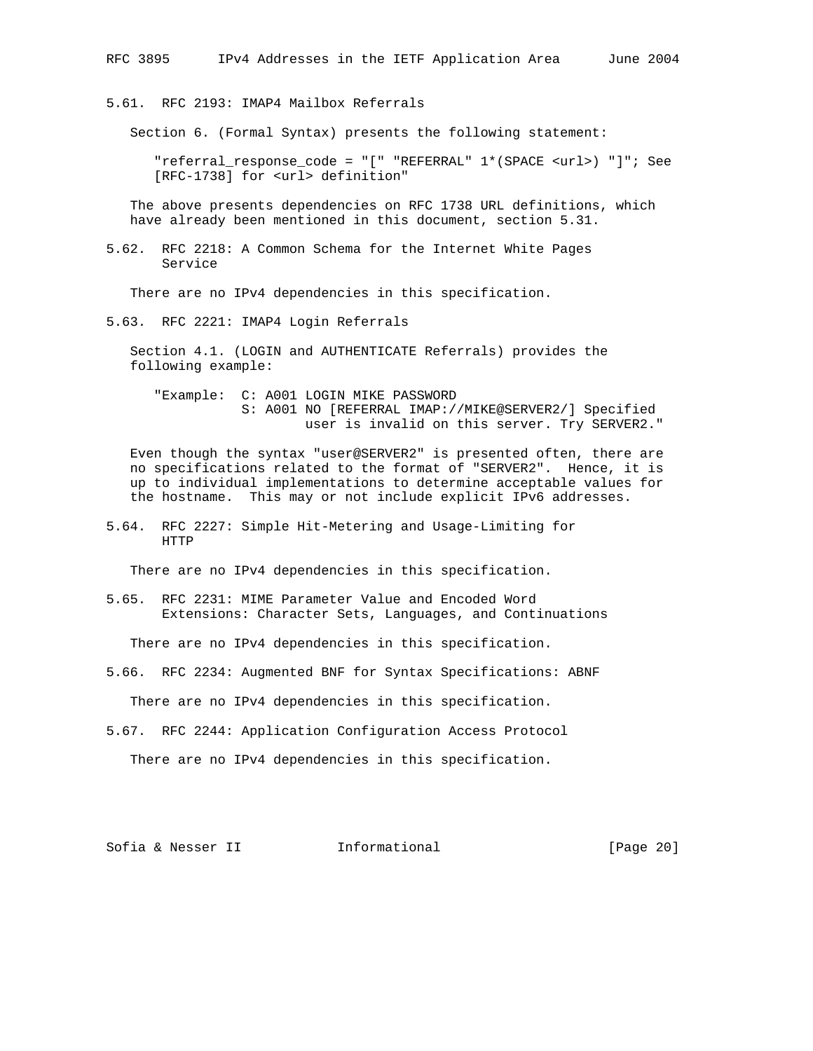### 5.61. RFC 2193: IMAP4 Mailbox Referrals

Section 6. (Formal Syntax) presents the following statement:

```
"referral_response_code = "[" "REFERRAL" 1*(SPACE <url>) "]"; See
[RFC-1738] for <url> definition"
```

The above presents dependencies on RFC 1738 URL definitions, which have already been mentioned in this document, section 5.31.

### 5.62. RFC 2218: A Common Schema for the Internet White Pages Service

There are no IPv4 dependencies in this specification.

### 5.63. RFC 2221: IMAP4 Login Referrals

Section 4.1. (LOGIN and AUTHENTICATE Referrals) provides the following example:

```
"Example:  C: A001 LOGIN MIKE PASSWORD
           S: A001 NO [REFERRAL IMAP://MIKE@SERVER2/] Specified
                  user is invalid on this server. Try SERVER2."
```

Even though the syntax "user@SERVER2" is presented often, there are no specifications related to the format of "SERVER2". Hence, it is up to individual implementations to determine acceptable values for the hostname. This may or not include explicit IPv6 addresses.

### 5.64. RFC 2227: Simple Hit-Metering and Usage-Limiting for HTTP

There are no IPv4 dependencies in this specification.

### 5.65. RFC 2231: MIME Parameter Value and Encoded Word Extensions: Character Sets, Languages, and Continuations

There are no IPv4 dependencies in this specification.

### 5.66. RFC 2234: Augmented BNF for Syntax Specifications: ABNF

There are no IPv4 dependencies in this specification.

### 5.67. RFC 2244: Application Configuration Access Protocol

There are no IPv4 dependencies in this specification.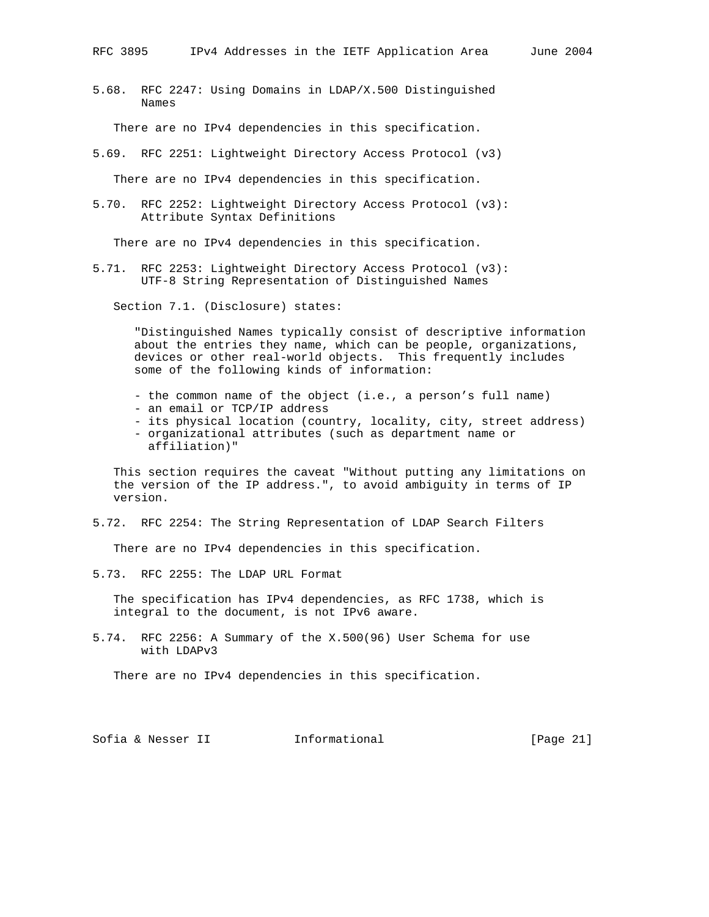### 5.68. RFC 2247: Using Domains in LDAP/X.500 Distinguished Names

There are no IPv4 dependencies in this specification.

### 5.69. RFC 2251: Lightweight Directory Access Protocol (v3)

There are no IPv4 dependencies in this specification.

### 5.70. RFC 2252: Lightweight Directory Access Protocol (v3): Attribute Syntax Definitions

There are no IPv4 dependencies in this specification.

### 5.71. RFC 2253: Lightweight Directory Access Protocol (v3): UTF-8 String Representation of Distinguished Names

Section 7.1. (Disclosure) states:

> "Distinguished Names typically consist of descriptive information about the entries they name, which can be people, organizations, devices or other real-world objects. This frequently includes some of the following kinds of information:
>
> - the common name of the object (i.e., a person's full name)
> - an email or TCP/IP address
> - its physical location (country, locality, city, street address)
> - organizational attributes (such as department name or affiliation)"

This section requires the caveat "Without putting any limitations on the version of the IP address.", to avoid ambiguity in terms of IP version.

### 5.72. RFC 2254: The String Representation of LDAP Search Filters

There are no IPv4 dependencies in this specification.

### 5.73. RFC 2255: The LDAP URL Format

The specification has IPv4 dependencies, as RFC 1738, which is integral to the document, is not IPv6 aware.

### 5.74. RFC 2256: A Summary of the X.500(96) User Schema for use with LDAPv3

There are no IPv4 dependencies in this specification.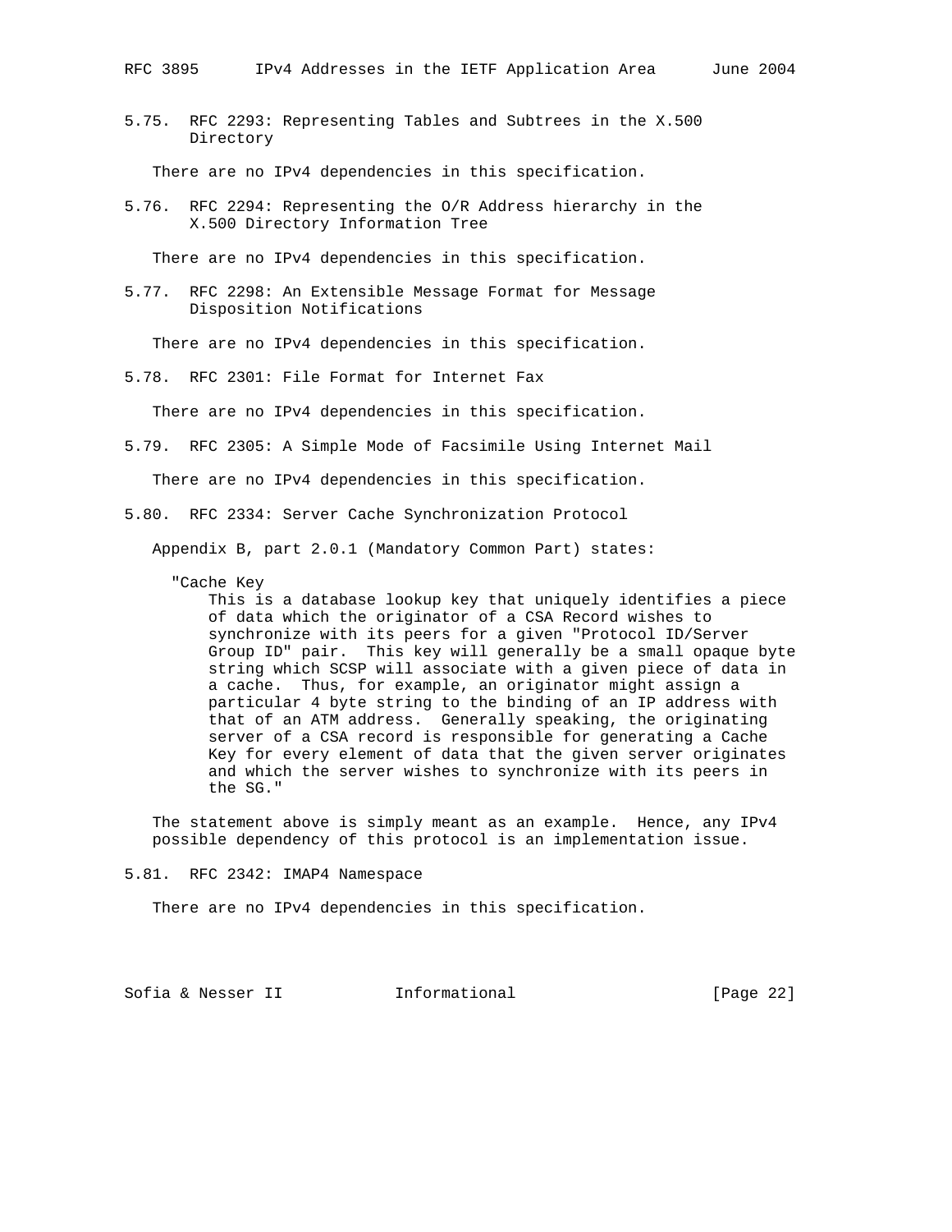### 5.75. RFC 2293: Representing Tables and Subtrees in the X.500 Directory

There are no IPv4 dependencies in this specification.

### 5.76. RFC 2294: Representing the O/R Address hierarchy in the X.500 Directory Information Tree

There are no IPv4 dependencies in this specification.

### 5.77. RFC 2298: An Extensible Message Format for Message Disposition Notifications

There are no IPv4 dependencies in this specification.

### 5.78. RFC 2301: File Format for Internet Fax

There are no IPv4 dependencies in this specification.

### 5.79. RFC 2305: A Simple Mode of Facsimile Using Internet Mail

There are no IPv4 dependencies in this specification.

### 5.80. RFC 2334: Server Cache Synchronization Protocol

Appendix B, part 2.0.1 (Mandatory Common Part) states:

```
  "Cache Key
      This is a database lookup key that uniquely identifies a piece
      of data which the originator of a CSA Record wishes to
      synchronize with its peers for a given "Protocol ID/Server
      Group ID" pair.  This key will generally be a small opaque byte
      string which SCSP will associate with a given piece of data in
      a cache.  Thus, for example, an originator might assign a
      particular 4 byte string to the binding of an IP address with
      that of an ATM address.  Generally speaking, the originating
      server of a CSA record is responsible for generating a Cache
      Key for every element of data that the given server originates
      and which the server wishes to synchronize with its peers in
      the SG."
```

The statement above is simply meant as an example. Hence, any IPv4 possible dependency of this protocol is an implementation issue.

### 5.81. RFC 2342: IMAP4 Namespace

There are no IPv4 dependencies in this specification.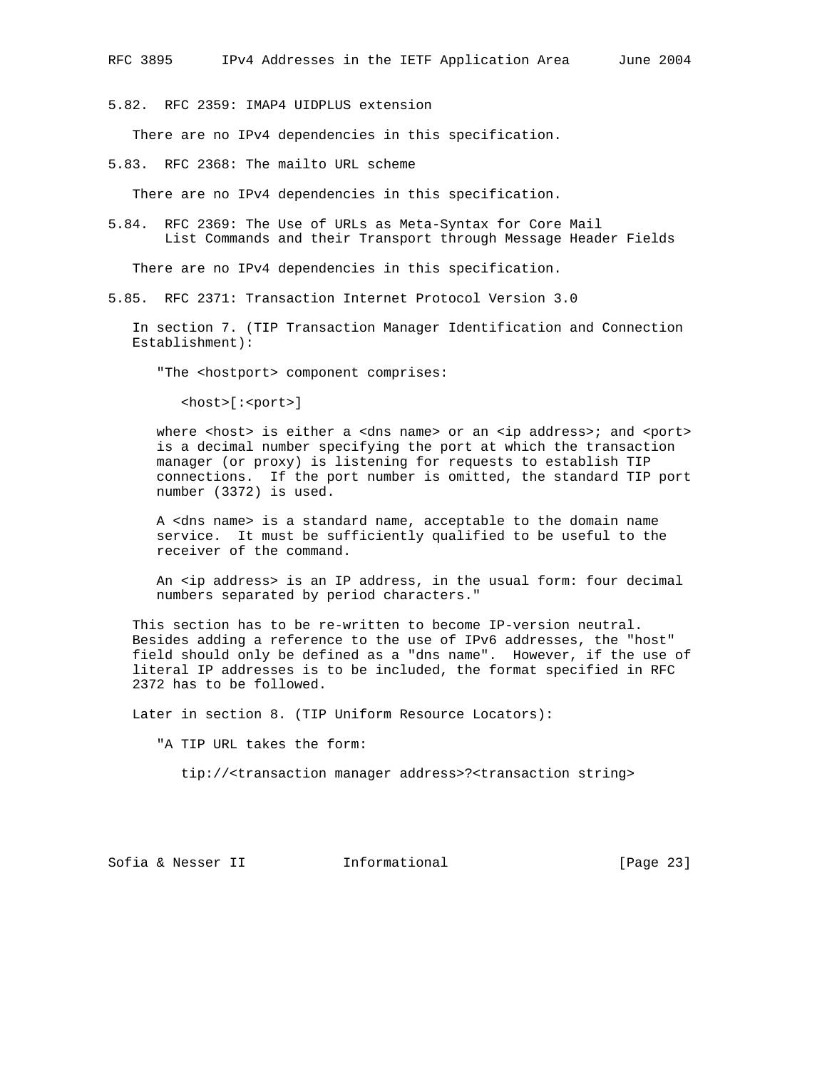### 5.82. RFC 2359: IMAP4 UIDPLUS extension

There are no IPv4 dependencies in this specification.

### 5.83. RFC 2368: The mailto URL scheme

There are no IPv4 dependencies in this specification.

### 5.84. RFC 2369: The Use of URLs as Meta-Syntax for Core Mail List Commands and their Transport through Message Header Fields

There are no IPv4 dependencies in this specification.

### 5.85. RFC 2371: Transaction Internet Protocol Version 3.0

In section 7. (TIP Transaction Manager Identification and Connection Establishment):

> "The <hostport> component comprises:
>
> ```
> <host>[:<port>]
> ```
>
> where <host> is either a <dns name> or an <ip address>; and <port> is a decimal number specifying the port at which the transaction manager (or proxy) is listening for requests to establish TIP connections. If the port number is omitted, the standard TIP port number (3372) is used.
>
> A <dns name> is a standard name, acceptable to the domain name service. It must be sufficiently qualified to be useful to the receiver of the command.
>
> An <ip address> is an IP address, in the usual form: four decimal numbers separated by period characters."

This section has to be re-written to become IP-version neutral. Besides adding a reference to the use of IPv6 addresses, the "host" field should only be defined as a "dns name". However, if the use of literal IP addresses is to be included, the format specified in RFC 2372 has to be followed.

Later in section 8. (TIP Uniform Resource Locators):

> "A TIP URL takes the form:
>
> ```
> tip://<transaction manager address>?<transaction string>
> ```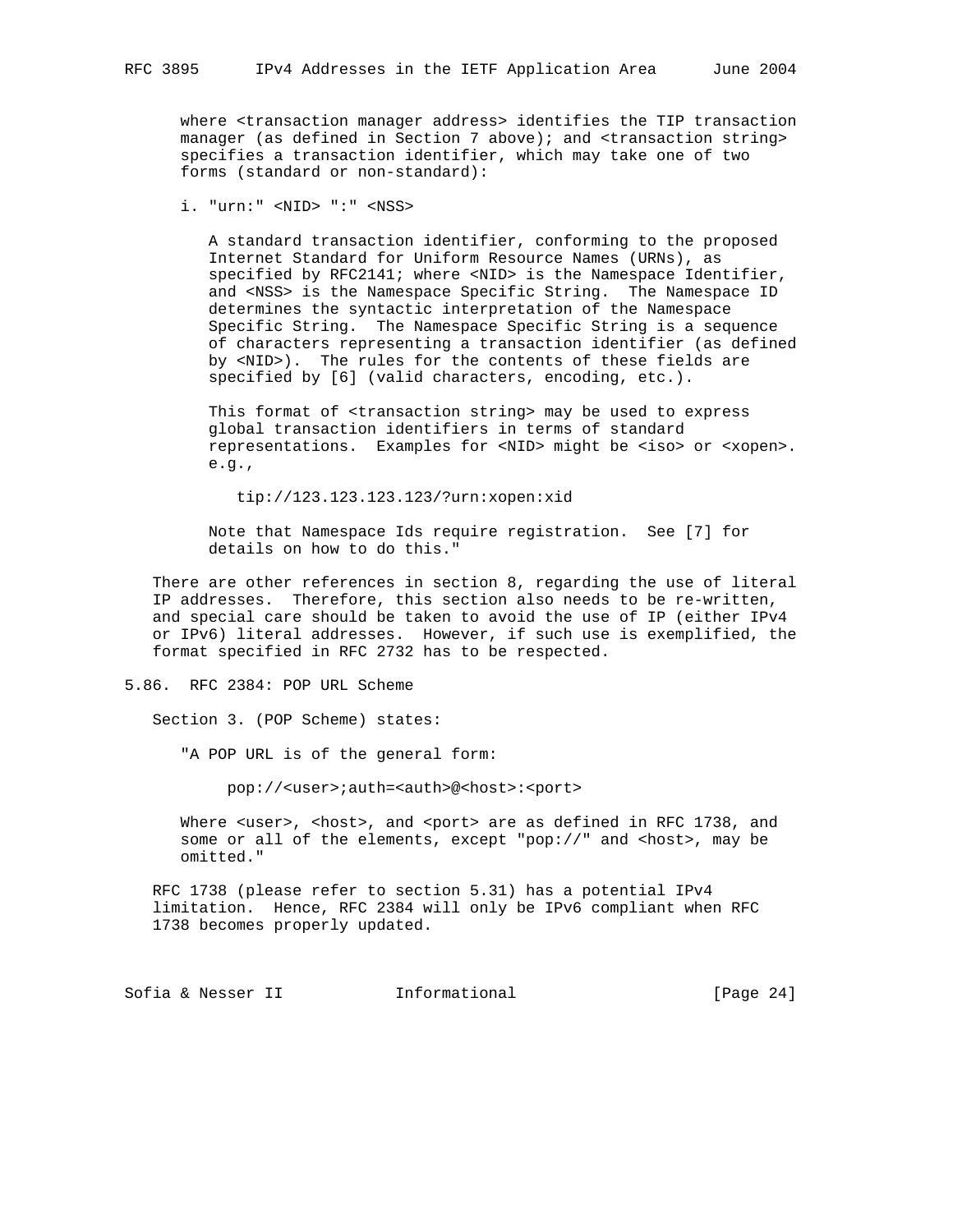where <transaction manager address> identifies the TIP transaction manager (as defined in Section 7 above); and <transaction string> specifies a transaction identifier, which may take one of two forms (standard or non-standard):

i. "urn:" <NID> ":" <NSS>

A standard transaction identifier, conforming to the proposed Internet Standard for Uniform Resource Names (URNs), as specified by RFC2141; where <NID> is the Namespace Identifier, and <NSS> is the Namespace Specific String. The Namespace ID determines the syntactic interpretation of the Namespace Specific String. The Namespace Specific String is a sequence of characters representing a transaction identifier (as defined by <NID>). The rules for the contents of these fields are specified by [6] (valid characters, encoding, etc.).

This format of <transaction string> may be used to express global transaction identifiers in terms of standard representations. Examples for <NID> might be <iso> or <xopen>. e.g.,

```
tip://123.123.123.123/?urn:xopen:xid
```

Note that Namespace Ids require registration. See [7] for details on how to do this."

There are other references in section 8, regarding the use of literal IP addresses. Therefore, this section also needs to be re-written, and special care should be taken to avoid the use of IP (either IPv4 or IPv6) literal addresses. However, if such use is exemplified, the format specified in RFC 2732 has to be respected.

## 5.86. RFC 2384: POP URL Scheme

Section 3. (POP Scheme) states:

"A POP URL is of the general form:

```
pop://<user>;auth=<auth>@<host>:<port>
```

Where <user>, <host>, and <port> are as defined in RFC 1738, and some or all of the elements, except "pop://" and <host>, may be omitted."

RFC 1738 (please refer to section 5.31) has a potential IPv4 limitation. Hence, RFC 2384 will only be IPv6 compliant when RFC 1738 becomes properly updated.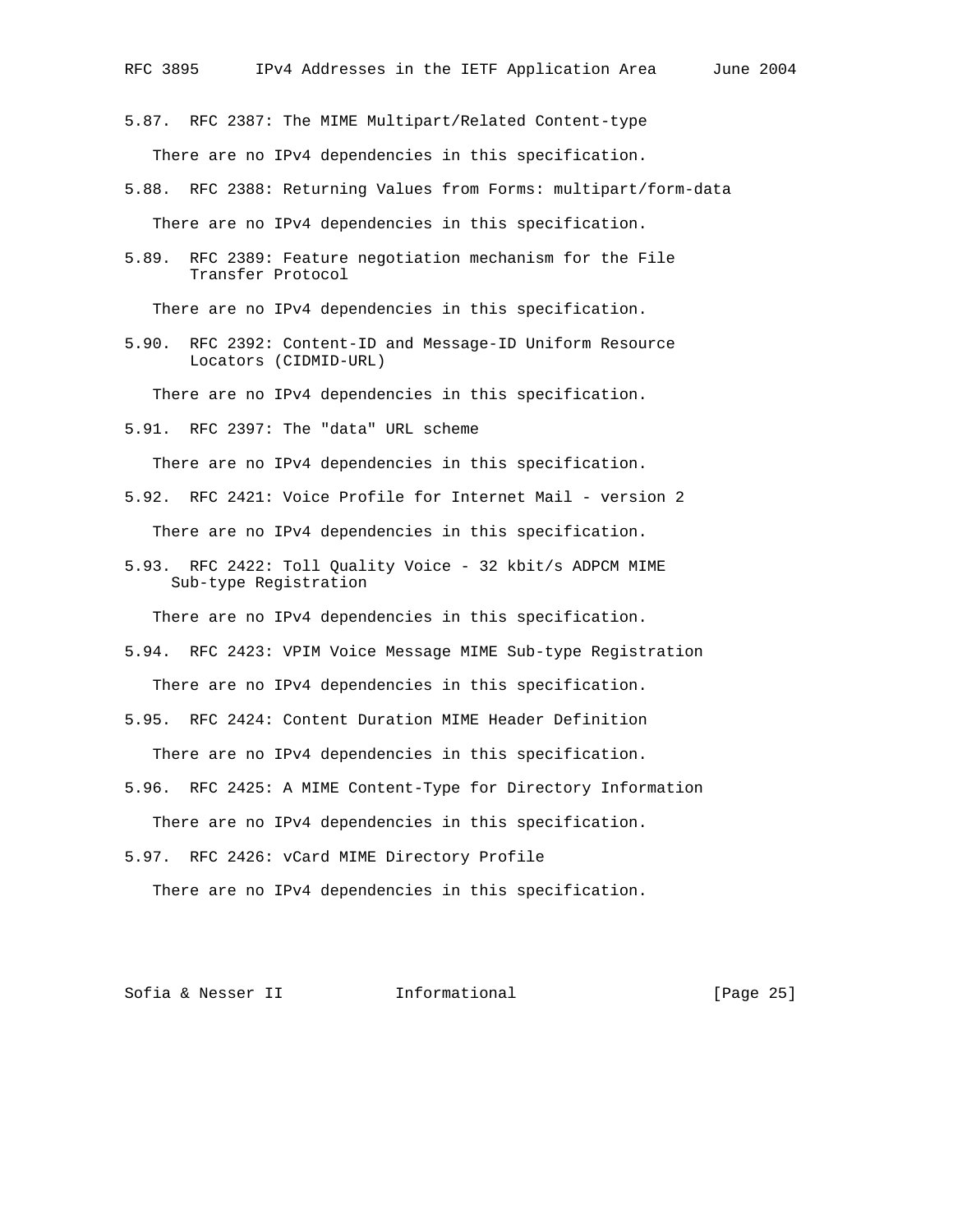### 5.87. RFC 2387: The MIME Multipart/Related Content-type

There are no IPv4 dependencies in this specification.

### 5.88. RFC 2388: Returning Values from Forms: multipart/form-data

There are no IPv4 dependencies in this specification.

### 5.89. RFC 2389: Feature negotiation mechanism for the File Transfer Protocol

There are no IPv4 dependencies in this specification.

### 5.90. RFC 2392: Content-ID and Message-ID Uniform Resource Locators (CIDMID-URL)

There are no IPv4 dependencies in this specification.

### 5.91. RFC 2397: The "data" URL scheme

There are no IPv4 dependencies in this specification.

### 5.92. RFC 2421: Voice Profile for Internet Mail - version 2

There are no IPv4 dependencies in this specification.

### 5.93. RFC 2422: Toll Quality Voice - 32 kbit/s ADPCM MIME Sub-type Registration

There are no IPv4 dependencies in this specification.

### 5.94. RFC 2423: VPIM Voice Message MIME Sub-type Registration

There are no IPv4 dependencies in this specification.

### 5.95. RFC 2424: Content Duration MIME Header Definition

There are no IPv4 dependencies in this specification.

### 5.96. RFC 2425: A MIME Content-Type for Directory Information

There are no IPv4 dependencies in this specification.

### 5.97. RFC 2426: vCard MIME Directory Profile

There are no IPv4 dependencies in this specification.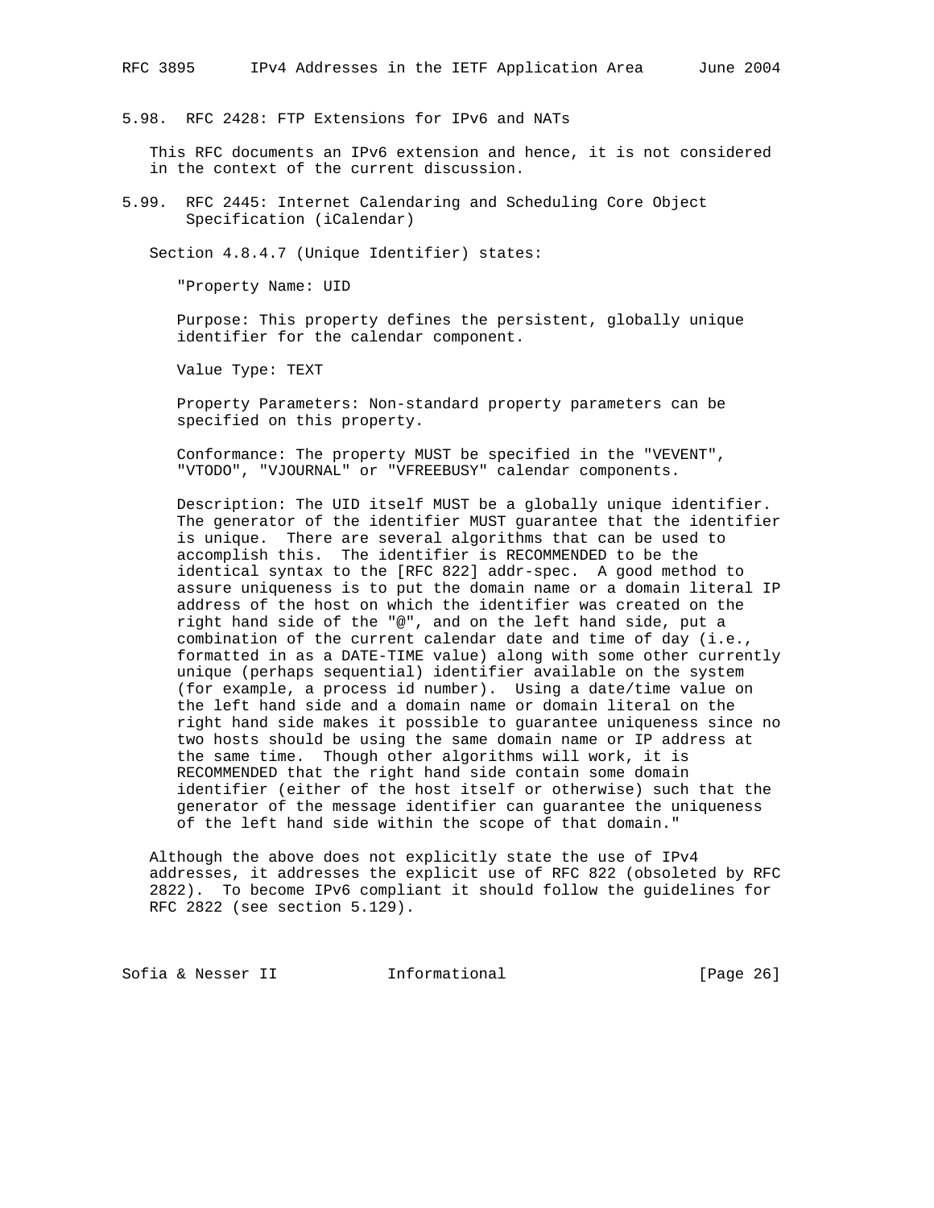### 5.98. RFC 2428: FTP Extensions for IPv6 and NATs

This RFC documents an IPv6 extension and hence, it is not considered in the context of the current discussion.

### 5.99. RFC 2445: Internet Calendaring and Scheduling Core Object Specification (iCalendar)

Section 4.8.4.7 (Unique Identifier) states:

> "Property Name: UID
>
> Purpose: This property defines the persistent, globally unique identifier for the calendar component.
>
> Value Type: TEXT
>
> Property Parameters: Non-standard property parameters can be specified on this property.
>
> Conformance: The property MUST be specified in the "VEVENT", "VTODO", "VJOURNAL" or "VFREEBUSY" calendar components.
>
> Description: The UID itself MUST be a globally unique identifier. The generator of the identifier MUST guarantee that the identifier is unique. There are several algorithms that can be used to accomplish this. The identifier is RECOMMENDED to be the identical syntax to the [RFC 822] addr-spec. A good method to assure uniqueness is to put the domain name or a domain literal IP address of the host on which the identifier was created on the right hand side of the "@", and on the left hand side, put a combination of the current calendar date and time of day (i.e., formatted in as a DATE-TIME value) along with some other currently unique (perhaps sequential) identifier available on the system (for example, a process id number). Using a date/time value on the left hand side and a domain name or domain literal on the right hand side makes it possible to guarantee uniqueness since no two hosts should be using the same domain name or IP address at the same time. Though other algorithms will work, it is RECOMMENDED that the right hand side contain some domain identifier (either of the host itself or otherwise) such that the generator of the message identifier can guarantee the uniqueness of the left hand side within the scope of that domain."

Although the above does not explicitly state the use of IPv4 addresses, it addresses the explicit use of RFC 822 (obsoleted by RFC 2822). To become IPv6 compliant it should follow the guidelines for RFC 2822 (see section 5.129).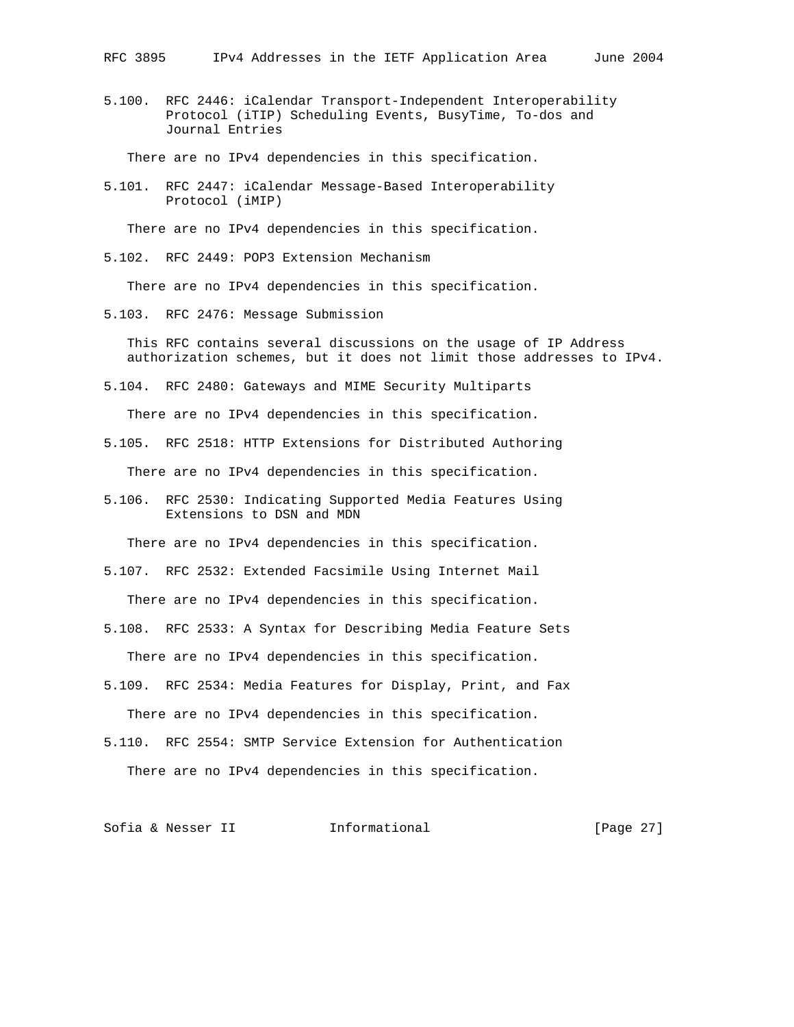### 5.100. RFC 2446: iCalendar Transport-Independent Interoperability Protocol (iTIP) Scheduling Events, BusyTime, To-dos and Journal Entries

There are no IPv4 dependencies in this specification.

### 5.101. RFC 2447: iCalendar Message-Based Interoperability Protocol (iMIP)

There are no IPv4 dependencies in this specification.

### 5.102. RFC 2449: POP3 Extension Mechanism

There are no IPv4 dependencies in this specification.

### 5.103. RFC 2476: Message Submission

This RFC contains several discussions on the usage of IP Address authorization schemes, but it does not limit those addresses to IPv4.

### 5.104. RFC 2480: Gateways and MIME Security Multiparts

There are no IPv4 dependencies in this specification.

### 5.105. RFC 2518: HTTP Extensions for Distributed Authoring

There are no IPv4 dependencies in this specification.

### 5.106. RFC 2530: Indicating Supported Media Features Using Extensions to DSN and MDN

There are no IPv4 dependencies in this specification.

### 5.107. RFC 2532: Extended Facsimile Using Internet Mail

There are no IPv4 dependencies in this specification.

### 5.108. RFC 2533: A Syntax for Describing Media Feature Sets

There are no IPv4 dependencies in this specification.

### 5.109. RFC 2534: Media Features for Display, Print, and Fax

There are no IPv4 dependencies in this specification.

### 5.110. RFC 2554: SMTP Service Extension for Authentication

There are no IPv4 dependencies in this specification.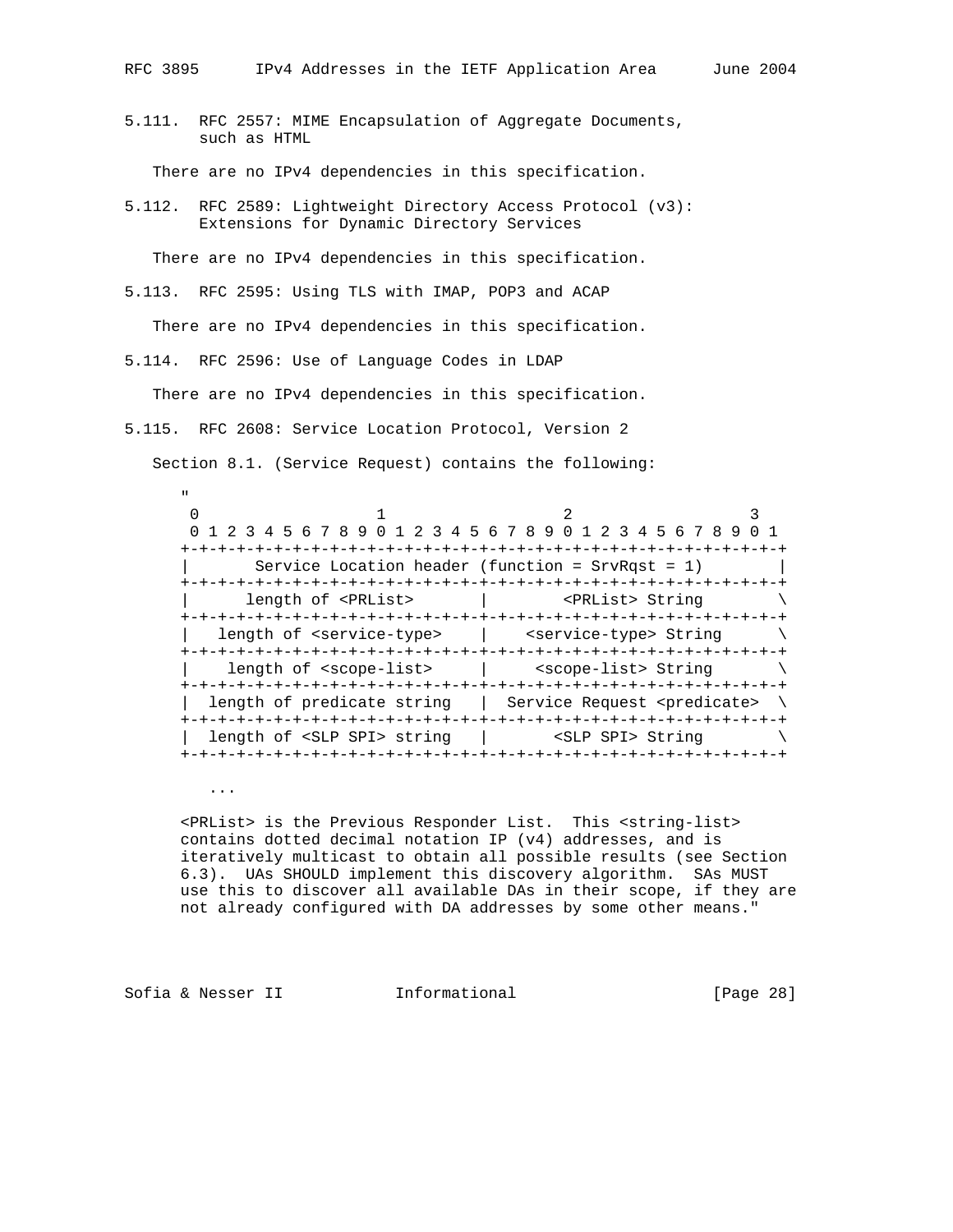### 5.111. RFC 2557: MIME Encapsulation of Aggregate Documents, such as HTML

There are no IPv4 dependencies in this specification.

### 5.112. RFC 2589: Lightweight Directory Access Protocol (v3): Extensions for Dynamic Directory Services

There are no IPv4 dependencies in this specification.

### 5.113. RFC 2595: Using TLS with IMAP, POP3 and ACAP

There are no IPv4 dependencies in this specification.

### 5.114. RFC 2596: Use of Language Codes in LDAP

There are no IPv4 dependencies in this specification.

### 5.115. RFC 2608: Service Location Protocol, Version 2

Section 8.1. (Service Request) contains the following:

```
"
 0                   1                   2                   3
 0 1 2 3 4 5 6 7 8 9 0 1 2 3 4 5 6 7 8 9 0 1 2 3 4 5 6 7 8 9 0 1
+-+-+-+-+-+-+-+-+-+-+-+-+-+-+-+-+-+-+-+-+-+-+-+-+-+-+-+-+-+-+-+-+
|       Service Location header (function = SrvRqst = 1)        |
+-+-+-+-+-+-+-+-+-+-+-+-+-+-+-+-+-+-+-+-+-+-+-+-+-+-+-+-+-+-+-+-+
|      length of <PRList>       |        <PRList> String        \
+-+-+-+-+-+-+-+-+-+-+-+-+-+-+-+-+-+-+-+-+-+-+-+-+-+-+-+-+-+-+-+-+
|   length of <service-type>    |    <service-type> String      \
+-+-+-+-+-+-+-+-+-+-+-+-+-+-+-+-+-+-+-+-+-+-+-+-+-+-+-+-+-+-+-+-+
|    length of <scope-list>     |     <scope-list> String       \
+-+-+-+-+-+-+-+-+-+-+-+-+-+-+-+-+-+-+-+-+-+-+-+-+-+-+-+-+-+-+-+-+
|  length of predicate string   |  Service Request <predicate>  \
+-+-+-+-+-+-+-+-+-+-+-+-+-+-+-+-+-+-+-+-+-+-+-+-+-+-+-+-+-+-+-+-+
|  length of <SLP SPI> string   |       <SLP SPI> String        \
+-+-+-+-+-+-+-+-+-+-+-+-+-+-+-+-+-+-+-+-+-+-+-+-+-+-+-+-+-+-+-+-+

   ...

<PRList> is the Previous Responder List.  This <string-list>
contains dotted decimal notation IP (v4) addresses, and is
iteratively multicast to obtain all possible results (see Section
6.3).  UAs SHOULD implement this discovery algorithm.  SAs MUST
use this to discover all available DAs in their scope, if they are
not already configured with DA addresses by some other means."
```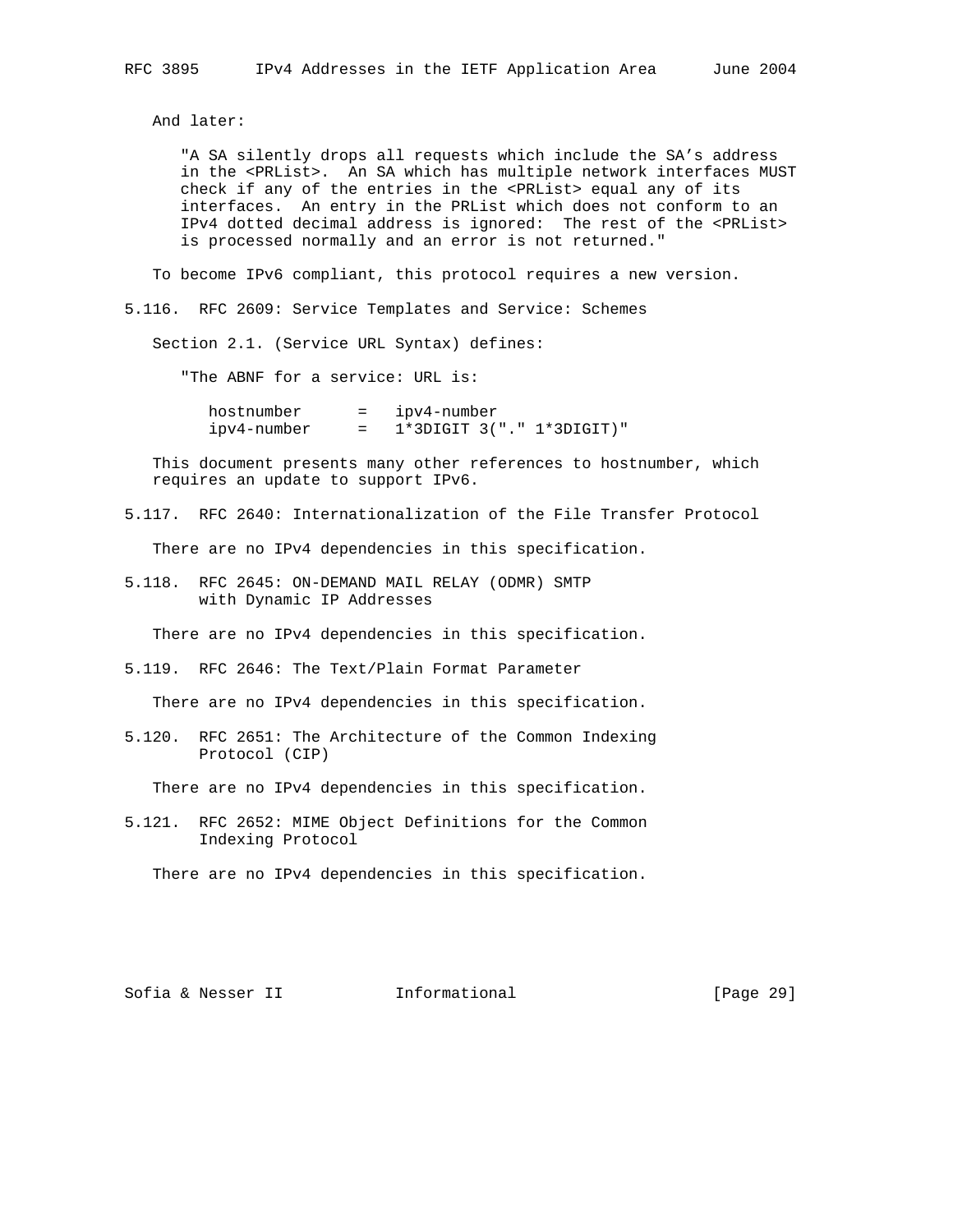And later:

"A SA silently drops all requests which include the SA's address in the <PRList>. An SA which has multiple network interfaces MUST check if any of the entries in the <PRList> equal any of its interfaces. An entry in the PRList which does not conform to an IPv4 dotted decimal address is ignored: The rest of the <PRList> is processed normally and an error is not returned."

To become IPv6 compliant, this protocol requires a new version.

### 5.116. RFC 2609: Service Templates and Service: Schemes

Section 2.1. (Service URL Syntax) defines:

"The ABNF for a service: URL is:

```
hostnumber      =   ipv4-number
ipv4-number     =   1*3DIGIT 3("." 1*3DIGIT)"
```

This document presents many other references to hostnumber, which requires an update to support IPv6.

### 5.117. RFC 2640: Internationalization of the File Transfer Protocol

There are no IPv4 dependencies in this specification.

### 5.118. RFC 2645: ON-DEMAND MAIL RELAY (ODMR) SMTP with Dynamic IP Addresses

There are no IPv4 dependencies in this specification.

### 5.119. RFC 2646: The Text/Plain Format Parameter

There are no IPv4 dependencies in this specification.

### 5.120. RFC 2651: The Architecture of the Common Indexing Protocol (CIP)

There are no IPv4 dependencies in this specification.

### 5.121. RFC 2652: MIME Object Definitions for the Common Indexing Protocol

There are no IPv4 dependencies in this specification.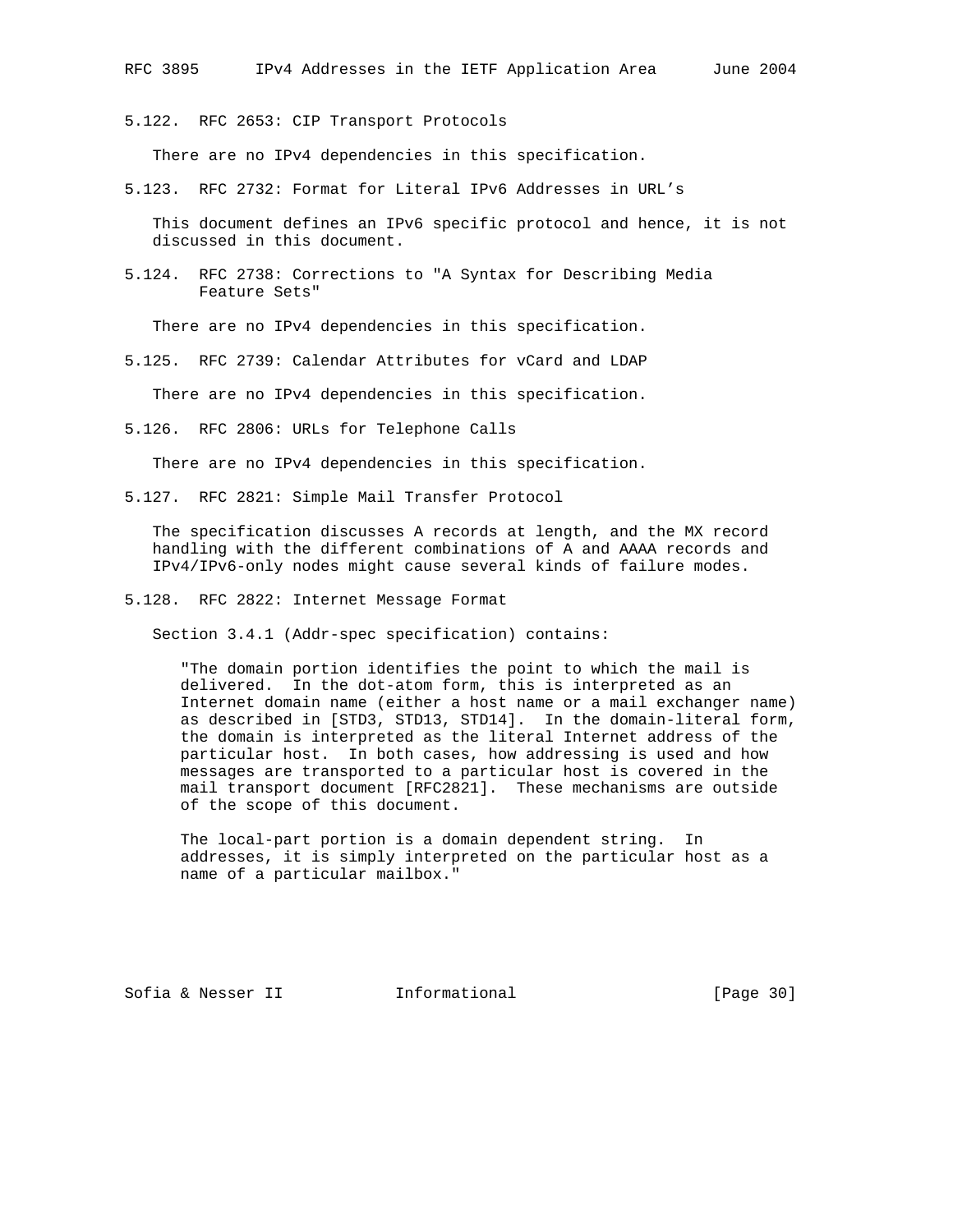### 5.122. RFC 2653: CIP Transport Protocols

There are no IPv4 dependencies in this specification.

### 5.123. RFC 2732: Format for Literal IPv6 Addresses in URL's

This document defines an IPv6 specific protocol and hence, it is not discussed in this document.

### 5.124. RFC 2738: Corrections to "A Syntax for Describing Media Feature Sets"

There are no IPv4 dependencies in this specification.

### 5.125. RFC 2739: Calendar Attributes for vCard and LDAP

There are no IPv4 dependencies in this specification.

### 5.126. RFC 2806: URLs for Telephone Calls

There are no IPv4 dependencies in this specification.

### 5.127. RFC 2821: Simple Mail Transfer Protocol

The specification discusses A records at length, and the MX record handling with the different combinations of A and AAAA records and IPv4/IPv6-only nodes might cause several kinds of failure modes.

### 5.128. RFC 2822: Internet Message Format

Section 3.4.1 (Addr-spec specification) contains:

> "The domain portion identifies the point to which the mail is delivered. In the dot-atom form, this is interpreted as an Internet domain name (either a host name or a mail exchanger name) as described in [STD3, STD13, STD14]. In the domain-literal form, the domain is interpreted as the literal Internet address of the particular host. In both cases, how addressing is used and how messages are transported to a particular host is covered in the mail transport document [RFC2821]. These mechanisms are outside of the scope of this document.
>
> The local-part portion is a domain dependent string. In addresses, it is simply interpreted on the particular host as a name of a particular mailbox."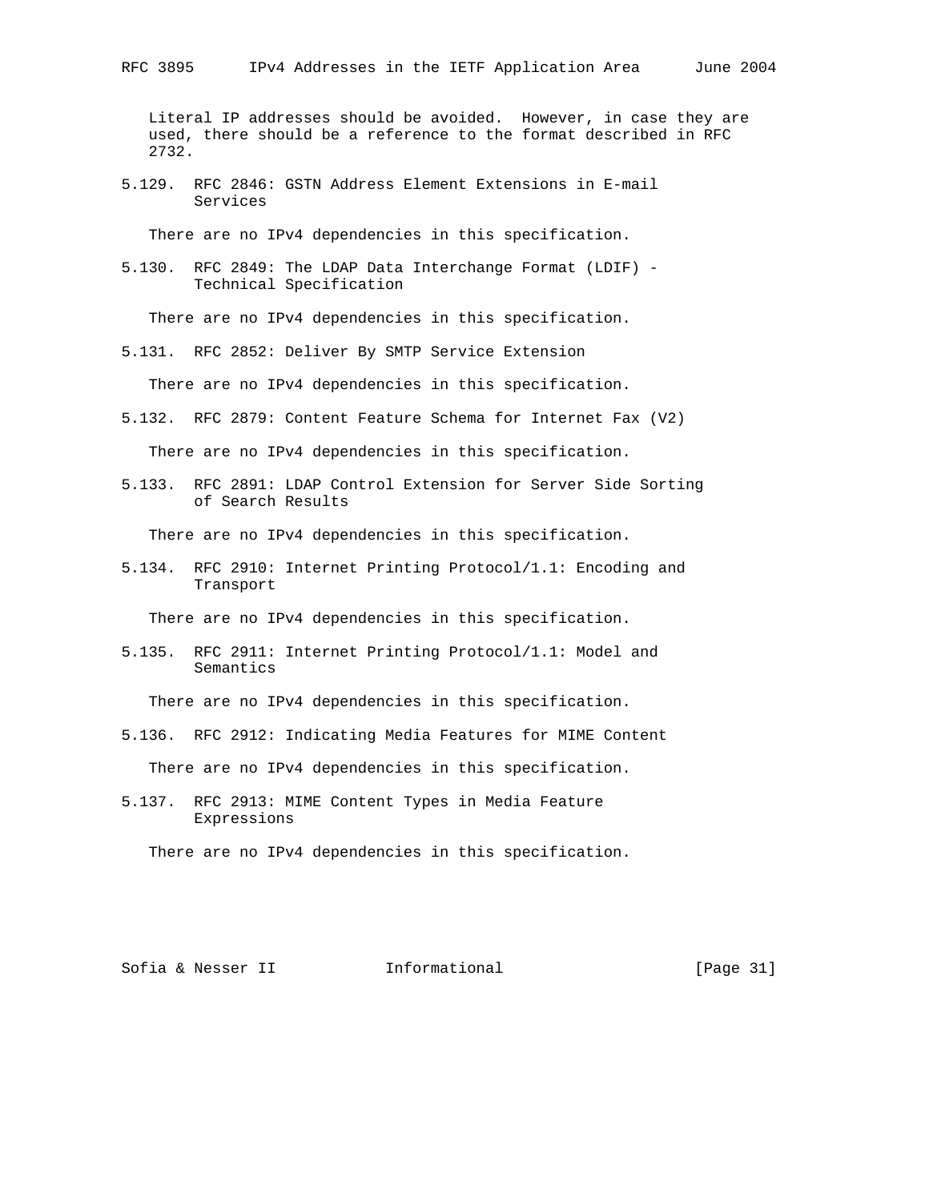Literal IP addresses should be avoided. However, in case they are used, there should be a reference to the format described in RFC 2732.

### 5.129. RFC 2846: GSTN Address Element Extensions in E-mail Services

There are no IPv4 dependencies in this specification.

### 5.130. RFC 2849: The LDAP Data Interchange Format (LDIF) - Technical Specification

There are no IPv4 dependencies in this specification.

### 5.131. RFC 2852: Deliver By SMTP Service Extension

There are no IPv4 dependencies in this specification.

### 5.132. RFC 2879: Content Feature Schema for Internet Fax (V2)

There are no IPv4 dependencies in this specification.

### 5.133. RFC 2891: LDAP Control Extension for Server Side Sorting of Search Results

There are no IPv4 dependencies in this specification.

### 5.134. RFC 2910: Internet Printing Protocol/1.1: Encoding and Transport

There are no IPv4 dependencies in this specification.

### 5.135. RFC 2911: Internet Printing Protocol/1.1: Model and Semantics

There are no IPv4 dependencies in this specification.

### 5.136. RFC 2912: Indicating Media Features for MIME Content

There are no IPv4 dependencies in this specification.

### 5.137. RFC 2913: MIME Content Types in Media Feature Expressions

There are no IPv4 dependencies in this specification.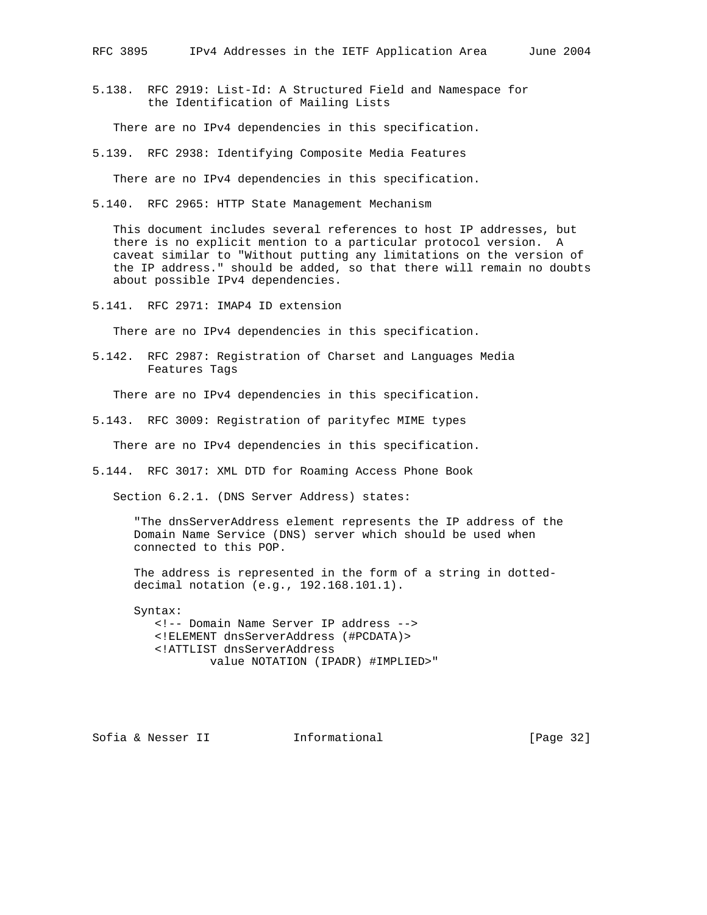### 5.138. RFC 2919: List-Id: A Structured Field and Namespace for the Identification of Mailing Lists

There are no IPv4 dependencies in this specification.

### 5.139. RFC 2938: Identifying Composite Media Features

There are no IPv4 dependencies in this specification.

### 5.140. RFC 2965: HTTP State Management Mechanism

This document includes several references to host IP addresses, but there is no explicit mention to a particular protocol version. A caveat similar to "Without putting any limitations on the version of the IP address." should be added, so that there will remain no doubts about possible IPv4 dependencies.

### 5.141. RFC 2971: IMAP4 ID extension

There are no IPv4 dependencies in this specification.

### 5.142. RFC 2987: Registration of Charset and Languages Media Features Tags

There are no IPv4 dependencies in this specification.

### 5.143. RFC 3009: Registration of parityfec MIME types

There are no IPv4 dependencies in this specification.

### 5.144. RFC 3017: XML DTD for Roaming Access Phone Book

Section 6.2.1. (DNS Server Address) states:

```
"The dnsServerAddress element represents the IP address of the
Domain Name Service (DNS) server which should be used when
connected to this POP.

The address is represented in the form of a string in dotted-
decimal notation (e.g., 192.168.101.1).

Syntax:
   <!-- Domain Name Server IP address -->
   <!ELEMENT dnsServerAddress (#PCDATA)>
   <!ATTLIST dnsServerAddress
           value NOTATION (IPADR) #IMPLIED>"
```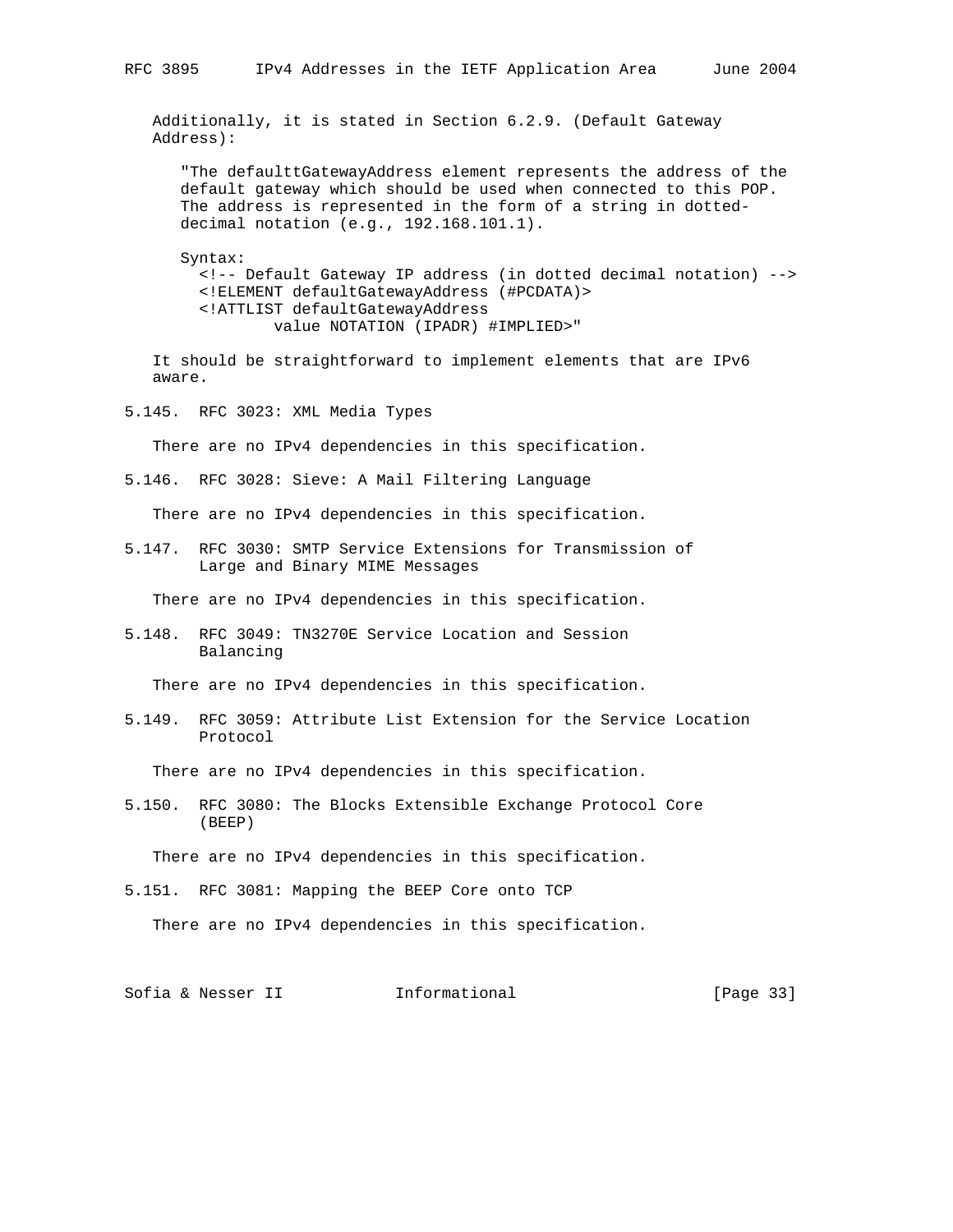Additionally, it is stated in Section 6.2.9. (Default Gateway Address):

"The defaulttGatewayAddress element represents the address of the default gateway which should be used when connected to this POP. The address is represented in the form of a string in dotted-decimal notation (e.g., 192.168.101.1).

Syntax:

```
<!-- Default Gateway IP address (in dotted decimal notation) -->
<!ELEMENT defaultGatewayAddress (#PCDATA)>
<!ATTLIST defaultGatewayAddress
        value NOTATION (IPADR) #IMPLIED>"
```

It should be straightforward to implement elements that are IPv6 aware.

### 5.145. RFC 3023: XML Media Types

There are no IPv4 dependencies in this specification.

### 5.146. RFC 3028: Sieve: A Mail Filtering Language

There are no IPv4 dependencies in this specification.

### 5.147. RFC 3030: SMTP Service Extensions for Transmission of Large and Binary MIME Messages

There are no IPv4 dependencies in this specification.

### 5.148. RFC 3049: TN3270E Service Location and Session Balancing

There are no IPv4 dependencies in this specification.

### 5.149. RFC 3059: Attribute List Extension for the Service Location Protocol

There are no IPv4 dependencies in this specification.

### 5.150. RFC 3080: The Blocks Extensible Exchange Protocol Core (BEEP)

There are no IPv4 dependencies in this specification.

### 5.151. RFC 3081: Mapping the BEEP Core onto TCP

There are no IPv4 dependencies in this specification.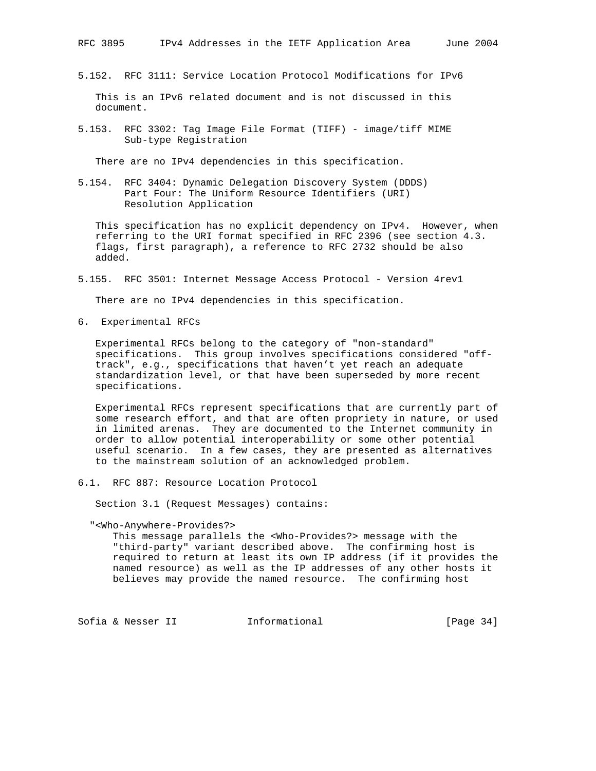### 5.152. RFC 3111: Service Location Protocol Modifications for IPv6

This is an IPv6 related document and is not discussed in this document.

### 5.153. RFC 3302: Tag Image File Format (TIFF) - image/tiff MIME Sub-type Registration

There are no IPv4 dependencies in this specification.

### 5.154. RFC 3404: Dynamic Delegation Discovery System (DDDS) Part Four: The Uniform Resource Identifiers (URI) Resolution Application

This specification has no explicit dependency on IPv4. However, when referring to the URI format specified in RFC 2396 (see section 4.3. flags, first paragraph), a reference to RFC 2732 should be also added.

### 5.155. RFC 3501: Internet Message Access Protocol - Version 4rev1

There are no IPv4 dependencies in this specification.

## 6. Experimental RFCs

Experimental RFCs belong to the category of "non-standard" specifications. This group involves specifications considered "off-track", e.g., specifications that haven't yet reach an adequate standardization level, or that have been superseded by more recent specifications.

Experimental RFCs represent specifications that are currently part of some research effort, and that are often propriety in nature, or used in limited arenas. They are documented to the Internet community in order to allow potential interoperability or some other potential useful scenario. In a few cases, they are presented as alternatives to the mainstream solution of an acknowledged problem.

### 6.1. RFC 887: Resource Location Protocol

Section 3.1 (Request Messages) contains:

```
"<Who-Anywhere-Provides?>
   This message parallels the <Who-Provides?> message with the
   "third-party" variant described above.  The confirming host is
   required to return at least its own IP address (if it provides the
   named resource) as well as the IP addresses of any other hosts it
   believes may provide the named resource.  The confirming host
```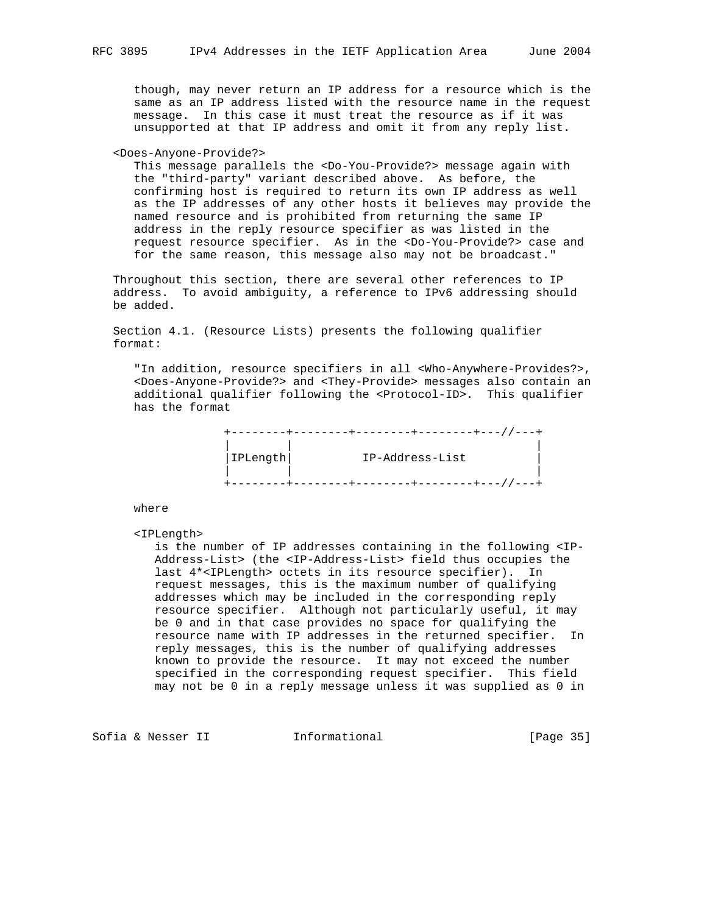though, may never return an IP address for a resource which is the same as an IP address listed with the resource name in the request message. In this case it must treat the resource as if it was unsupported at that IP address and omit it from any reply list.

<Does-Anyone-Provide?>
This message parallels the <Do-You-Provide?> message again with the "third-party" variant described above. As before, the confirming host is required to return its own IP address as well as the IP addresses of any other hosts it believes may provide the named resource and is prohibited from returning the same IP address in the reply resource specifier as was listed in the request resource specifier. As in the <Do-You-Provide?> case and for the same reason, this message also may not be broadcast."

Throughout this section, there are several other references to IP address. To avoid ambiguity, a reference to IPv6 addressing should be added.

Section 4.1. (Resource Lists) presents the following qualifier format:

"In addition, resource specifiers in all <Who-Anywhere-Provides?>, <Does-Anyone-Provide?> and <They-Provide> messages also contain an additional qualifier following the <Protocol-ID>. This qualifier has the format

```
+--------+--------+--------+--------+---//---+
|        |                                    |
|IPLength|          IP-Address-List           |
|        |                                    |
+--------+--------+--------+--------+---//---+
```

where

<IPLength>
is the number of IP addresses containing in the following <IP-Address-List> (the <IP-Address-List> field thus occupies the last 4*<IPLength> octets in its resource specifier). In request messages, this is the maximum number of qualifying addresses which may be included in the corresponding reply resource specifier. Although not particularly useful, it may be 0 and in that case provides no space for qualifying the resource name with IP addresses in the returned specifier. In reply messages, this is the number of qualifying addresses known to provide the resource. It may not exceed the number specified in the corresponding request specifier. This field may not be 0 in a reply message unless it was supplied as 0 in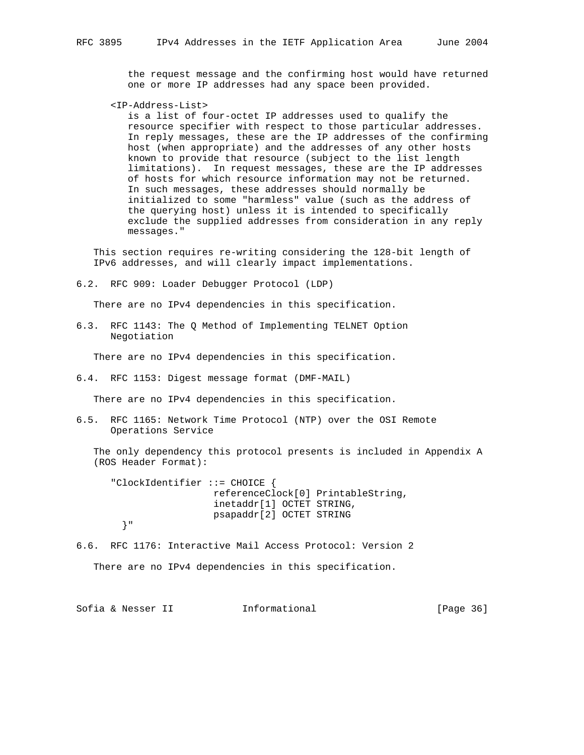the request message and the confirming host would have returned one or more IP addresses had any space been provided.

<IP-Address-List>
is a list of four-octet IP addresses used to qualify the resource specifier with respect to those particular addresses. In reply messages, these are the IP addresses of the confirming host (when appropriate) and the addresses of any other hosts known to provide that resource (subject to the list length limitations). In request messages, these are the IP addresses of hosts for which resource information may not be returned. In such messages, these addresses should normally be initialized to some "harmless" value (such as the address of the querying host) unless it is intended to specifically exclude the supplied addresses from consideration in any reply messages."

This section requires re-writing considering the 128-bit length of IPv6 addresses, and will clearly impact implementations.

## 6.2. RFC 909: Loader Debugger Protocol (LDP)

There are no IPv4 dependencies in this specification.

## 6.3. RFC 1143: The Q Method of Implementing TELNET Option Negotiation

There are no IPv4 dependencies in this specification.

## 6.4. RFC 1153: Digest message format (DMF-MAIL)

There are no IPv4 dependencies in this specification.

## 6.5. RFC 1165: Network Time Protocol (NTP) over the OSI Remote Operations Service

The only dependency this protocol presents is included in Appendix A (ROS Header Format):

```
"ClockIdentifier ::= CHOICE {
                 referenceClock[0] PrintableString,
                 inetaddr[1] OCTET STRING,
                 psapaddr[2] OCTET STRING
  }"
```

## 6.6. RFC 1176: Interactive Mail Access Protocol: Version 2

There are no IPv4 dependencies in this specification.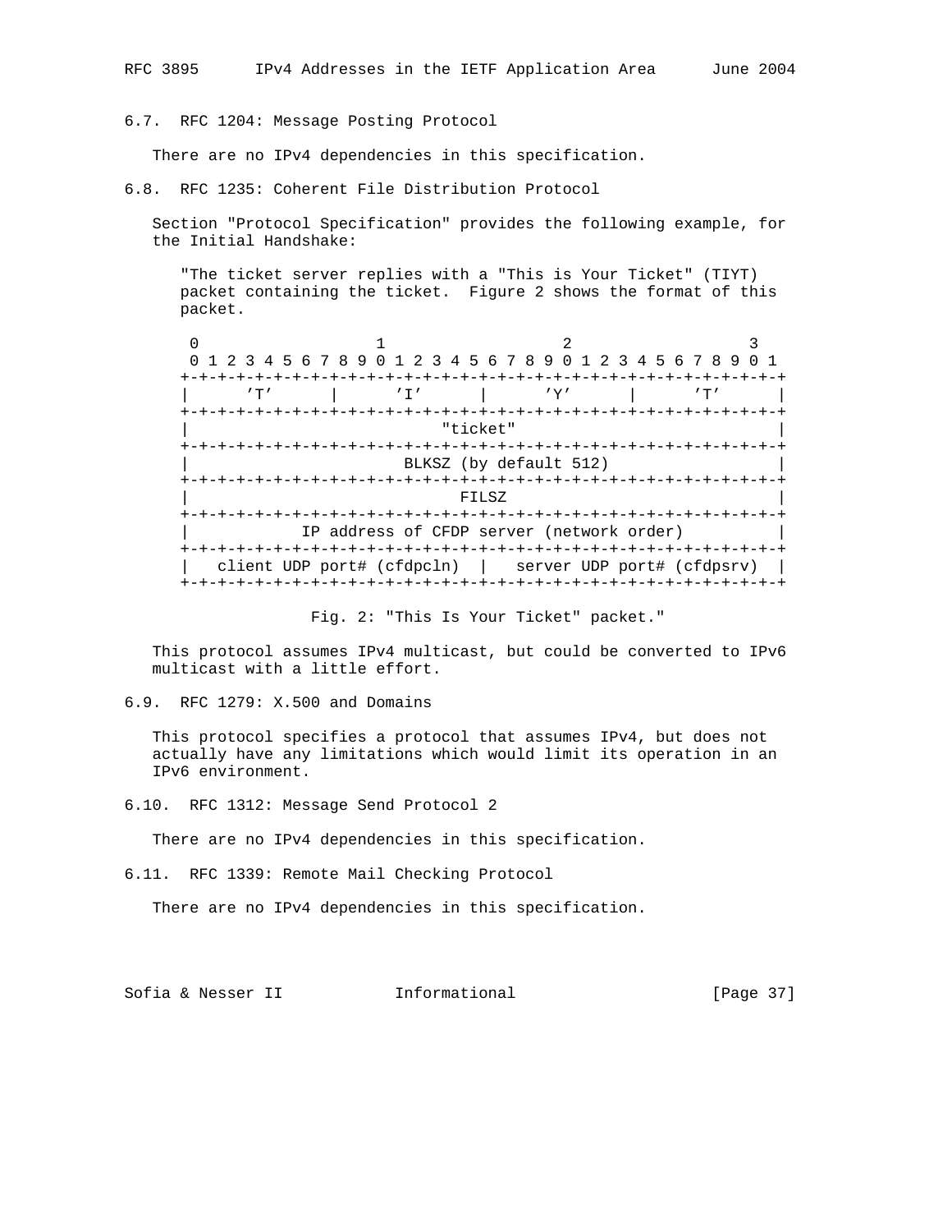### 6.7. RFC 1204: Message Posting Protocol

There are no IPv4 dependencies in this specification.

### 6.8. RFC 1235: Coherent File Distribution Protocol

Section "Protocol Specification" provides the following example, for the Initial Handshake:

"The ticket server replies with a "This is Your Ticket" (TIYT) packet containing the ticket. Figure 2 shows the format of this packet.

```
 0                   1                   2                   3
 0 1 2 3 4 5 6 7 8 9 0 1 2 3 4 5 6 7 8 9 0 1 2 3 4 5 6 7 8 9 0 1
+-+-+-+-+-+-+-+-+-+-+-+-+-+-+-+-+-+-+-+-+-+-+-+-+-+-+-+-+-+-+-+-+
|      'T'      |      'I'      |      'Y'      |      'T'      |
+-+-+-+-+-+-+-+-+-+-+-+-+-+-+-+-+-+-+-+-+-+-+-+-+-+-+-+-+-+-+-+-+
|                           "ticket"                            |
+-+-+-+-+-+-+-+-+-+-+-+-+-+-+-+-+-+-+-+-+-+-+-+-+-+-+-+-+-+-+-+-+
|                       BLKSZ (by default 512)                  |
+-+-+-+-+-+-+-+-+-+-+-+-+-+-+-+-+-+-+-+-+-+-+-+-+-+-+-+-+-+-+-+-+
|                             FILSZ                             |
+-+-+-+-+-+-+-+-+-+-+-+-+-+-+-+-+-+-+-+-+-+-+-+-+-+-+-+-+-+-+-+-+
|          IP address of CFDP server (network order)            |
+-+-+-+-+-+-+-+-+-+-+-+-+-+-+-+-+-+-+-+-+-+-+-+-+-+-+-+-+-+-+-+-+
|   client UDP port# (cfdpcln)  |   server UDP port# (cfdpsrv)  |
+-+-+-+-+-+-+-+-+-+-+-+-+-+-+-+-+-+-+-+-+-+-+-+-+-+-+-+-+-+-+-+-+

             Fig. 2: "This Is Your Ticket" packet."
```

This protocol assumes IPv4 multicast, but could be converted to IPv6 multicast with a little effort.

### 6.9. RFC 1279: X.500 and Domains

This protocol specifies a protocol that assumes IPv4, but does not actually have any limitations which would limit its operation in an IPv6 environment.

### 6.10. RFC 1312: Message Send Protocol 2

There are no IPv4 dependencies in this specification.

### 6.11. RFC 1339: Remote Mail Checking Protocol

There are no IPv4 dependencies in this specification.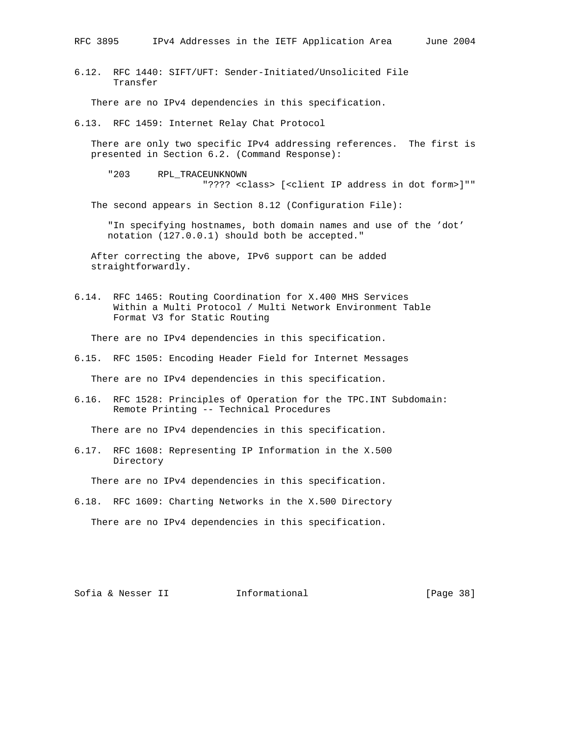### 6.12. RFC 1440: SIFT/UFT: Sender-Initiated/Unsolicited File Transfer

There are no IPv4 dependencies in this specification.

### 6.13. RFC 1459: Internet Relay Chat Protocol

There are only two specific IPv4 addressing references. The first is presented in Section 6.2. (Command Response):

```
"203     RPL_TRACEUNKNOWN
                 "???? <class> [<client IP address in dot form>]""
```

The second appears in Section 8.12 (Configuration File):

"In specifying hostnames, both domain names and use of the 'dot' notation (127.0.0.1) should both be accepted."

After correcting the above, IPv6 support can be added straightforwardly.

### 6.14. RFC 1465: Routing Coordination for X.400 MHS Services Within a Multi Protocol / Multi Network Environment Table Format V3 for Static Routing

There are no IPv4 dependencies in this specification.

### 6.15. RFC 1505: Encoding Header Field for Internet Messages

There are no IPv4 dependencies in this specification.

### 6.16. RFC 1528: Principles of Operation for the TPC.INT Subdomain: Remote Printing -- Technical Procedures

There are no IPv4 dependencies in this specification.

### 6.17. RFC 1608: Representing IP Information in the X.500 Directory

There are no IPv4 dependencies in this specification.

### 6.18. RFC 1609: Charting Networks in the X.500 Directory

There are no IPv4 dependencies in this specification.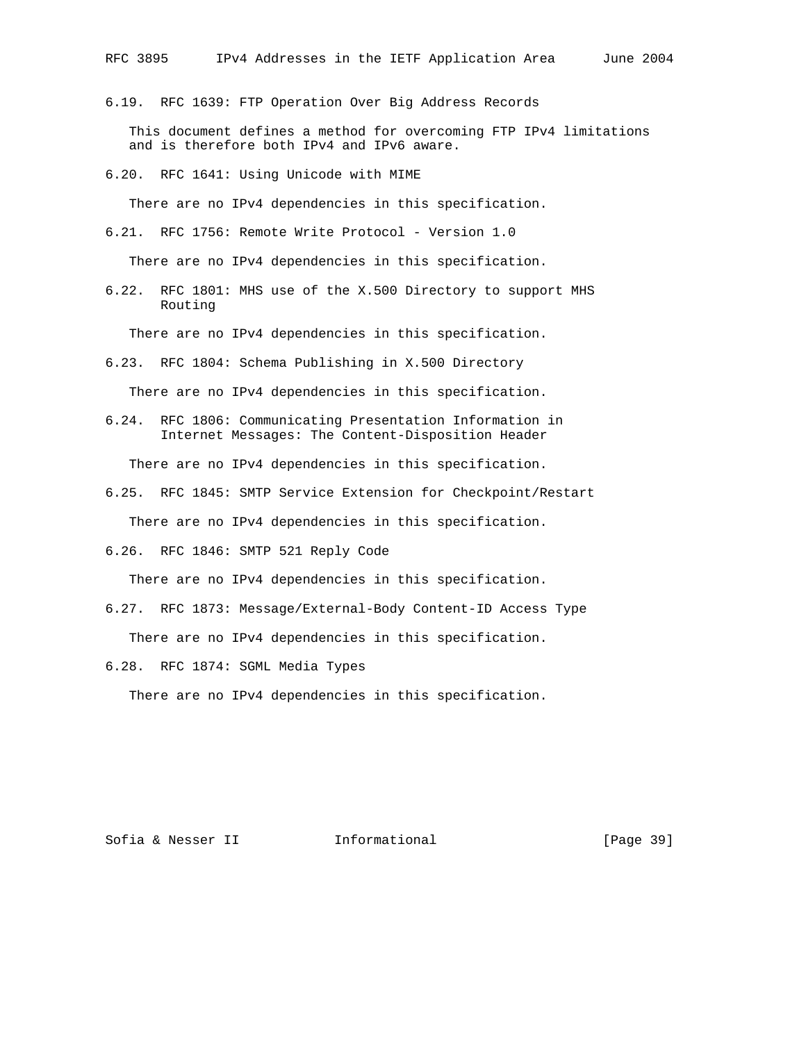### 6.19. RFC 1639: FTP Operation Over Big Address Records

This document defines a method for overcoming FTP IPv4 limitations and is therefore both IPv4 and IPv6 aware.

### 6.20. RFC 1641: Using Unicode with MIME

There are no IPv4 dependencies in this specification.

### 6.21. RFC 1756: Remote Write Protocol - Version 1.0

There are no IPv4 dependencies in this specification.

### 6.22. RFC 1801: MHS use of the X.500 Directory to support MHS Routing

There are no IPv4 dependencies in this specification.

### 6.23. RFC 1804: Schema Publishing in X.500 Directory

There are no IPv4 dependencies in this specification.

### 6.24. RFC 1806: Communicating Presentation Information in Internet Messages: The Content-Disposition Header

There are no IPv4 dependencies in this specification.

### 6.25. RFC 1845: SMTP Service Extension for Checkpoint/Restart

There are no IPv4 dependencies in this specification.

### 6.26. RFC 1846: SMTP 521 Reply Code

There are no IPv4 dependencies in this specification.

### 6.27. RFC 1873: Message/External-Body Content-ID Access Type

There are no IPv4 dependencies in this specification.

### 6.28. RFC 1874: SGML Media Types

There are no IPv4 dependencies in this specification.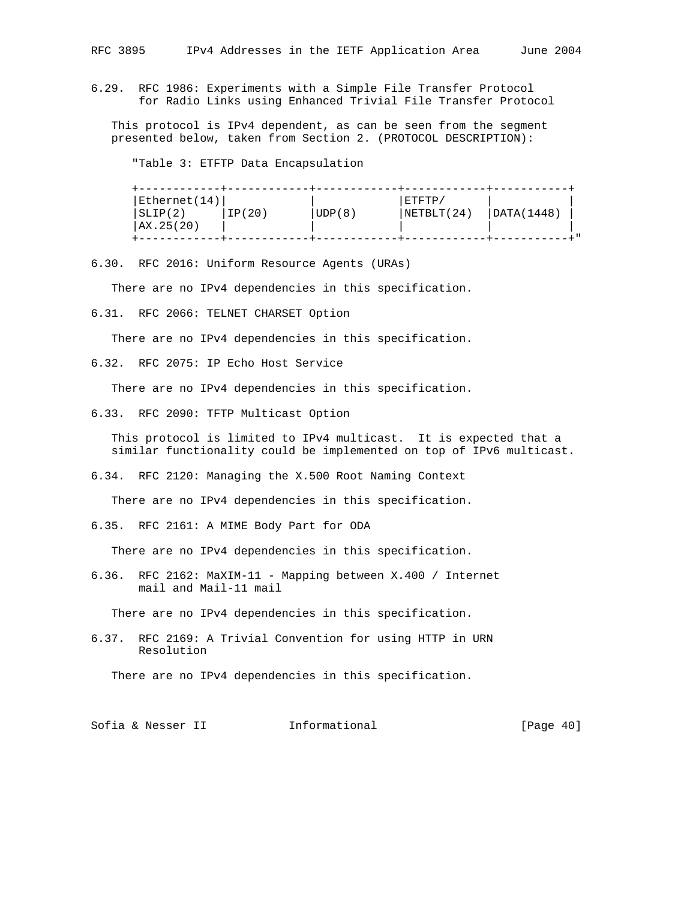### 6.29. RFC 1986: Experiments with a Simple File Transfer Protocol for Radio Links using Enhanced Trivial File Transfer Protocol

This protocol is IPv4 dependent, as can be seen from the segment presented below, taken from Section 2. (PROTOCOL DESCRIPTION):

```
"Table 3: ETFTP Data Encapsulation

+------------+------------+------------+------------+-----------+
|Ethernet(14)|            |            |ETFTP/      |           |
|SLIP(2)     |IP(20)      |UDP(8)      |NETBLT(24)  |DATA(1448) |
|AX.25(20)   |            |            |            |           |
+------------+------------+------------+------------+-----------+"
```

### 6.30. RFC 2016: Uniform Resource Agents (URAs)

There are no IPv4 dependencies in this specification.

### 6.31. RFC 2066: TELNET CHARSET Option

There are no IPv4 dependencies in this specification.

### 6.32. RFC 2075: IP Echo Host Service

There are no IPv4 dependencies in this specification.

### 6.33. RFC 2090: TFTP Multicast Option

This protocol is limited to IPv4 multicast. It is expected that a similar functionality could be implemented on top of IPv6 multicast.

### 6.34. RFC 2120: Managing the X.500 Root Naming Context

There are no IPv4 dependencies in this specification.

### 6.35. RFC 2161: A MIME Body Part for ODA

There are no IPv4 dependencies in this specification.

### 6.36. RFC 2162: MaXIM-11 - Mapping between X.400 / Internet mail and Mail-11 mail

There are no IPv4 dependencies in this specification.

### 6.37. RFC 2169: A Trivial Convention for using HTTP in URN Resolution

There are no IPv4 dependencies in this specification.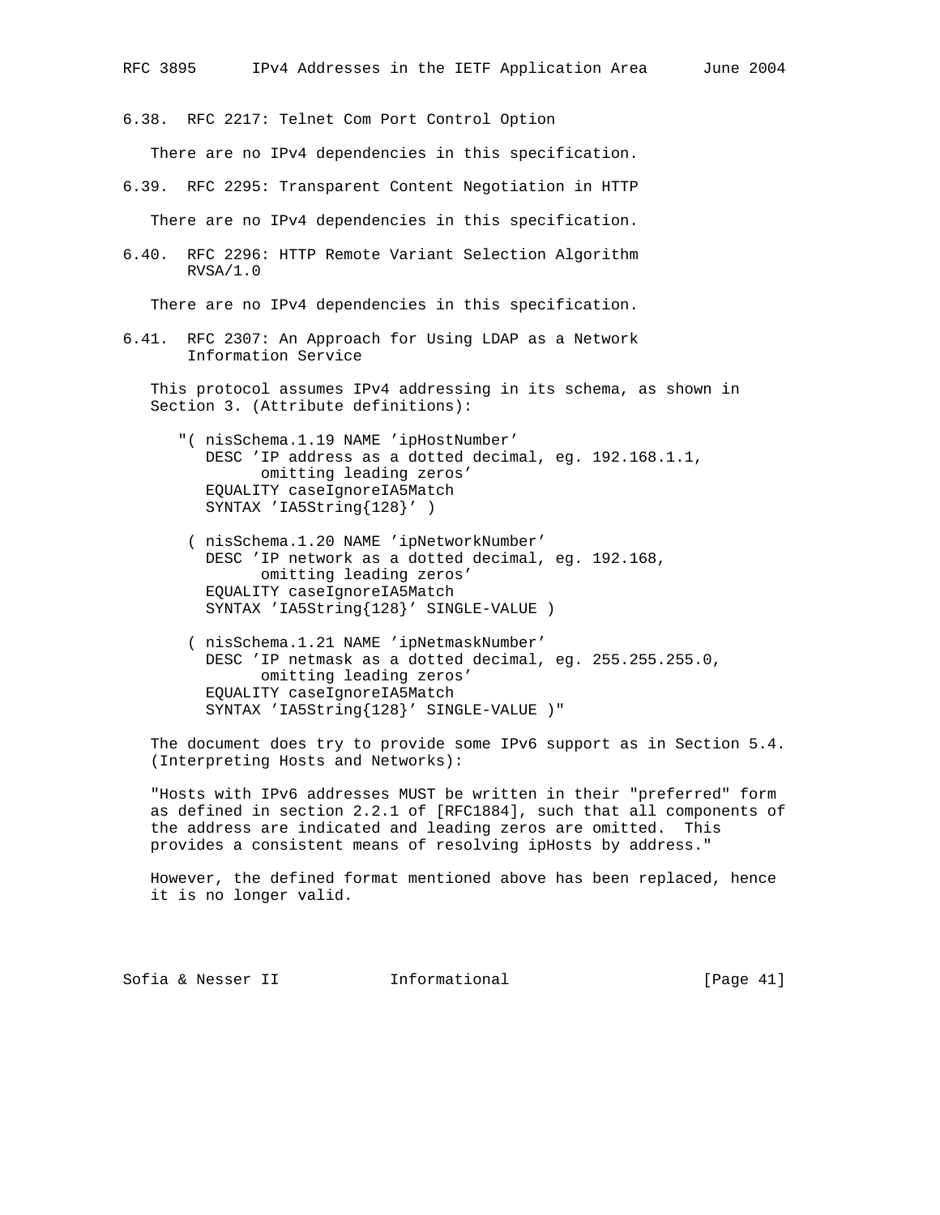### 6.38. RFC 2217: Telnet Com Port Control Option

There are no IPv4 dependencies in this specification.

### 6.39. RFC 2295: Transparent Content Negotiation in HTTP

There are no IPv4 dependencies in this specification.

### 6.40. RFC 2296: HTTP Remote Variant Selection Algorithm RVSA/1.0

There are no IPv4 dependencies in this specification.

### 6.41. RFC 2307: An Approach for Using LDAP as a Network Information Service

This protocol assumes IPv4 addressing in its schema, as shown in Section 3. (Attribute definitions):

```
"( nisSchema.1.19 NAME 'ipHostNumber'
   DESC 'IP address as a dotted decimal, eg. 192.168.1.1,
         omitting leading zeros'
   EQUALITY caseIgnoreIA5Match
   SYNTAX 'IA5String{128}' )

 ( nisSchema.1.20 NAME 'ipNetworkNumber'
   DESC 'IP network as a dotted decimal, eg. 192.168,
         omitting leading zeros'
   EQUALITY caseIgnoreIA5Match
   SYNTAX 'IA5String{128}' SINGLE-VALUE )

 ( nisSchema.1.21 NAME 'ipNetmaskNumber'
   DESC 'IP netmask as a dotted decimal, eg. 255.255.255.0,
         omitting leading zeros'
   EQUALITY caseIgnoreIA5Match
   SYNTAX 'IA5String{128}' SINGLE-VALUE )"
```

The document does try to provide some IPv6 support as in Section 5.4. (Interpreting Hosts and Networks):

"Hosts with IPv6 addresses MUST be written in their "preferred" form as defined in section 2.2.1 of [RFC1884], such that all components of the address are indicated and leading zeros are omitted. This provides a consistent means of resolving ipHosts by address."

However, the defined format mentioned above has been replaced, hence it is no longer valid.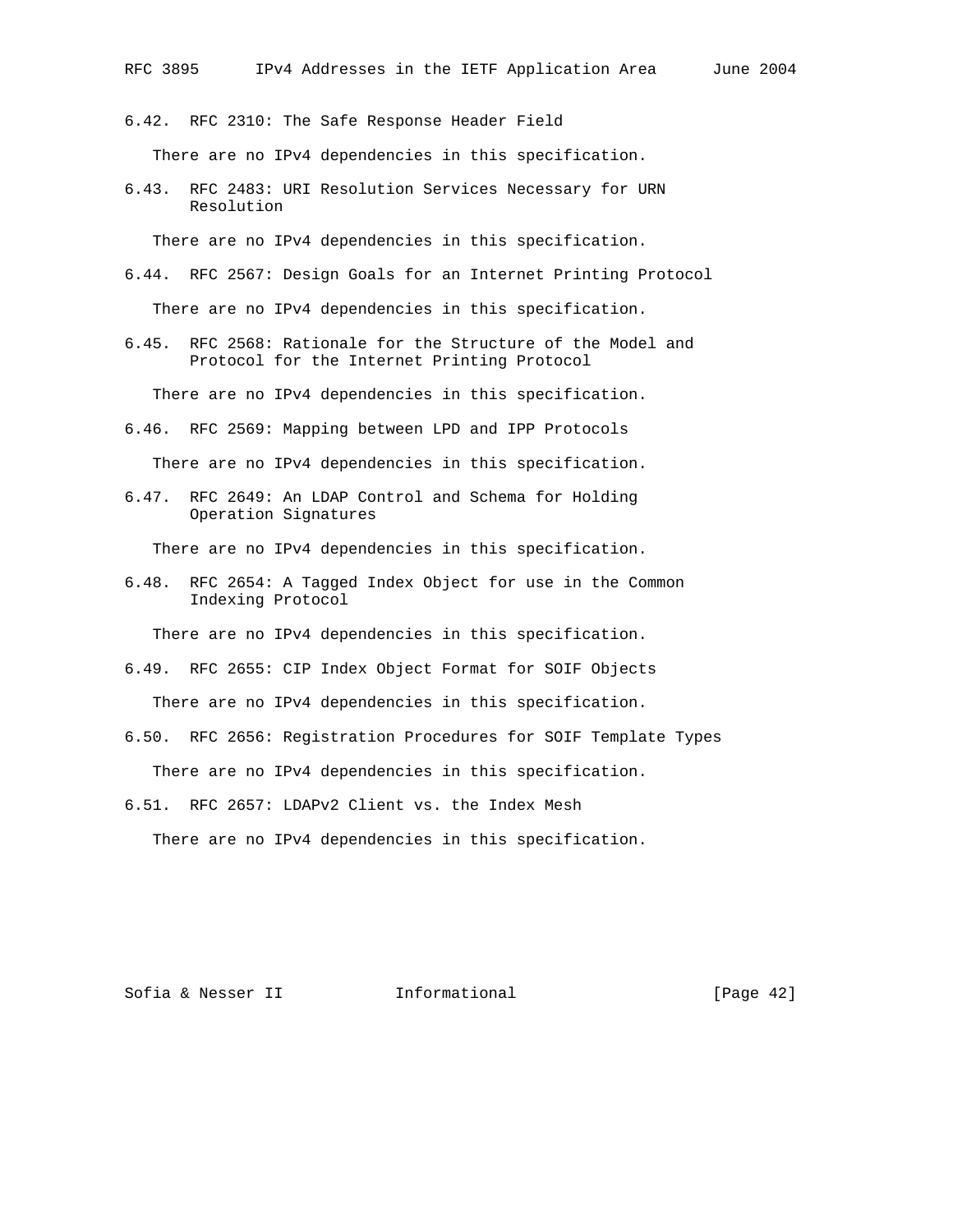### 6.42. RFC 2310: The Safe Response Header Field

There are no IPv4 dependencies in this specification.

### 6.43. RFC 2483: URI Resolution Services Necessary for URN Resolution

There are no IPv4 dependencies in this specification.

### 6.44. RFC 2567: Design Goals for an Internet Printing Protocol

There are no IPv4 dependencies in this specification.

### 6.45. RFC 2568: Rationale for the Structure of the Model and Protocol for the Internet Printing Protocol

There are no IPv4 dependencies in this specification.

### 6.46. RFC 2569: Mapping between LPD and IPP Protocols

There are no IPv4 dependencies in this specification.

### 6.47. RFC 2649: An LDAP Control and Schema for Holding Operation Signatures

There are no IPv4 dependencies in this specification.

### 6.48. RFC 2654: A Tagged Index Object for use in the Common Indexing Protocol

There are no IPv4 dependencies in this specification.

### 6.49. RFC 2655: CIP Index Object Format for SOIF Objects

There are no IPv4 dependencies in this specification.

### 6.50. RFC 2656: Registration Procedures for SOIF Template Types

There are no IPv4 dependencies in this specification.

### 6.51. RFC 2657: LDAPv2 Client vs. the Index Mesh

There are no IPv4 dependencies in this specification.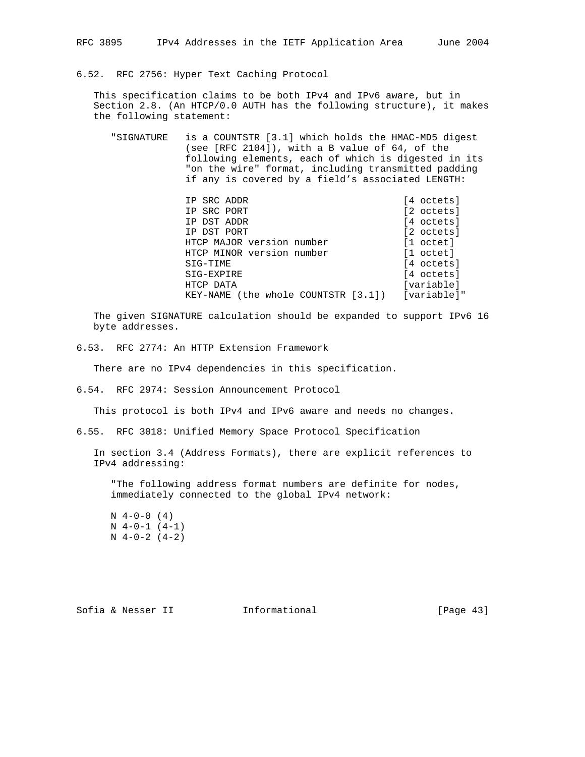### 6.52. RFC 2756: Hyper Text Caching Protocol

This specification claims to be both IPv4 and IPv6 aware, but in Section 2.8. (An HTCP/0.0 AUTH has the following structure), it makes the following statement:

```
   "SIGNATURE   is a COUNTSTR [3.1] which holds the HMAC-MD5 digest
                (see [RFC 2104]), with a B value of 64, of the
                following elements, each of which is digested in its
                "on the wire" format, including transmitted padding
                if any is covered by a field's associated LENGTH:

                IP SRC ADDR                           [4 octets]
                IP SRC PORT                           [2 octets]
                IP DST ADDR                           [4 octets]
                IP DST PORT                           [2 octets]
                HTCP MAJOR version number             [1 octet]
                HTCP MINOR version number             [1 octet]
                SIG-TIME                              [4 octets]
                SIG-EXPIRE                            [4 octets]
                HTCP DATA                             [variable]
                KEY-NAME (the whole COUNTSTR [3.1])   [variable]"
```

The given SIGNATURE calculation should be expanded to support IPv6 16 byte addresses.

### 6.53. RFC 2774: An HTTP Extension Framework

There are no IPv4 dependencies in this specification.

### 6.54. RFC 2974: Session Announcement Protocol

This protocol is both IPv4 and IPv6 aware and needs no changes.

### 6.55. RFC 3018: Unified Memory Space Protocol Specification

In section 3.4 (Address Formats), there are explicit references to IPv4 addressing:

```
   "The following address format numbers are definite for nodes,
   immediately connected to the global IPv4 network:

   N 4-0-0 (4)
   N 4-0-1 (4-1)
   N 4-0-2 (4-2)
```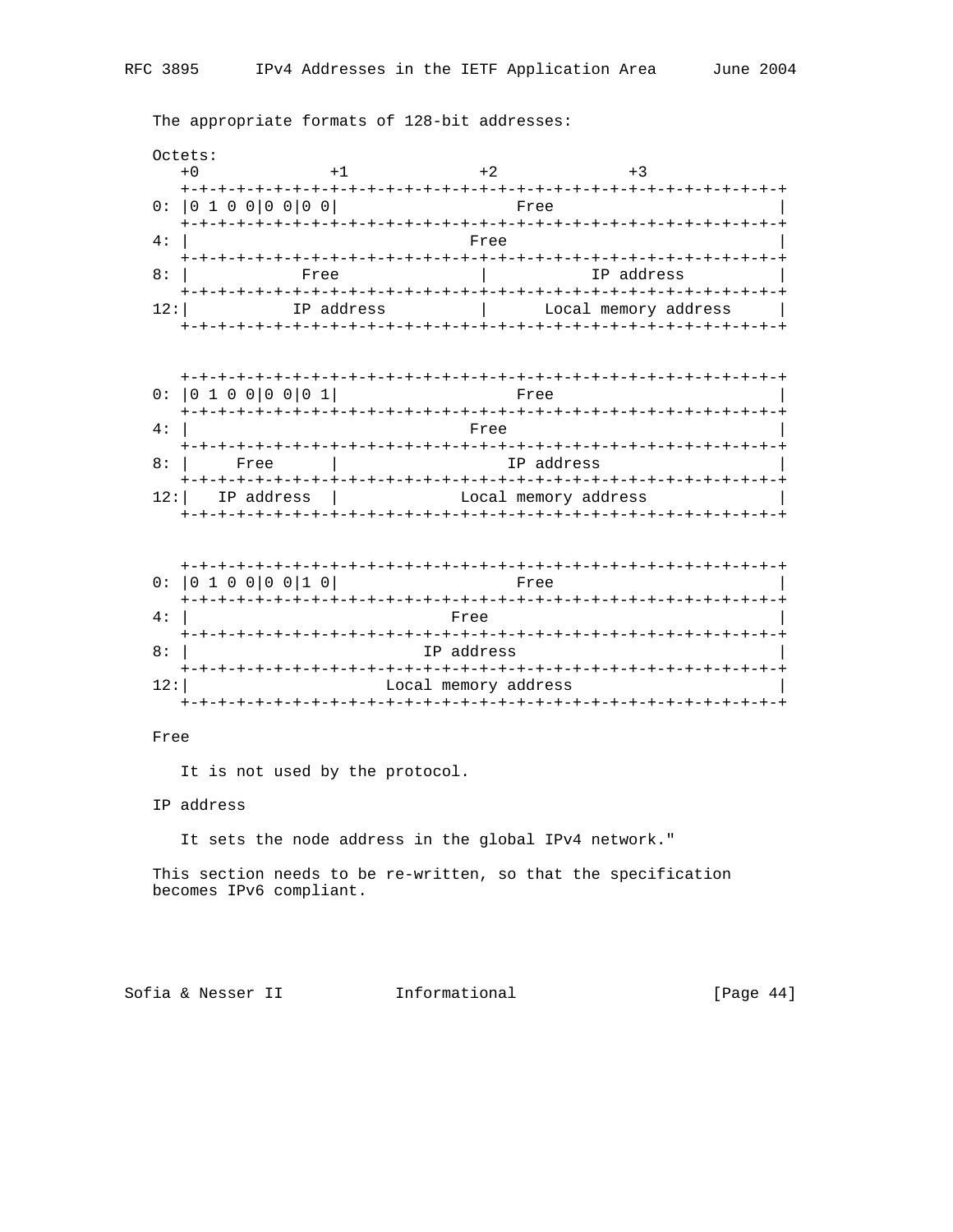The appropriate formats of 128-bit addresses:

```
Octets:
   +0              +1              +2              +3
   +-+-+-+-+-+-+-+-+-+-+-+-+-+-+-+-+-+-+-+-+-+-+-+-+-+-+-+-+-+-+-+-+
0: |0 1 0 0|0 0|0 0|                  Free                         |
   +-+-+-+-+-+-+-+-+-+-+-+-+-+-+-+-+-+-+-+-+-+-+-+-+-+-+-+-+-+-+-+-+
4: |                              Free                             |
   +-+-+-+-+-+-+-+-+-+-+-+-+-+-+-+-+-+-+-+-+-+-+-+-+-+-+-+-+-+-+-+-+
8: |            Free               |           IP address          |
   +-+-+-+-+-+-+-+-+-+-+-+-+-+-+-+-+-+-+-+-+-+-+-+-+-+-+-+-+-+-+-+-+
12:|           IP address          |      Local memory address     |
   +-+-+-+-+-+-+-+-+-+-+-+-+-+-+-+-+-+-+-+-+-+-+-+-+-+-+-+-+-+-+-+-+


   +-+-+-+-+-+-+-+-+-+-+-+-+-+-+-+-+-+-+-+-+-+-+-+-+-+-+-+-+-+-+-+-+
0: |0 1 0 0|0 0|0 1|                  Free                         |
   +-+-+-+-+-+-+-+-+-+-+-+-+-+-+-+-+-+-+-+-+-+-+-+-+-+-+-+-+-+-+-+-+
4: |                              Free                             |
   +-+-+-+-+-+-+-+-+-+-+-+-+-+-+-+-+-+-+-+-+-+-+-+-+-+-+-+-+-+-+-+-+
8: |     Free      |                 IP address                    |
   +-+-+-+-+-+-+-+-+-+-+-+-+-+-+-+-+-+-+-+-+-+-+-+-+-+-+-+-+-+-+-+-+
12:|   IP address  |             Local memory address              |
   +-+-+-+-+-+-+-+-+-+-+-+-+-+-+-+-+-+-+-+-+-+-+-+-+-+-+-+-+-+-+-+-+


   +-+-+-+-+-+-+-+-+-+-+-+-+-+-+-+-+-+-+-+-+-+-+-+-+-+-+-+-+-+-+-+-+
0: |0 1 0 0|0 0|1 0|                  Free                         |
   +-+-+-+-+-+-+-+-+-+-+-+-+-+-+-+-+-+-+-+-+-+-+-+-+-+-+-+-+-+-+-+-+
4: |                            Free                               |
   +-+-+-+-+-+-+-+-+-+-+-+-+-+-+-+-+-+-+-+-+-+-+-+-+-+-+-+-+-+-+-+-+
8: |                         IP address                            |
   +-+-+-+-+-+-+-+-+-+-+-+-+-+-+-+-+-+-+-+-+-+-+-+-+-+-+-+-+-+-+-+-+
12:|                     Local memory address                      |
   +-+-+-+-+-+-+-+-+-+-+-+-+-+-+-+-+-+-+-+-+-+-+-+-+-+-+-+-+-+-+-+-+
```

Free

It is not used by the protocol.

IP address

It sets the node address in the global IPv4 network."

This section needs to be re-written, so that the specification becomes IPv6 compliant.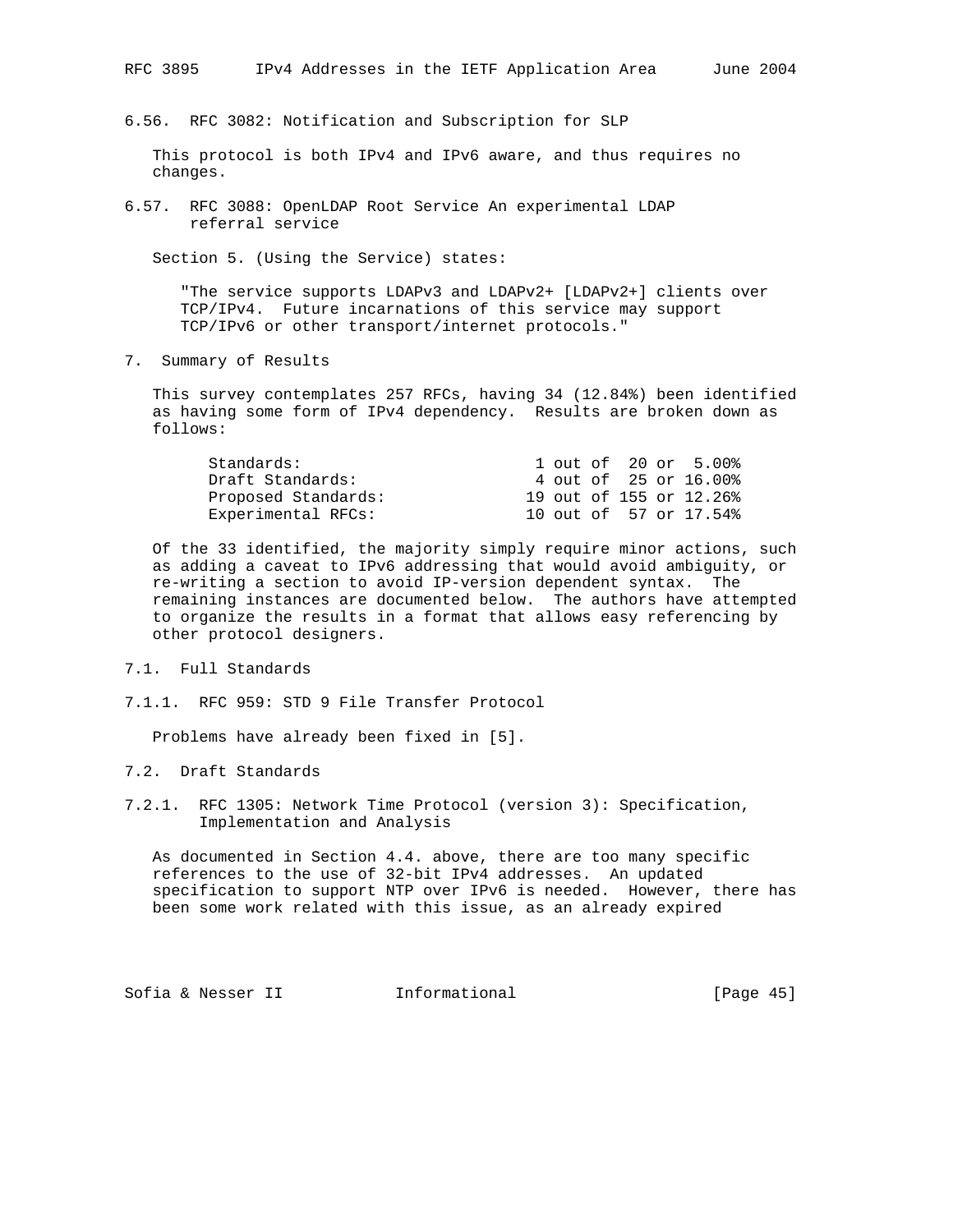### 6.56. RFC 3082: Notification and Subscription for SLP

This protocol is both IPv4 and IPv6 aware, and thus requires no changes.

### 6.57. RFC 3088: OpenLDAP Root Service An experimental LDAP referral service

Section 5. (Using the Service) states:

> "The service supports LDAPv3 and LDAPv2+ [LDAPv2+] clients over TCP/IPv4. Future incarnations of this service may support TCP/IPv6 or other transport/internet protocols."

## 7. Summary of Results

This survey contemplates 257 RFCs, having 34 (12.84%) been identified as having some form of IPv4 dependency. Results are broken down as follows:

| | |
|---|---|
| Standards: | 1 out of 20 or 5.00% |
| Draft Standards: | 4 out of 25 or 16.00% |
| Proposed Standards: | 19 out of 155 or 12.26% |
| Experimental RFCs: | 10 out of 57 or 17.54% |

Of the 33 identified, the majority simply require minor actions, such as adding a caveat to IPv6 addressing that would avoid ambiguity, or re-writing a section to avoid IP-version dependent syntax. The remaining instances are documented below. The authors have attempted to organize the results in a format that allows easy referencing by other protocol designers.

### 7.1. Full Standards

#### 7.1.1. RFC 959: STD 9 File Transfer Protocol

Problems have already been fixed in [5].

### 7.2. Draft Standards

#### 7.2.1. RFC 1305: Network Time Protocol (version 3): Specification, Implementation and Analysis

As documented in Section 4.4. above, there are too many specific references to the use of 32-bit IPv4 addresses. An updated specification to support NTP over IPv6 is needed. However, there has been some work related with this issue, as an already expired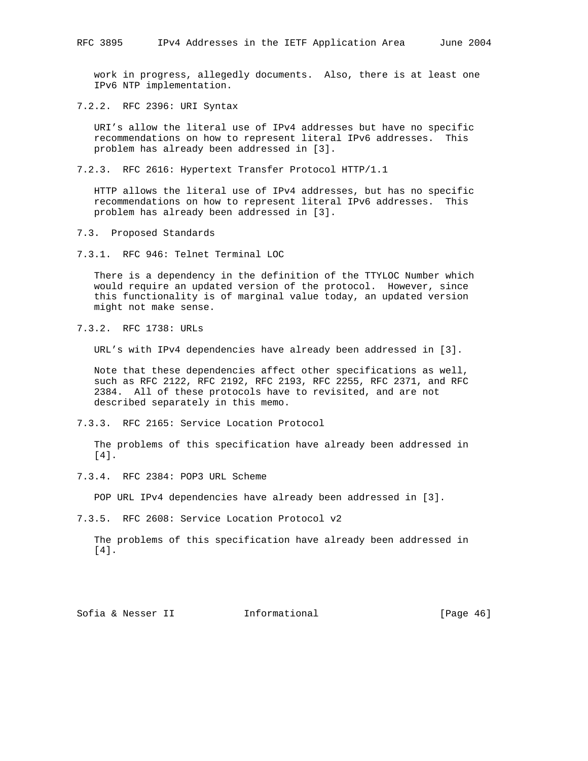work in progress, allegedly documents. Also, there is at least one IPv6 NTP implementation.

#### 7.2.2. RFC 2396: URI Syntax

URI's allow the literal use of IPv4 addresses but have no specific recommendations on how to represent literal IPv6 addresses. This problem has already been addressed in [3].

#### 7.2.3. RFC 2616: Hypertext Transfer Protocol HTTP/1.1

HTTP allows the literal use of IPv4 addresses, but has no specific recommendations on how to represent literal IPv6 addresses. This problem has already been addressed in [3].

### 7.3. Proposed Standards

#### 7.3.1. RFC 946: Telnet Terminal LOC

There is a dependency in the definition of the TTYLOC Number which would require an updated version of the protocol. However, since this functionality is of marginal value today, an updated version might not make sense.

#### 7.3.2. RFC 1738: URLs

URL's with IPv4 dependencies have already been addressed in [3].

Note that these dependencies affect other specifications as well, such as RFC 2122, RFC 2192, RFC 2193, RFC 2255, RFC 2371, and RFC 2384. All of these protocols have to revisited, and are not described separately in this memo.

#### 7.3.3. RFC 2165: Service Location Protocol

The problems of this specification have already been addressed in [4].

#### 7.3.4. RFC 2384: POP3 URL Scheme

POP URL IPv4 dependencies have already been addressed in [3].

#### 7.3.5. RFC 2608: Service Location Protocol v2

The problems of this specification have already been addressed in [4].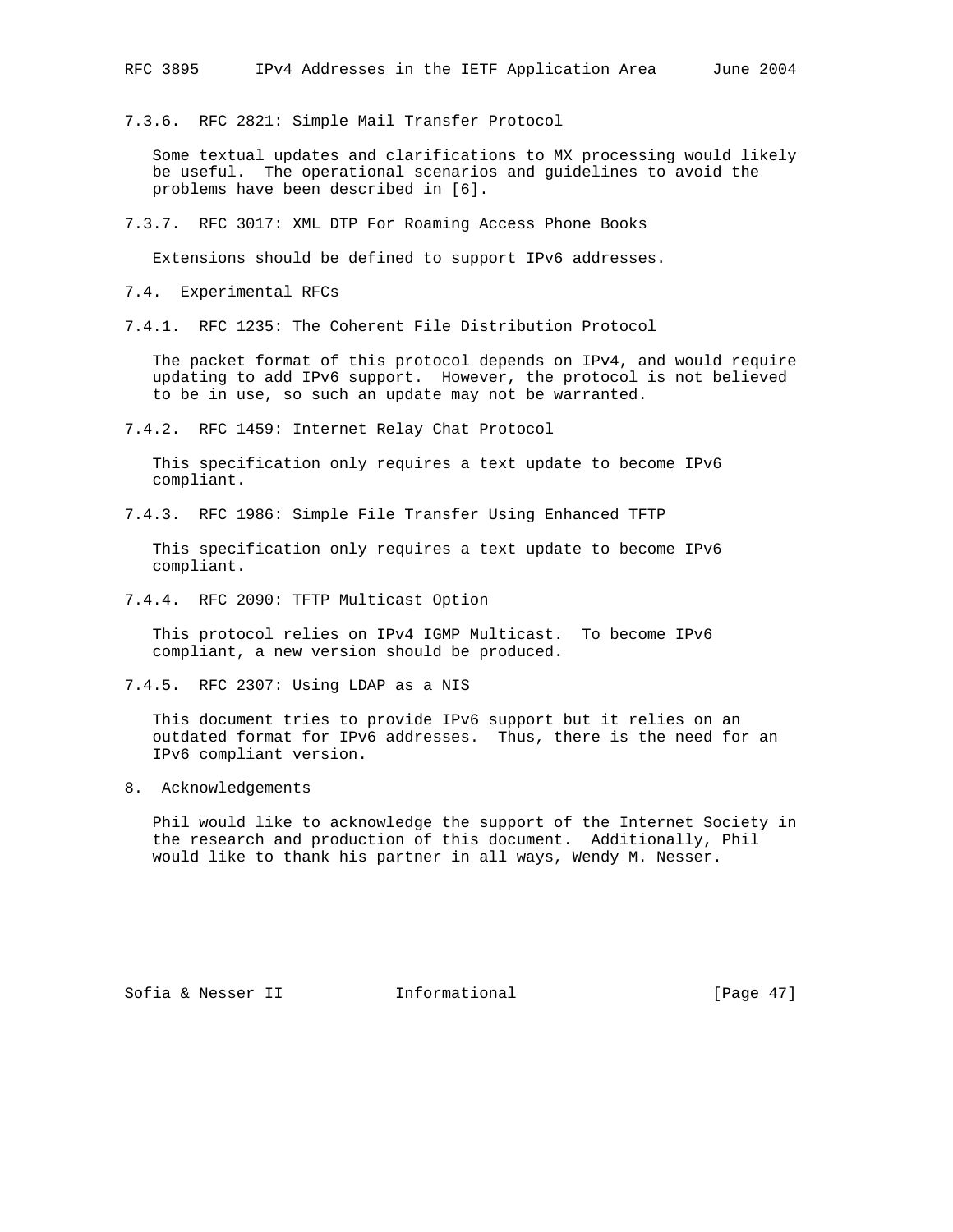#### 7.3.6. RFC 2821: Simple Mail Transfer Protocol

Some textual updates and clarifications to MX processing would likely be useful. The operational scenarios and guidelines to avoid the problems have been described in [6].

#### 7.3.7. RFC 3017: XML DTP For Roaming Access Phone Books

Extensions should be defined to support IPv6 addresses.

### 7.4. Experimental RFCs

#### 7.4.1. RFC 1235: The Coherent File Distribution Protocol

The packet format of this protocol depends on IPv4, and would require updating to add IPv6 support. However, the protocol is not believed to be in use, so such an update may not be warranted.

#### 7.4.2. RFC 1459: Internet Relay Chat Protocol

This specification only requires a text update to become IPv6 compliant.

#### 7.4.3. RFC 1986: Simple File Transfer Using Enhanced TFTP

This specification only requires a text update to become IPv6 compliant.

#### 7.4.4. RFC 2090: TFTP Multicast Option

This protocol relies on IPv4 IGMP Multicast. To become IPv6 compliant, a new version should be produced.

#### 7.4.5. RFC 2307: Using LDAP as a NIS

This document tries to provide IPv6 support but it relies on an outdated format for IPv6 addresses. Thus, there is the need for an IPv6 compliant version.

## 8. Acknowledgements

Phil would like to acknowledge the support of the Internet Society in the research and production of this document. Additionally, Phil would like to thank his partner in all ways, Wendy M. Nesser.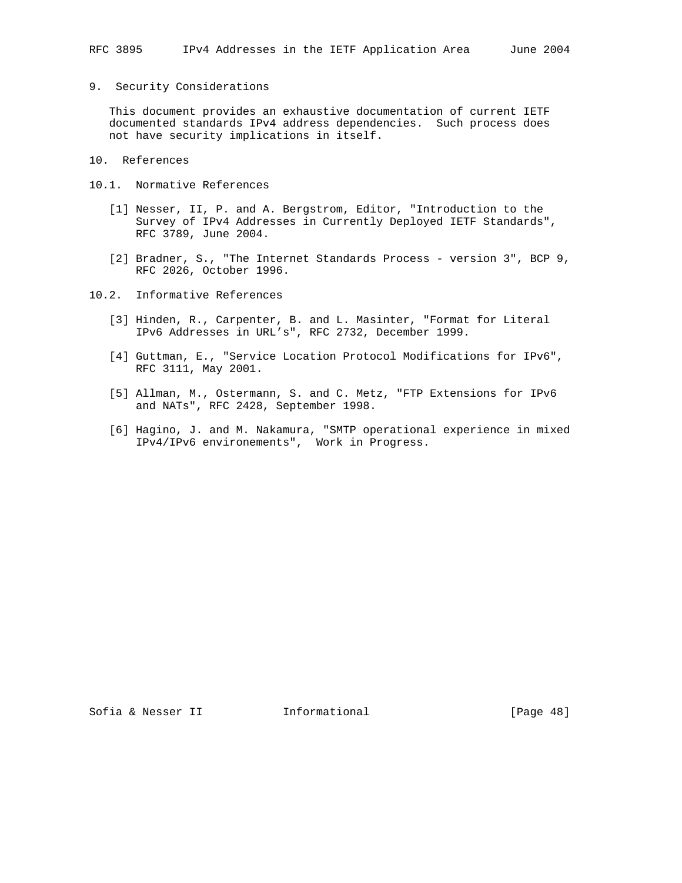## 9. Security Considerations

This document provides an exhaustive documentation of current IETF documented standards IPv4 address dependencies. Such process does not have security implications in itself.

## 10. References

### 10.1. Normative References

[1] Nesser, II, P. and A. Bergstrom, Editor, "Introduction to the Survey of IPv4 Addresses in Currently Deployed IETF Standards", RFC 3789, June 2004.

[2] Bradner, S., "The Internet Standards Process - version 3", BCP 9, RFC 2026, October 1996.

### 10.2. Informative References

[3] Hinden, R., Carpenter, B. and L. Masinter, "Format for Literal IPv6 Addresses in URL's", RFC 2732, December 1999.

[4] Guttman, E., "Service Location Protocol Modifications for IPv6", RFC 3111, May 2001.

[5] Allman, M., Ostermann, S. and C. Metz, "FTP Extensions for IPv6 and NATs", RFC 2428, September 1998.

[6] Hagino, J. and M. Nakamura, "SMTP operational experience in mixed IPv4/IPv6 environements", Work in Progress.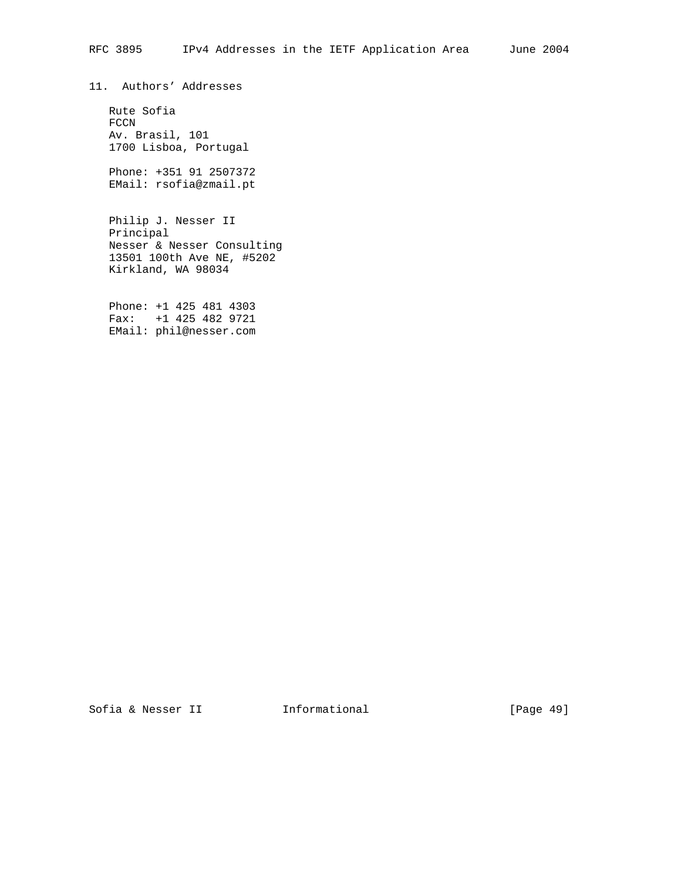## 11. Authors' Addresses

Rute Sofia
FCCN
Av. Brasil, 101
1700 Lisboa, Portugal

Phone: +351 91 2507372
EMail: rsofia@zmail.pt

Philip J. Nesser II
Principal
Nesser & Nesser Consulting
13501 100th Ave NE, #5202
Kirkland, WA 98034

Phone: +1 425 481 4303
Fax: +1 425 482 9721
EMail: phil@nesser.com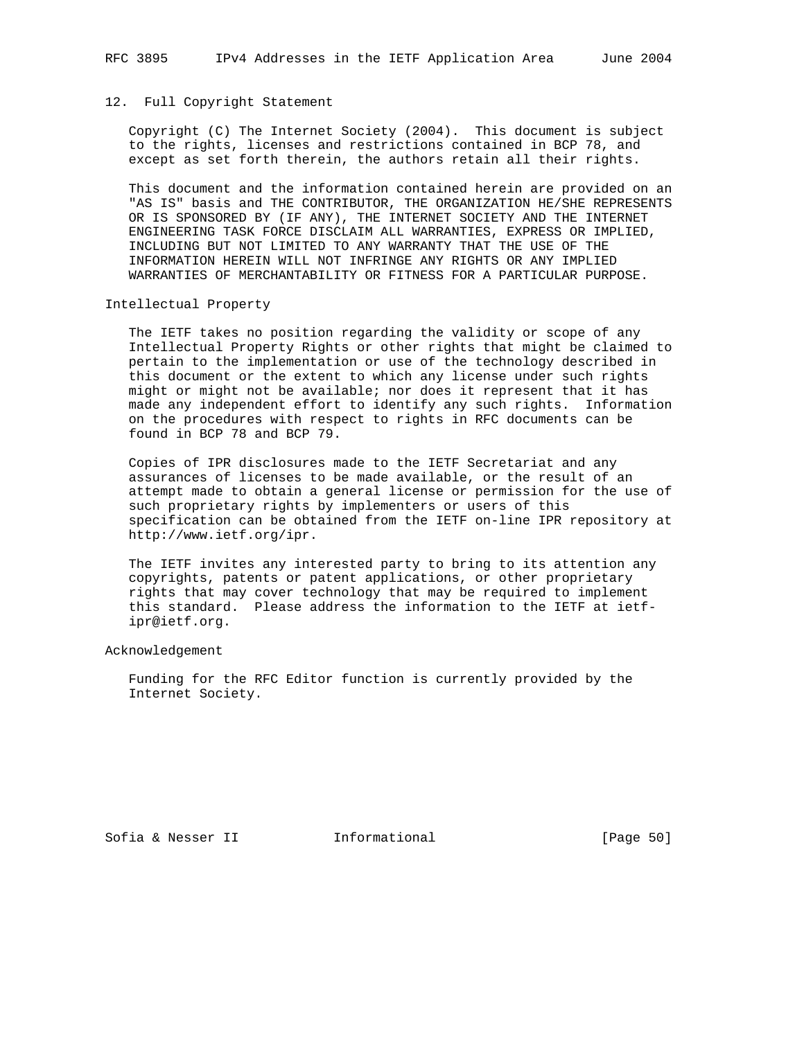## 12. Full Copyright Statement

Copyright (C) The Internet Society (2004). This document is subject to the rights, licenses and restrictions contained in BCP 78, and except as set forth therein, the authors retain all their rights.

This document and the information contained herein are provided on an "AS IS" basis and THE CONTRIBUTOR, THE ORGANIZATION HE/SHE REPRESENTS OR IS SPONSORED BY (IF ANY), THE INTERNET SOCIETY AND THE INTERNET ENGINEERING TASK FORCE DISCLAIM ALL WARRANTIES, EXPRESS OR IMPLIED, INCLUDING BUT NOT LIMITED TO ANY WARRANTY THAT THE USE OF THE INFORMATION HEREIN WILL NOT INFRINGE ANY RIGHTS OR ANY IMPLIED WARRANTIES OF MERCHANTABILITY OR FITNESS FOR A PARTICULAR PURPOSE.

### Intellectual Property

The IETF takes no position regarding the validity or scope of any Intellectual Property Rights or other rights that might be claimed to pertain to the implementation or use of the technology described in this document or the extent to which any license under such rights might or might not be available; nor does it represent that it has made any independent effort to identify any such rights. Information on the procedures with respect to rights in RFC documents can be found in BCP 78 and BCP 79.

Copies of IPR disclosures made to the IETF Secretariat and any assurances of licenses to be made available, or the result of an attempt made to obtain a general license or permission for the use of such proprietary rights by implementers or users of this specification can be obtained from the IETF on-line IPR repository at http://www.ietf.org/ipr.

The IETF invites any interested party to bring to its attention any copyrights, patents or patent applications, or other proprietary rights that may cover technology that may be required to implement this standard. Please address the information to the IETF at ietf-ipr@ietf.org.

### Acknowledgement

Funding for the RFC Editor function is currently provided by the Internet Society.